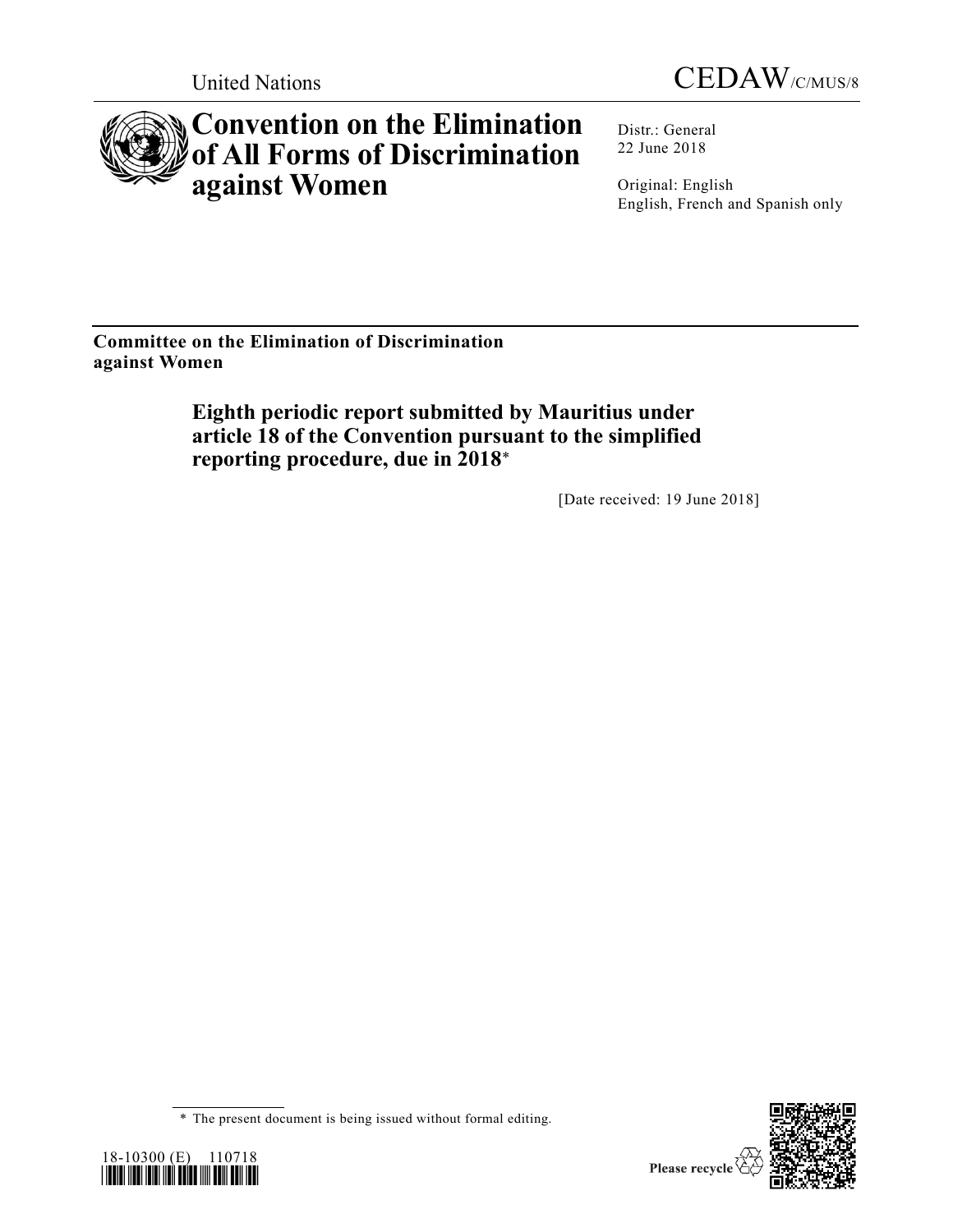United Nations

CEDAW/C/MUS/8

# Convention on the Elimination of All Forms of Discrimination against Women

Distr.: General
22 June 2018

Original: English
English, French and Spanish only

**Committee on the Elimination of Discrimination against Women**

## Eighth periodic report submitted by Mauritius under article 18 of the Convention pursuant to the simplified reporting procedure, due in 2018*

[Date received: 19 June 2018]

\* The present document is being issued without formal editing.

18-10300 (E) 110718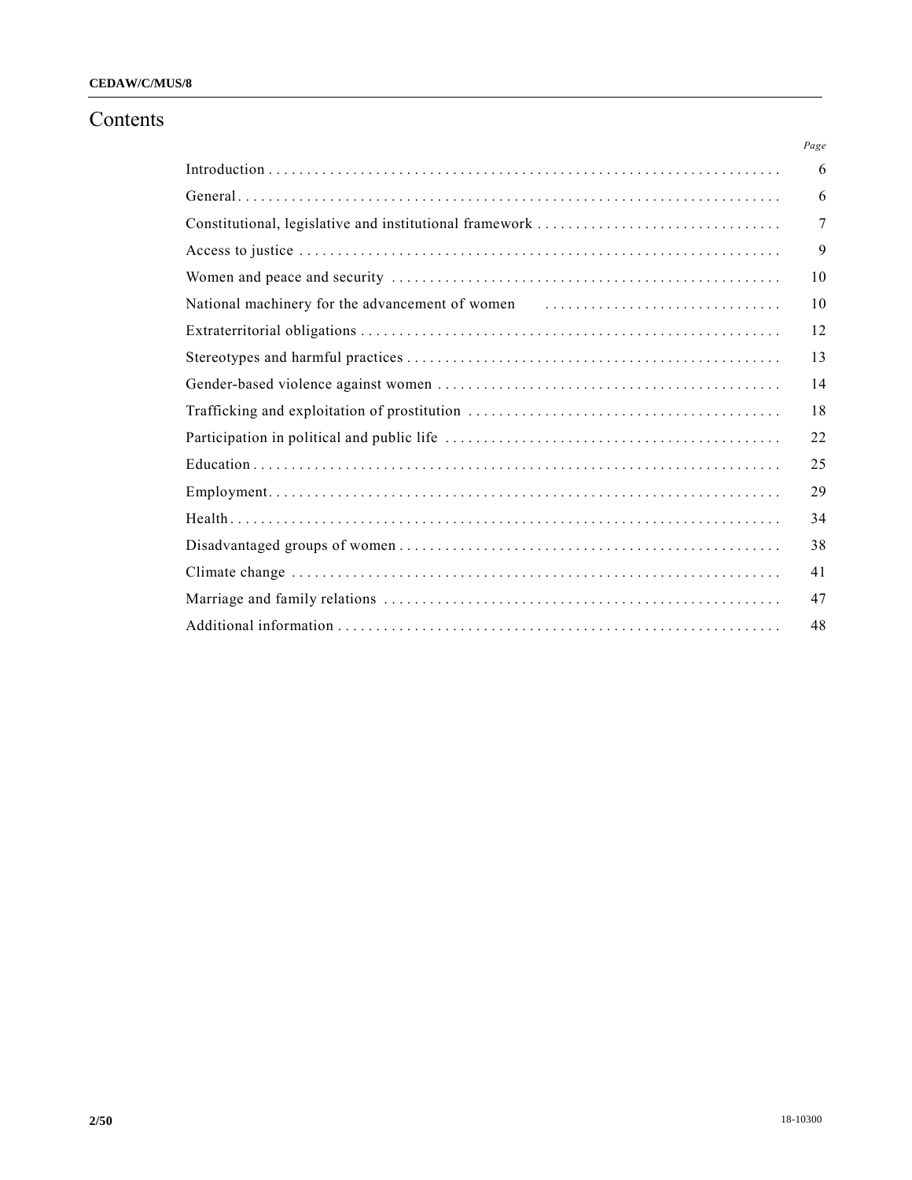# Contents

| | Page |
|---|---|
| Introduction | 6 |
| General | 6 |
| Constitutional, legislative and institutional framework | 7 |
| Access to justice | 9 |
| Women and peace and security | 10 |
| National machinery for the advancement of women | 10 |
| Extraterritorial obligations | 12 |
| Stereotypes and harmful practices | 13 |
| Gender-based violence against women | 14 |
| Trafficking and exploitation of prostitution | 18 |
| Participation in political and public life | 22 |
| Education | 25 |
| Employment | 29 |
| Health | 34 |
| Disadvantaged groups of women | 38 |
| Climate change | 41 |
| Marriage and family relations | 47 |
| Additional information | 48 |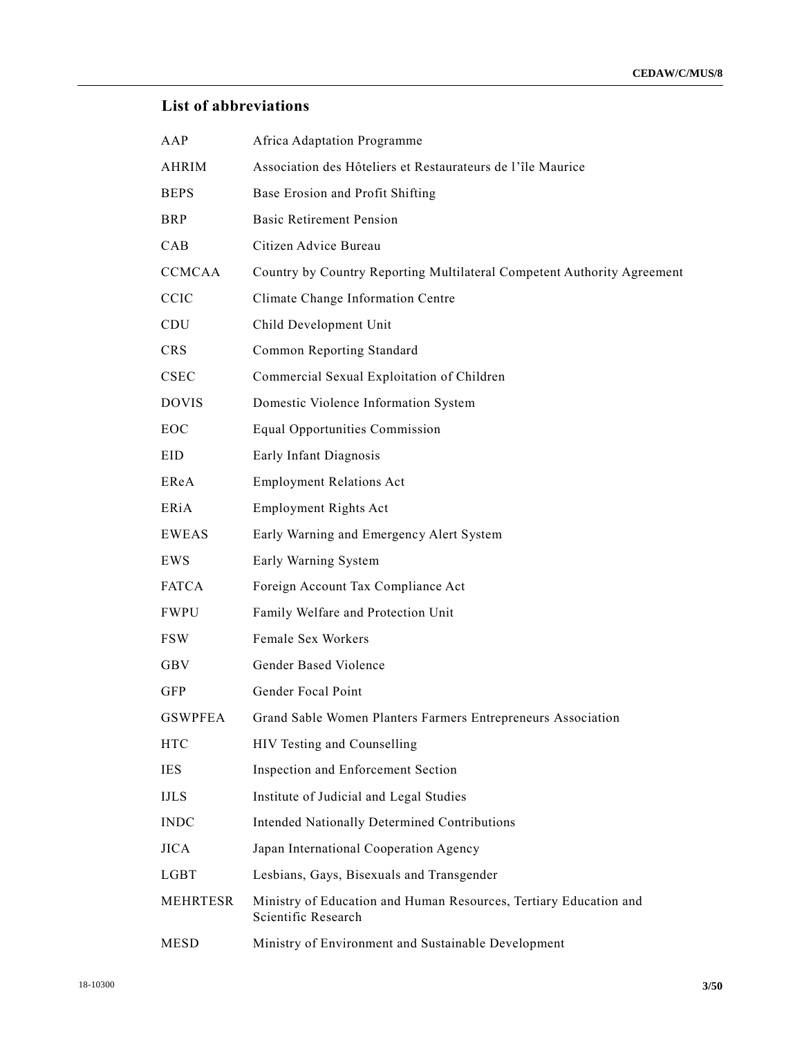## List of abbreviations

| | |
|---|---|
| AAP | Africa Adaptation Programme |
| AHRIM | Association des Hôteliers et Restaurateurs de l'île Maurice |
| BEPS | Base Erosion and Profit Shifting |
| BRP | Basic Retirement Pension |
| CAB | Citizen Advice Bureau |
| CCMCAA | Country by Country Reporting Multilateral Competent Authority Agreement |
| CCIC | Climate Change Information Centre |
| CDU | Child Development Unit |
| CRS | Common Reporting Standard |
| CSEC | Commercial Sexual Exploitation of Children |
| DOVIS | Domestic Violence Information System |
| EOC | Equal Opportunities Commission |
| EID | Early Infant Diagnosis |
| EReA | Employment Relations Act |
| ERiA | Employment Rights Act |
| EWEAS | Early Warning and Emergency Alert System |
| EWS | Early Warning System |
| FATCA | Foreign Account Tax Compliance Act |
| FWPU | Family Welfare and Protection Unit |
| FSW | Female Sex Workers |
| GBV | Gender Based Violence |
| GFP | Gender Focal Point |
| GSWPFEA | Grand Sable Women Planters Farmers Entrepreneurs Association |
| HTC | HIV Testing and Counselling |
| IES | Inspection and Enforcement Section |
| IJLS | Institute of Judicial and Legal Studies |
| INDC | Intended Nationally Determined Contributions |
| JICA | Japan International Cooperation Agency |
| LGBT | Lesbians, Gays, Bisexuals and Transgender |
| MEHRTESR | Ministry of Education and Human Resources, Tertiary Education and Scientific Research |
| MESD | Ministry of Environment and Sustainable Development |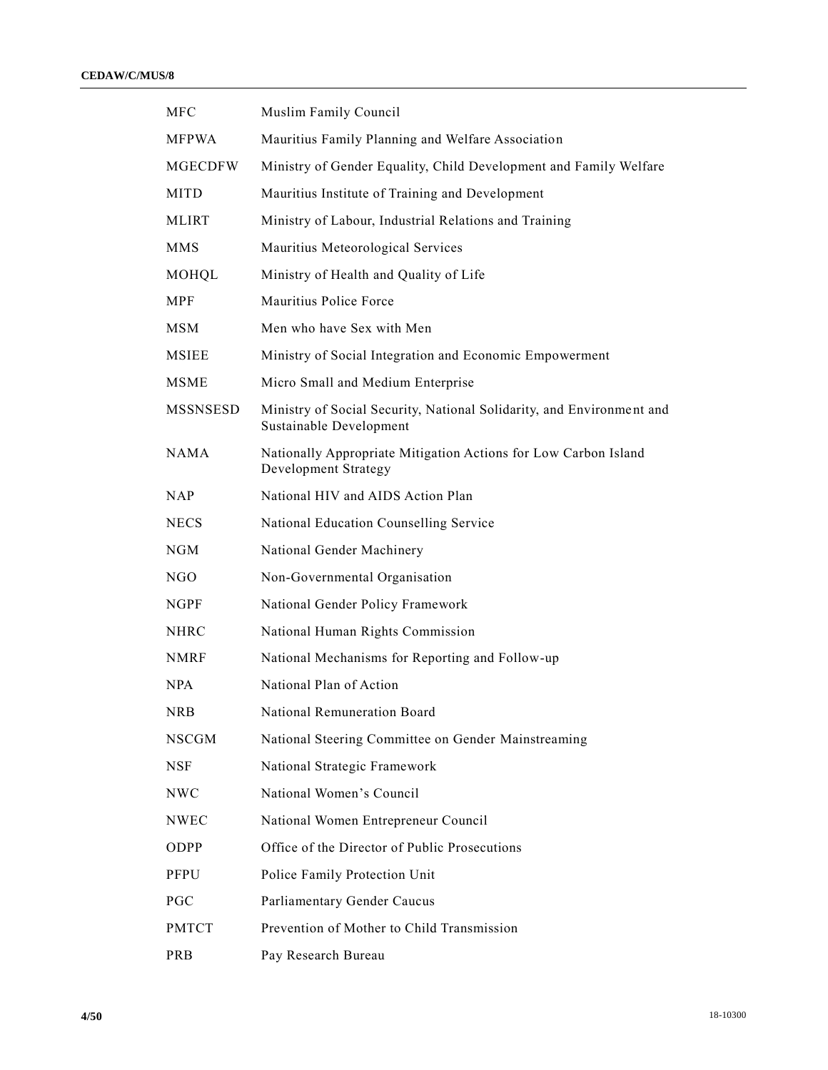| | |
|---|---|
| MFC | Muslim Family Council |
| MFPWA | Mauritius Family Planning and Welfare Association |
| MGECDFW | Ministry of Gender Equality, Child Development and Family Welfare |
| MITD | Mauritius Institute of Training and Development |
| MLIRT | Ministry of Labour, Industrial Relations and Training |
| MMS | Mauritius Meteorological Services |
| MOHQL | Ministry of Health and Quality of Life |
| MPF | Mauritius Police Force |
| MSM | Men who have Sex with Men |
| MSIEE | Ministry of Social Integration and Economic Empowerment |
| MSME | Micro Small and Medium Enterprise |
| MSSNSESD | Ministry of Social Security, National Solidarity, and Environment and Sustainable Development |
| NAMA | Nationally Appropriate Mitigation Actions for Low Carbon Island Development Strategy |
| NAP | National HIV and AIDS Action Plan |
| NECS | National Education Counselling Service |
| NGM | National Gender Machinery |
| NGO | Non-Governmental Organisation |
| NGPF | National Gender Policy Framework |
| NHRC | National Human Rights Commission |
| NMRF | National Mechanisms for Reporting and Follow-up |
| NPA | National Plan of Action |
| NRB | National Remuneration Board |
| NSCGM | National Steering Committee on Gender Mainstreaming |
| NSF | National Strategic Framework |
| NWC | National Women's Council |
| NWEC | National Women Entrepreneur Council |
| ODPP | Office of the Director of Public Prosecutions |
| PFPU | Police Family Protection Unit |
| PGC | Parliamentary Gender Caucus |
| PMTCT | Prevention of Mother to Child Transmission |
| PRB | Pay Research Bureau |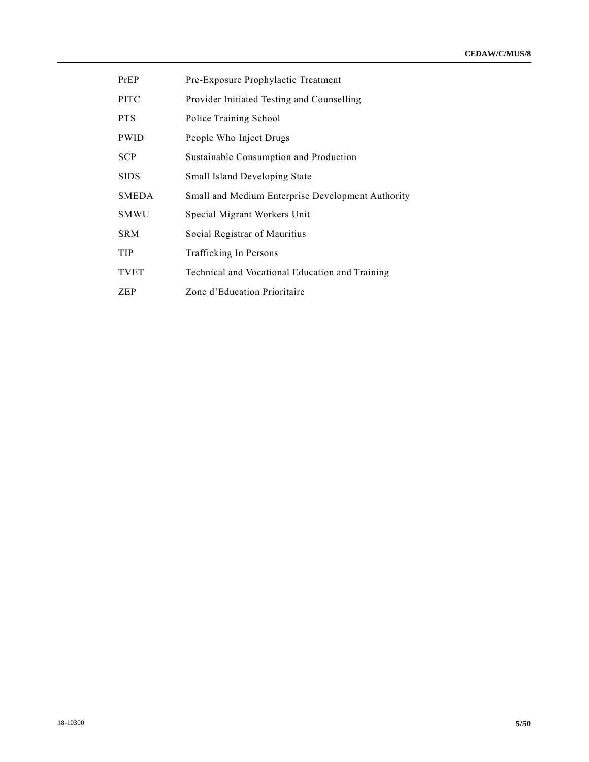| | |
|---|---|
| PrEP | Pre-Exposure Prophylactic Treatment |
| PITC | Provider Initiated Testing and Counselling |
| PTS | Police Training School |
| PWID | People Who Inject Drugs |
| SCP | Sustainable Consumption and Production |
| SIDS | Small Island Developing State |
| SMEDA | Small and Medium Enterprise Development Authority |
| SMWU | Special Migrant Workers Unit |
| SRM | Social Registrar of Mauritius |
| TIP | Trafficking In Persons |
| TVET | Technical and Vocational Education and Training |
| ZEP | Zone d'Education Prioritaire |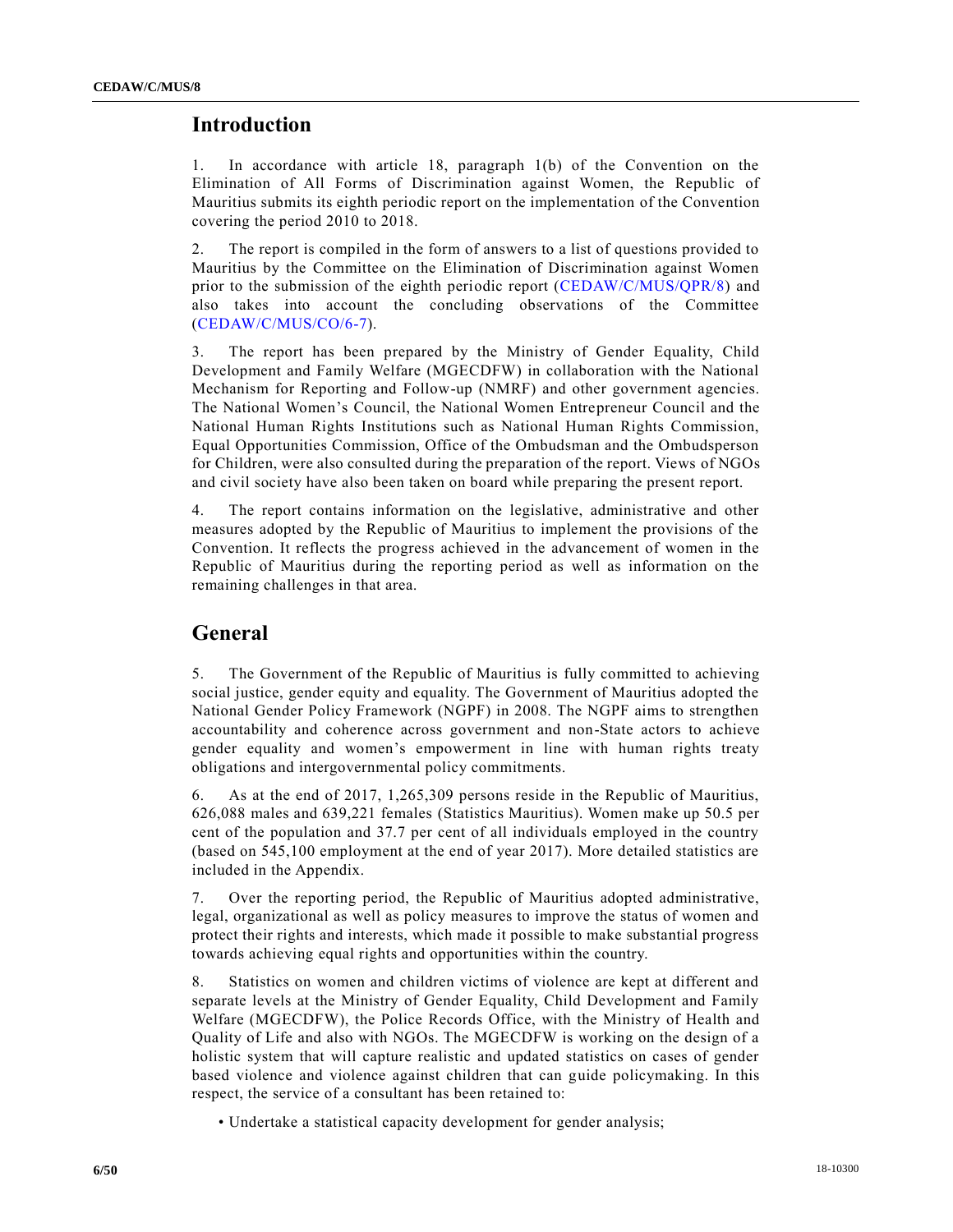## Introduction

1. In accordance with article 18, paragraph 1(b) of the Convention on the Elimination of All Forms of Discrimination against Women, the Republic of Mauritius submits its eighth periodic report on the implementation of the Convention covering the period 2010 to 2018.

2. The report is compiled in the form of answers to a list of questions provided to Mauritius by the Committee on the Elimination of Discrimination against Women prior to the submission of the eighth periodic report (CEDAW/C/MUS/QPR/8) and also takes into account the concluding observations of the Committee (CEDAW/C/MUS/CO/6-7).

3. The report has been prepared by the Ministry of Gender Equality, Child Development and Family Welfare (MGECDFW) in collaboration with the National Mechanism for Reporting and Follow-up (NMRF) and other government agencies. The National Women's Council, the National Women Entrepreneur Council and the National Human Rights Institutions such as National Human Rights Commission, Equal Opportunities Commission, Office of the Ombudsman and the Ombudsperson for Children, were also consulted during the preparation of the report. Views of NGOs and civil society have also been taken on board while preparing the present report.

4. The report contains information on the legislative, administrative and other measures adopted by the Republic of Mauritius to implement the provisions of the Convention. It reflects the progress achieved in the advancement of women in the Republic of Mauritius during the reporting period as well as information on the remaining challenges in that area.

## General

5. The Government of the Republic of Mauritius is fully committed to achieving social justice, gender equity and equality. The Government of Mauritius adopted the National Gender Policy Framework (NGPF) in 2008. The NGPF aims to strengthen accountability and coherence across government and non-State actors to achieve gender equality and women's empowerment in line with human rights treaty obligations and intergovernmental policy commitments.

6. As at the end of 2017, 1,265,309 persons reside in the Republic of Mauritius, 626,088 males and 639,221 females (Statistics Mauritius). Women make up 50.5 per cent of the population and 37.7 per cent of all individuals employed in the country (based on 545,100 employment at the end of year 2017). More detailed statistics are included in the Appendix.

7. Over the reporting period, the Republic of Mauritius adopted administrative, legal, organizational as well as policy measures to improve the status of women and protect their rights and interests, which made it possible to make substantial progress towards achieving equal rights and opportunities within the country.

8. Statistics on women and children victims of violence are kept at different and separate levels at the Ministry of Gender Equality, Child Development and Family Welfare (MGECDFW), the Police Records Office, with the Ministry of Health and Quality of Life and also with NGOs. The MGECDFW is working on the design of a holistic system that will capture realistic and updated statistics on cases of gender based violence and violence against children that can guide policymaking. In this respect, the service of a consultant has been retained to:

- Undertake a statistical capacity development for gender analysis;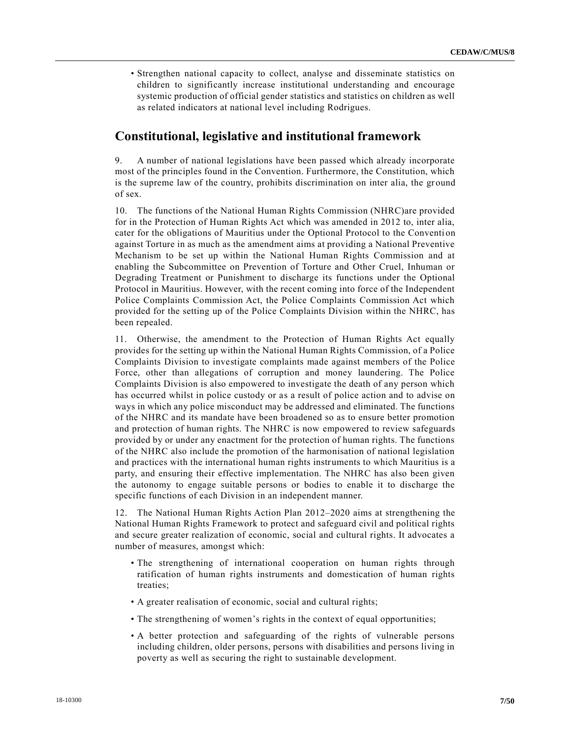- Strengthen national capacity to collect, analyse and disseminate statistics on children to significantly increase institutional understanding and encourage systemic production of official gender statistics and statistics on children as well as related indicators at national level including Rodrigues.

## Constitutional, legislative and institutional framework

9. A number of national legislations have been passed which already incorporate most of the principles found in the Convention. Furthermore, the Constitution, which is the supreme law of the country, prohibits discrimination on inter alia, the ground of sex.

10. The functions of the National Human Rights Commission (NHRC)are provided for in the Protection of Human Rights Act which was amended in 2012 to, inter alia, cater for the obligations of Mauritius under the Optional Protocol to the Convention against Torture in as much as the amendment aims at providing a National Preventive Mechanism to be set up within the National Human Rights Commission and at enabling the Subcommittee on Prevention of Torture and Other Cruel, Inhuman or Degrading Treatment or Punishment to discharge its functions under the Optional Protocol in Mauritius. However, with the recent coming into force of the Independent Police Complaints Commission Act, the Police Complaints Commission Act which provided for the setting up of the Police Complaints Division within the NHRC, has been repealed.

11. Otherwise, the amendment to the Protection of Human Rights Act equally provides for the setting up within the National Human Rights Commission, of a Police Complaints Division to investigate complaints made against members of the Police Force, other than allegations of corruption and money laundering. The Police Complaints Division is also empowered to investigate the death of any person which has occurred whilst in police custody or as a result of police action and to advise on ways in which any police misconduct may be addressed and eliminated. The functions of the NHRC and its mandate have been broadened so as to ensure better promotion and protection of human rights. The NHRC is now empowered to review safeguards provided by or under any enactment for the protection of human rights. The functions of the NHRC also include the promotion of the harmonisation of national legislation and practices with the international human rights instruments to which Mauritius is a party, and ensuring their effective implementation. The NHRC has also been given the autonomy to engage suitable persons or bodies to enable it to discharge the specific functions of each Division in an independent manner.

12. The National Human Rights Action Plan 2012–2020 aims at strengthening the National Human Rights Framework to protect and safeguard civil and political rights and secure greater realization of economic, social and cultural rights. It advocates a number of measures, amongst which:

- The strengthening of international cooperation on human rights through ratification of human rights instruments and domestication of human rights treaties;
- A greater realisation of economic, social and cultural rights;
- The strengthening of women's rights in the context of equal opportunities;
- A better protection and safeguarding of the rights of vulnerable persons including children, older persons, persons with disabilities and persons living in poverty as well as securing the right to sustainable development.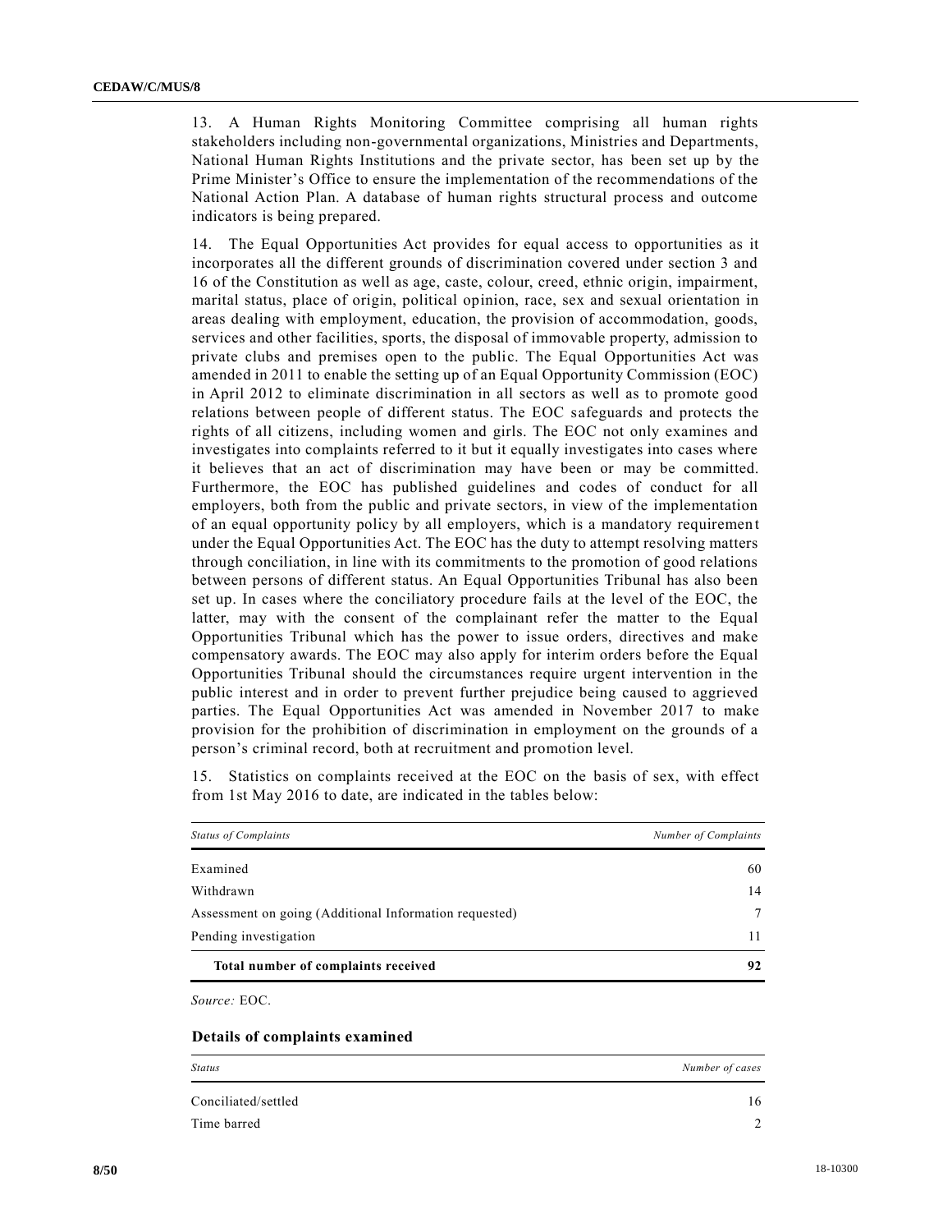13. A Human Rights Monitoring Committee comprising all human rights stakeholders including non-governmental organizations, Ministries and Departments, National Human Rights Institutions and the private sector, has been set up by the Prime Minister's Office to ensure the implementation of the recommendations of the National Action Plan. A database of human rights structural process and outcome indicators is being prepared.

14. The Equal Opportunities Act provides for equal access to opportunities as it incorporates all the different grounds of discrimination covered under section 3 and 16 of the Constitution as well as age, caste, colour, creed, ethnic origin, impairment, marital status, place of origin, political opinion, race, sex and sexual orientation in areas dealing with employment, education, the provision of accommodation, goods, services and other facilities, sports, the disposal of immovable property, admission to private clubs and premises open to the public. The Equal Opportunities Act was amended in 2011 to enable the setting up of an Equal Opportunity Commission (EOC) in April 2012 to eliminate discrimination in all sectors as well as to promote good relations between people of different status. The EOC safeguards and protects the rights of all citizens, including women and girls. The EOC not only examines and investigates into complaints referred to it but it equally investigates into cases where it believes that an act of discrimination may have been or may be committed. Furthermore, the EOC has published guidelines and codes of conduct for all employers, both from the public and private sectors, in view of the implementation of an equal opportunity policy by all employers, which is a mandatory requirement under the Equal Opportunities Act. The EOC has the duty to attempt resolving matters through conciliation, in line with its commitments to the promotion of good relations between persons of different status. An Equal Opportunities Tribunal has also been set up. In cases where the conciliatory procedure fails at the level of the EOC, the latter, may with the consent of the complainant refer the matter to the Equal Opportunities Tribunal which has the power to issue orders, directives and make compensatory awards. The EOC may also apply for interim orders before the Equal Opportunities Tribunal should the circumstances require urgent intervention in the public interest and in order to prevent further prejudice being caused to aggrieved parties. The Equal Opportunities Act was amended in November 2017 to make provision for the prohibition of discrimination in employment on the grounds of a person's criminal record, both at recruitment and promotion level.

15. Statistics on complaints received at the EOC on the basis of sex, with effect from 1st May 2016 to date, are indicated in the tables below:

| *Status of Complaints* | *Number of Complaints* |
|---|---|
| Examined | 60 |
| Withdrawn | 14 |
| Assessment on going (Additional Information requested) | 7 |
| Pending investigation | 11 |
| **Total number of complaints received** | **92** |

*Source:* EOC.

**Details of complaints examined**

| *Status* | *Number of cases* |
|---|---|
| Conciliated/settled | 16 |
| Time barred | 2 |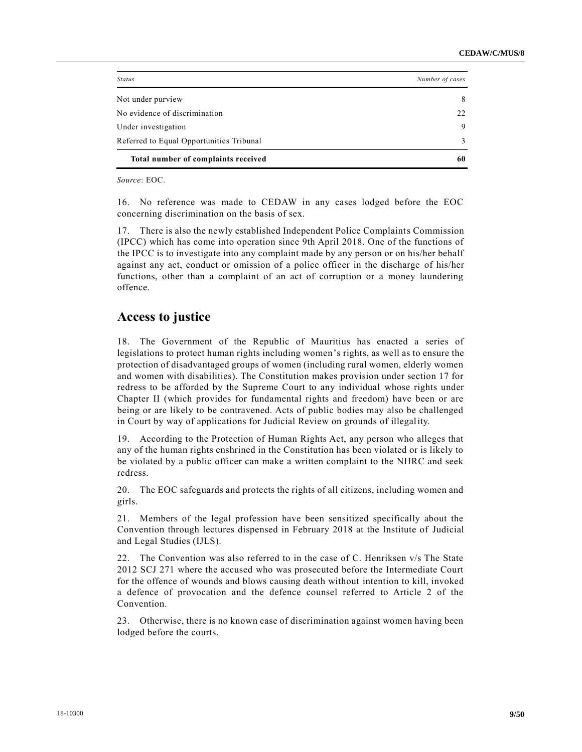| *Status* | *Number of cases* |
| --- | --- |
| Not under purview | 8 |
| No evidence of discrimination | 22 |
| Under investigation | 9 |
| Referred to Equal Opportunities Tribunal | 3 |
| **Total number of complaints received** | **60** |

*Source*: EOC.

16. No reference was made to CEDAW in any cases lodged before the EOC concerning discrimination on the basis of sex.

17. There is also the newly established Independent Police Complaints Commission (IPCC) which has come into operation since 9th April 2018. One of the functions of the IPCC is to investigate into any complaint made by any person or on his/her behalf against any act, conduct or omission of a police officer in the discharge of his/her functions, other than a complaint of an act of corruption or a money laundering offence.

## Access to justice

18. The Government of the Republic of Mauritius has enacted a series of legislations to protect human rights including women's rights, as well as to ensure the protection of disadvantaged groups of women (including rural women, elderly women and women with disabilities). The Constitution makes provision under section 17 for redress to be afforded by the Supreme Court to any individual whose rights under Chapter II (which provides for fundamental rights and freedom) have been or are being or are likely to be contravened. Acts of public bodies may also be challenged in Court by way of applications for Judicial Review on grounds of illegality.

19. According to the Protection of Human Rights Act, any person who alleges that any of the human rights enshrined in the Constitution has been violated or is likely to be violated by a public officer can make a written complaint to the NHRC and seek redress.

20. The EOC safeguards and protects the rights of all citizens, including women and girls.

21. Members of the legal profession have been sensitized specifically about the Convention through lectures dispensed in February 2018 at the Institute of Judicial and Legal Studies (IJLS).

22. The Convention was also referred to in the case of C. Henriksen v/s The State 2012 SCJ 271 where the accused who was prosecuted before the Intermediate Court for the offence of wounds and blows causing death without intention to kill, invoked a defence of provocation and the defence counsel referred to Article 2 of the Convention.

23. Otherwise, there is no known case of discrimination against women having been lodged before the courts.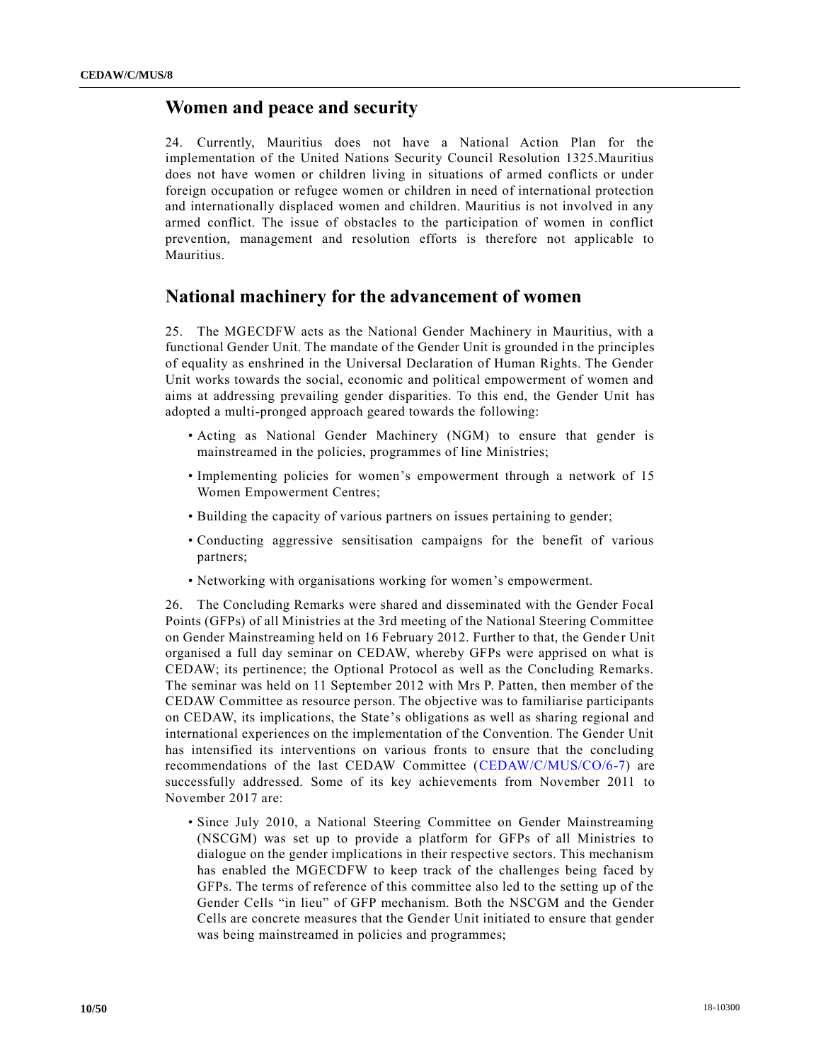## Women and peace and security

24. Currently, Mauritius does not have a National Action Plan for the implementation of the United Nations Security Council Resolution 1325.Mauritius does not have women or children living in situations of armed conflicts or under foreign occupation or refugee women or children in need of international protection and internationally displaced women and children. Mauritius is not involved in any armed conflict. The issue of obstacles to the participation of women in conflict prevention, management and resolution efforts is therefore not applicable to Mauritius.

## National machinery for the advancement of women

25. The MGECDFW acts as the National Gender Machinery in Mauritius, with a functional Gender Unit. The mandate of the Gender Unit is grounded in the principles of equality as enshrined in the Universal Declaration of Human Rights. The Gender Unit works towards the social, economic and political empowerment of women and aims at addressing prevailing gender disparities. To this end, the Gender Unit has adopted a multi-pronged approach geared towards the following:

- Acting as National Gender Machinery (NGM) to ensure that gender is mainstreamed in the policies, programmes of line Ministries;
- Implementing policies for women's empowerment through a network of 15 Women Empowerment Centres;
- Building the capacity of various partners on issues pertaining to gender;
- Conducting aggressive sensitisation campaigns for the benefit of various partners;
- Networking with organisations working for women's empowerment.

26. The Concluding Remarks were shared and disseminated with the Gender Focal Points (GFPs) of all Ministries at the 3rd meeting of the National Steering Committee on Gender Mainstreaming held on 16 February 2012. Further to that, the Gender Unit organised a full day seminar on CEDAW, whereby GFPs were apprised on what is CEDAW; its pertinence; the Optional Protocol as well as the Concluding Remarks. The seminar was held on 11 September 2012 with Mrs P. Patten, then member of the CEDAW Committee as resource person. The objective was to familiarise participants on CEDAW, its implications, the State's obligations as well as sharing regional and international experiences on the implementation of the Convention. The Gender Unit has intensified its interventions on various fronts to ensure that the concluding recommendations of the last CEDAW Committee (CEDAW/C/MUS/CO/6-7) are successfully addressed. Some of its key achievements from November 2011 to November 2017 are:

- Since July 2010, a National Steering Committee on Gender Mainstreaming (NSCGM) was set up to provide a platform for GFPs of all Ministries to dialogue on the gender implications in their respective sectors. This mechanism has enabled the MGECDFW to keep track of the challenges being faced by GFPs. The terms of reference of this committee also led to the setting up of the Gender Cells "in lieu" of GFP mechanism. Both the NSCGM and the Gender Cells are concrete measures that the Gender Unit initiated to ensure that gender was being mainstreamed in policies and programmes;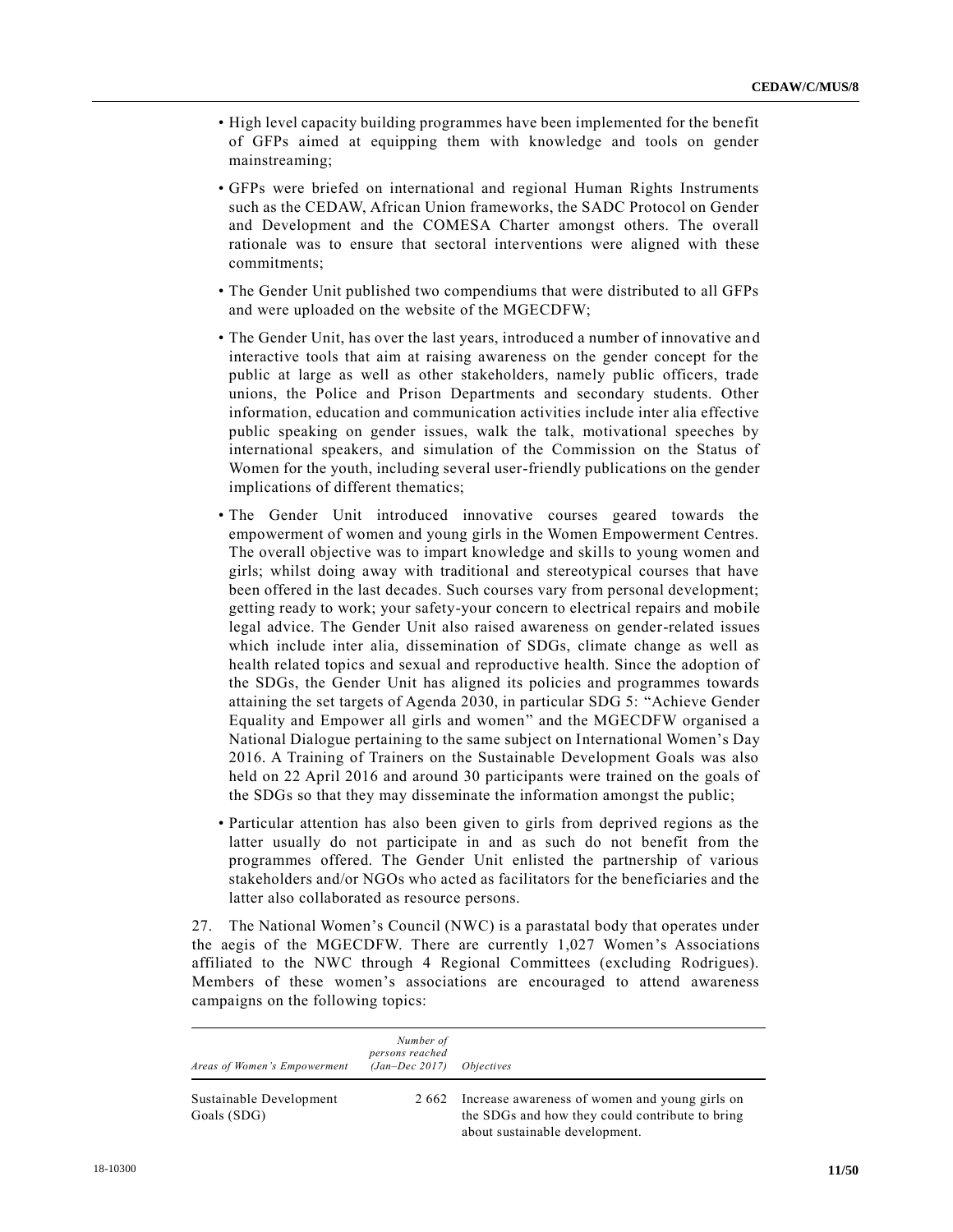- High level capacity building programmes have been implemented for the benefit of GFPs aimed at equipping them with knowledge and tools on gender mainstreaming;

- GFPs were briefed on international and regional Human Rights Instruments such as the CEDAW, African Union frameworks, the SADC Protocol on Gender and Development and the COMESA Charter amongst others. The overall rationale was to ensure that sectoral interventions were aligned with these commitments;

- The Gender Unit published two compendiums that were distributed to all GFPs and were uploaded on the website of the MGECDFW;

- The Gender Unit, has over the last years, introduced a number of innovative and interactive tools that aim at raising awareness on the gender concept for the public at large as well as other stakeholders, namely public officers, trade unions, the Police and Prison Departments and secondary students. Other information, education and communication activities include inter alia effective public speaking on gender issues, walk the talk, motivational speeches by international speakers, and simulation of the Commission on the Status of Women for the youth, including several user-friendly publications on the gender implications of different thematics;

- The Gender Unit introduced innovative courses geared towards the empowerment of women and young girls in the Women Empowerment Centres. The overall objective was to impart knowledge and skills to young women and girls; whilst doing away with traditional and stereotypical courses that have been offered in the last decades. Such courses vary from personal development; getting ready to work; your safety-your concern to electrical repairs and mobile legal advice. The Gender Unit also raised awareness on gender-related issues which include inter alia, dissemination of SDGs, climate change as well as health related topics and sexual and reproductive health. Since the adoption of the SDGs, the Gender Unit has aligned its policies and programmes towards attaining the set targets of Agenda 2030, in particular SDG 5: "Achieve Gender Equality and Empower all girls and women" and the MGECDFW organised a National Dialogue pertaining to the same subject on International Women's Day 2016. A Training of Trainers on the Sustainable Development Goals was also held on 22 April 2016 and around 30 participants were trained on the goals of the SDGs so that they may disseminate the information amongst the public;

- Particular attention has also been given to girls from deprived regions as the latter usually do not participate in and as such do not benefit from the programmes offered. The Gender Unit enlisted the partnership of various stakeholders and/or NGOs who acted as facilitators for the beneficiaries and the latter also collaborated as resource persons.

27. The National Women's Council (NWC) is a parastatal body that operates under the aegis of the MGECDFW. There are currently 1,027 Women's Associations affiliated to the NWC through 4 Regional Committees (excluding Rodrigues). Members of these women's associations are encouraged to attend awareness campaigns on the following topics:

| *Areas of Women's Empowerment* | *Number of persons reached (Jan–Dec 2017)* | *Objectives* |
|---|---|---|
| Sustainable Development Goals (SDG) | 2 662 | Increase awareness of women and young girls on the SDGs and how they could contribute to bring about sustainable development. |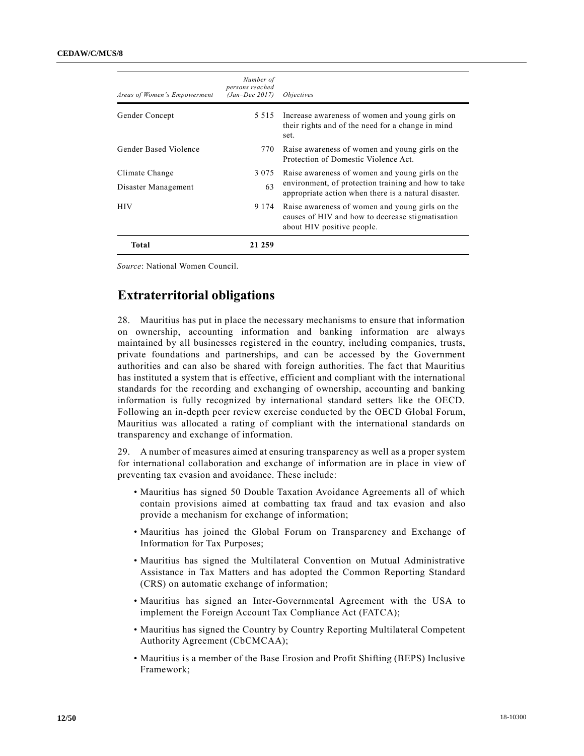| Areas of Women's Empowerment | Number of persons reached (Jan–Dec 2017) | Objectives |
|---|---|---|
| Gender Concept | 5 515 | Increase awareness of women and young girls on their rights and of the need for a change in mind set. |
| Gender Based Violence | 770 | Raise awareness of women and young girls on the Protection of Domestic Violence Act. |
| Climate Change | 3 075 | Raise awareness of women and young girls on the environment, of protection training and how to take appropriate action when there is a natural disaster. |
| Disaster Management | 63 | |
| HIV | 9 174 | Raise awareness of women and young girls on the causes of HIV and how to decrease stigmatisation about HIV positive people. |
| **Total** | **21 259** | |

*Source*: National Women Council.

## Extraterritorial obligations

28. Mauritius has put in place the necessary mechanisms to ensure that information on ownership, accounting information and banking information are always maintained by all businesses registered in the country, including companies, trusts, private foundations and partnerships, and can be accessed by the Government authorities and can also be shared with foreign authorities. The fact that Mauritius has instituted a system that is effective, efficient and compliant with the international standards for the recording and exchanging of ownership, accounting and banking information is fully recognized by international standard setters like the OECD. Following an in-depth peer review exercise conducted by the OECD Global Forum, Mauritius was allocated a rating of compliant with the international standards on transparency and exchange of information.

29. A number of measures aimed at ensuring transparency as well as a proper system for international collaboration and exchange of information are in place in view of preventing tax evasion and avoidance. These include:

- Mauritius has signed 50 Double Taxation Avoidance Agreements all of which contain provisions aimed at combatting tax fraud and tax evasion and also provide a mechanism for exchange of information;
- Mauritius has joined the Global Forum on Transparency and Exchange of Information for Tax Purposes;
- Mauritius has signed the Multilateral Convention on Mutual Administrative Assistance in Tax Matters and has adopted the Common Reporting Standard (CRS) on automatic exchange of information;
- Mauritius has signed an Inter-Governmental Agreement with the USA to implement the Foreign Account Tax Compliance Act (FATCA);
- Mauritius has signed the Country by Country Reporting Multilateral Competent Authority Agreement (CbCMCAA);
- Mauritius is a member of the Base Erosion and Profit Shifting (BEPS) Inclusive Framework;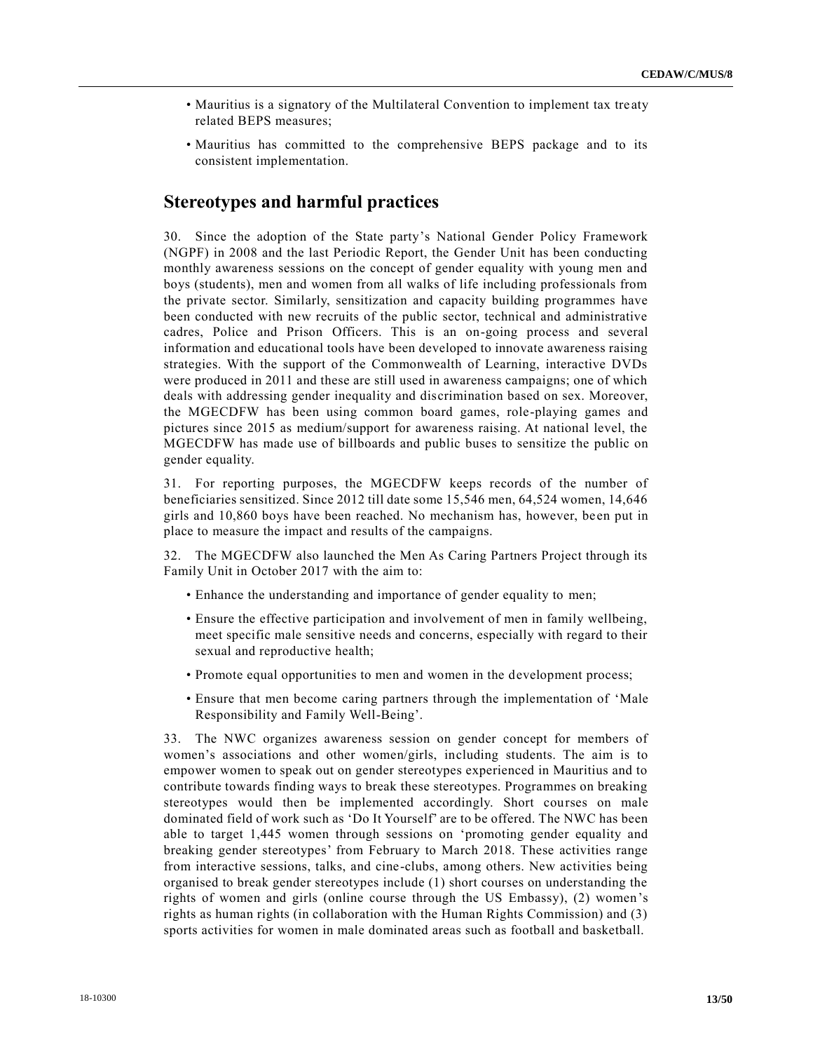- Mauritius is a signatory of the Multilateral Convention to implement tax treaty related BEPS measures;
- Mauritius has committed to the comprehensive BEPS package and to its consistent implementation.

## Stereotypes and harmful practices

30. Since the adoption of the State party's National Gender Policy Framework (NGPF) in 2008 and the last Periodic Report, the Gender Unit has been conducting monthly awareness sessions on the concept of gender equality with young men and boys (students), men and women from all walks of life including professionals from the private sector. Similarly, sensitization and capacity building programmes have been conducted with new recruits of the public sector, technical and administrative cadres, Police and Prison Officers. This is an on-going process and several information and educational tools have been developed to innovate awareness raising strategies. With the support of the Commonwealth of Learning, interactive DVDs were produced in 2011 and these are still used in awareness campaigns; one of which deals with addressing gender inequality and discrimination based on sex. Moreover, the MGECDFW has been using common board games, role-playing games and pictures since 2015 as medium/support for awareness raising. At national level, the MGECDFW has made use of billboards and public buses to sensitize the public on gender equality.

31. For reporting purposes, the MGECDFW keeps records of the number of beneficiaries sensitized. Since 2012 till date some 15,546 men, 64,524 women, 14,646 girls and 10,860 boys have been reached. No mechanism has, however, been put in place to measure the impact and results of the campaigns.

32. The MGECDFW also launched the Men As Caring Partners Project through its Family Unit in October 2017 with the aim to:

- Enhance the understanding and importance of gender equality to men;
- Ensure the effective participation and involvement of men in family wellbeing, meet specific male sensitive needs and concerns, especially with regard to their sexual and reproductive health;
- Promote equal opportunities to men and women in the development process;
- Ensure that men become caring partners through the implementation of 'Male Responsibility and Family Well-Being'.

33. The NWC organizes awareness session on gender concept for members of women's associations and other women/girls, including students. The aim is to empower women to speak out on gender stereotypes experienced in Mauritius and to contribute towards finding ways to break these stereotypes. Programmes on breaking stereotypes would then be implemented accordingly. Short courses on male dominated field of work such as 'Do It Yourself' are to be offered. The NWC has been able to target 1,445 women through sessions on 'promoting gender equality and breaking gender stereotypes' from February to March 2018. These activities range from interactive sessions, talks, and cine-clubs, among others. New activities being organised to break gender stereotypes include (1) short courses on understanding the rights of women and girls (online course through the US Embassy), (2) women's rights as human rights (in collaboration with the Human Rights Commission) and (3) sports activities for women in male dominated areas such as football and basketball.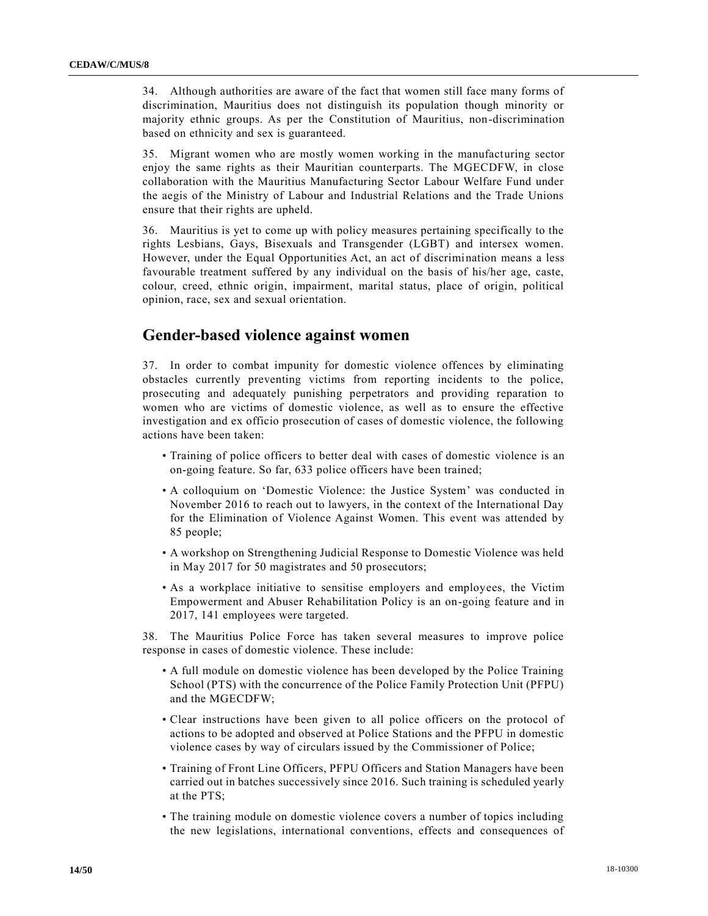34. Although authorities are aware of the fact that women still face many forms of discrimination, Mauritius does not distinguish its population though minority or majority ethnic groups. As per the Constitution of Mauritius, non-discrimination based on ethnicity and sex is guaranteed.

35. Migrant women who are mostly women working in the manufacturing sector enjoy the same rights as their Mauritian counterparts. The MGECDFW, in close collaboration with the Mauritius Manufacturing Sector Labour Welfare Fund under the aegis of the Ministry of Labour and Industrial Relations and the Trade Unions ensure that their rights are upheld.

36. Mauritius is yet to come up with policy measures pertaining specifically to the rights Lesbians, Gays, Bisexuals and Transgender (LGBT) and intersex women. However, under the Equal Opportunities Act, an act of discrimination means a less favourable treatment suffered by any individual on the basis of his/her age, caste, colour, creed, ethnic origin, impairment, marital status, place of origin, political opinion, race, sex and sexual orientation.

## Gender-based violence against women

37. In order to combat impunity for domestic violence offences by eliminating obstacles currently preventing victims from reporting incidents to the police, prosecuting and adequately punishing perpetrators and providing reparation to women who are victims of domestic violence, as well as to ensure the effective investigation and ex officio prosecution of cases of domestic violence, the following actions have been taken:

- Training of police officers to better deal with cases of domestic violence is an on-going feature. So far, 633 police officers have been trained;
- A colloquium on 'Domestic Violence: the Justice System' was conducted in November 2016 to reach out to lawyers, in the context of the International Day for the Elimination of Violence Against Women. This event was attended by 85 people;
- A workshop on Strengthening Judicial Response to Domestic Violence was held in May 2017 for 50 magistrates and 50 prosecutors;
- As a workplace initiative to sensitise employers and employees, the Victim Empowerment and Abuser Rehabilitation Policy is an on-going feature and in 2017, 141 employees were targeted.

38. The Mauritius Police Force has taken several measures to improve police response in cases of domestic violence. These include:

- A full module on domestic violence has been developed by the Police Training School (PTS) with the concurrence of the Police Family Protection Unit (PFPU) and the MGECDFW;
- Clear instructions have been given to all police officers on the protocol of actions to be adopted and observed at Police Stations and the PFPU in domestic violence cases by way of circulars issued by the Commissioner of Police;
- Training of Front Line Officers, PFPU Officers and Station Managers have been carried out in batches successively since 2016. Such training is scheduled yearly at the PTS;
- The training module on domestic violence covers a number of topics including the new legislations, international conventions, effects and consequences of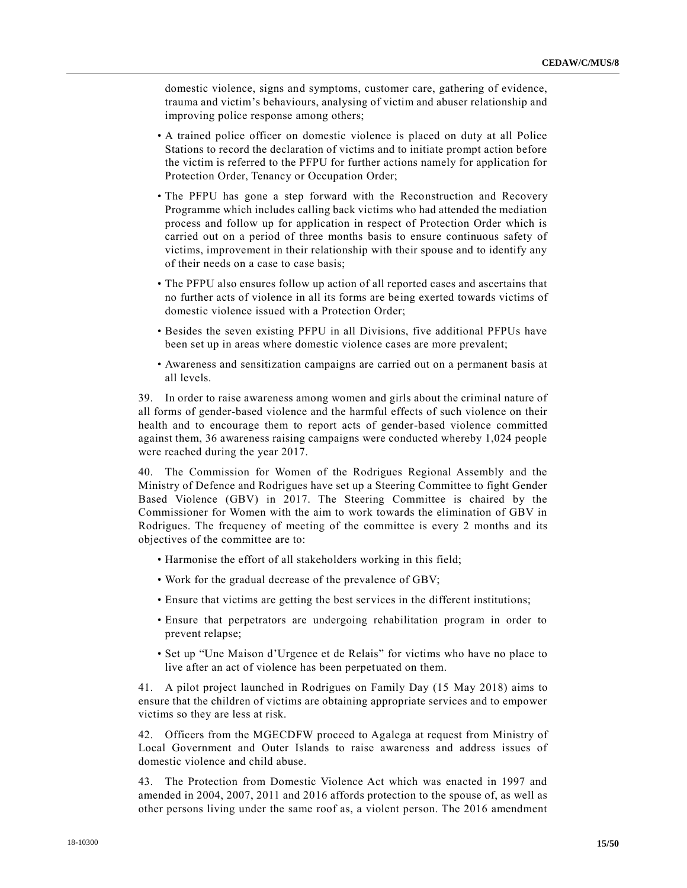domestic violence, signs and symptoms, customer care, gathering of evidence, trauma and victim's behaviours, analysing of victim and abuser relationship and improving police response among others;

- A trained police officer on domestic violence is placed on duty at all Police Stations to record the declaration of victims and to initiate prompt action before the victim is referred to the PFPU for further actions namely for application for Protection Order, Tenancy or Occupation Order;
- The PFPU has gone a step forward with the Reconstruction and Recovery Programme which includes calling back victims who had attended the mediation process and follow up for application in respect of Protection Order which is carried out on a period of three months basis to ensure continuous safety of victims, improvement in their relationship with their spouse and to identify any of their needs on a case to case basis;
- The PFPU also ensures follow up action of all reported cases and ascertains that no further acts of violence in all its forms are being exerted towards victims of domestic violence issued with a Protection Order;
- Besides the seven existing PFPU in all Divisions, five additional PFPUs have been set up in areas where domestic violence cases are more prevalent;
- Awareness and sensitization campaigns are carried out on a permanent basis at all levels.

39. In order to raise awareness among women and girls about the criminal nature of all forms of gender-based violence and the harmful effects of such violence on their health and to encourage them to report acts of gender-based violence committed against them, 36 awareness raising campaigns were conducted whereby 1,024 people were reached during the year 2017.

40. The Commission for Women of the Rodrigues Regional Assembly and the Ministry of Defence and Rodrigues have set up a Steering Committee to fight Gender Based Violence (GBV) in 2017. The Steering Committee is chaired by the Commissioner for Women with the aim to work towards the elimination of GBV in Rodrigues. The frequency of meeting of the committee is every 2 months and its objectives of the committee are to:

- Harmonise the effort of all stakeholders working in this field;
- Work for the gradual decrease of the prevalence of GBV;
- Ensure that victims are getting the best services in the different institutions;
- Ensure that perpetrators are undergoing rehabilitation program in order to prevent relapse;
- Set up "Une Maison d'Urgence et de Relais" for victims who have no place to live after an act of violence has been perpetuated on them.

41. A pilot project launched in Rodrigues on Family Day (15 May 2018) aims to ensure that the children of victims are obtaining appropriate services and to empower victims so they are less at risk.

42. Officers from the MGECDFW proceed to Agalega at request from Ministry of Local Government and Outer Islands to raise awareness and address issues of domestic violence and child abuse.

43. The Protection from Domestic Violence Act which was enacted in 1997 and amended in 2004, 2007, 2011 and 2016 affords protection to the spouse of, as well as other persons living under the same roof as, a violent person. The 2016 amendment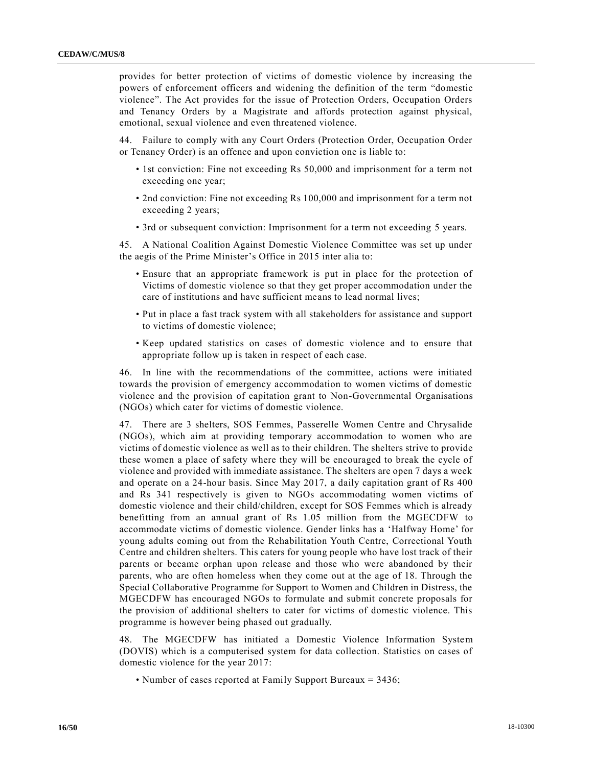provides for better protection of victims of domestic violence by increasing the powers of enforcement officers and widening the definition of the term “domestic violence”. The Act provides for the issue of Protection Orders, Occupation Orders and Tenancy Orders by a Magistrate and affords protection against physical, emotional, sexual violence and even threatened violence.

44. Failure to comply with any Court Orders (Protection Order, Occupation Order or Tenancy Order) is an offence and upon conviction one is liable to:

- 1st conviction: Fine not exceeding Rs 50,000 and imprisonment for a term not exceeding one year;
- 2nd conviction: Fine not exceeding Rs 100,000 and imprisonment for a term not exceeding 2 years;
- 3rd or subsequent conviction: Imprisonment for a term not exceeding 5 years.

45. A National Coalition Against Domestic Violence Committee was set up under the aegis of the Prime Minister’s Office in 2015 inter alia to:

- Ensure that an appropriate framework is put in place for the protection of Victims of domestic violence so that they get proper accommodation under the care of institutions and have sufficient means to lead normal lives;
- Put in place a fast track system with all stakeholders for assistance and support to victims of domestic violence;
- Keep updated statistics on cases of domestic violence and to ensure that appropriate follow up is taken in respect of each case.

46. In line with the recommendations of the committee, actions were initiated towards the provision of emergency accommodation to women victims of domestic violence and the provision of capitation grant to Non-Governmental Organisations (NGOs) which cater for victims of domestic violence.

47. There are 3 shelters, SOS Femmes, Passerelle Women Centre and Chrysalide (NGOs), which aim at providing temporary accommodation to women who are victims of domestic violence as well as to their children. The shelters strive to provide these women a place of safety where they will be encouraged to break the cycle of violence and provided with immediate assistance. The shelters are open 7 days a week and operate on a 24-hour basis. Since May 2017, a daily capitation grant of Rs 400 and Rs 341 respectively is given to NGOs accommodating women victims of domestic violence and their child/children, except for SOS Femmes which is already benefitting from an annual grant of Rs 1.05 million from the MGECDFW to accommodate victims of domestic violence. Gender links has a ‘Halfway Home’ for young adults coming out from the Rehabilitation Youth Centre, Correctional Youth Centre and children shelters. This caters for young people who have lost track of their parents or became orphan upon release and those who were abandoned by their parents, who are often homeless when they come out at the age of 18. Through the Special Collaborative Programme for Support to Women and Children in Distress, the MGECDFW has encouraged NGOs to formulate and submit concrete proposals for the provision of additional shelters to cater for victims of domestic violence. This programme is however being phased out gradually.

48. The MGECDFW has initiated a Domestic Violence Information System (DOVIS) which is a computerised system for data collection. Statistics on cases of domestic violence for the year 2017:

- Number of cases reported at Family Support Bureaux = 3436;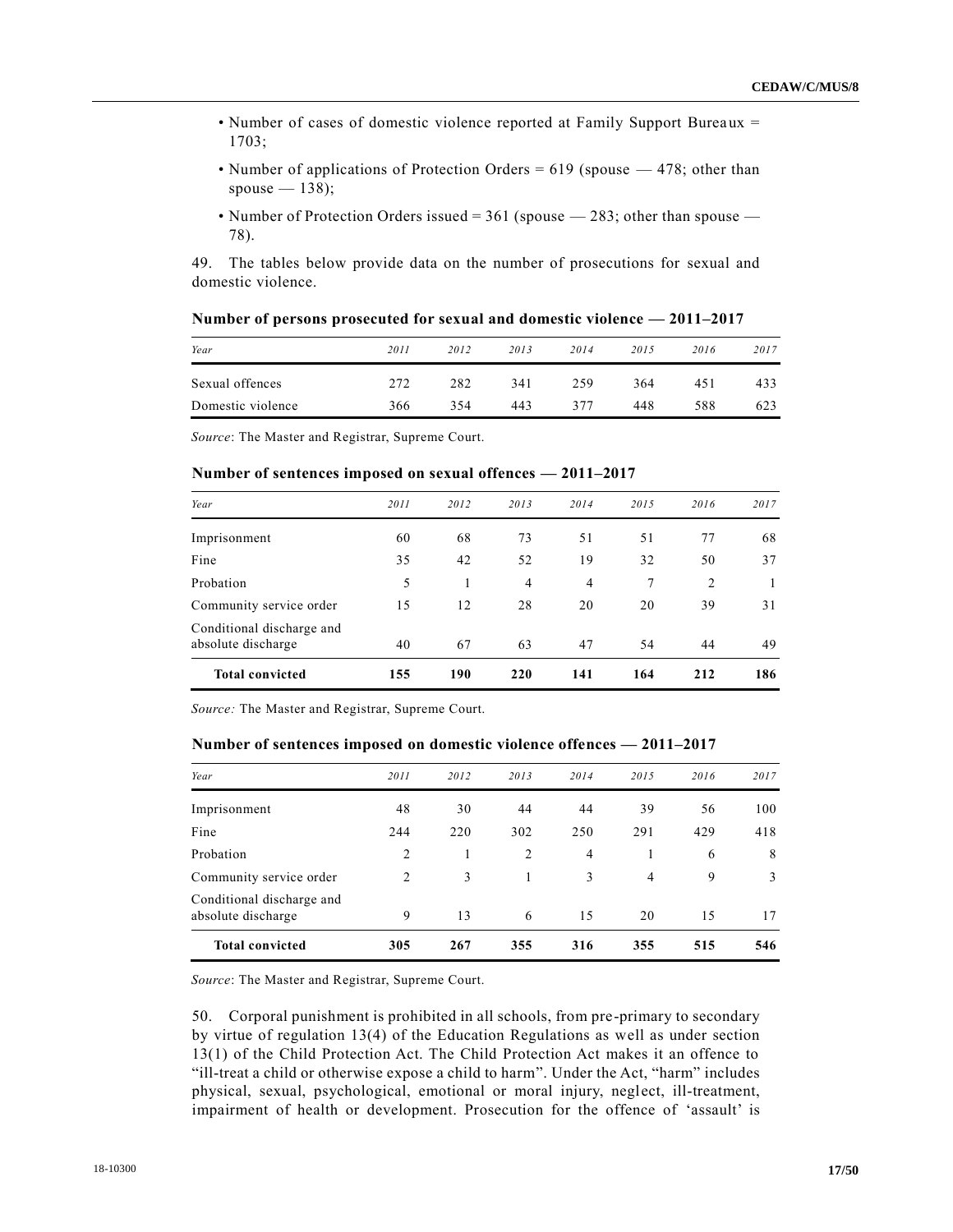- Number of cases of domestic violence reported at Family Support Bureaux = 1703;
- Number of applications of Protection Orders = 619 (spouse — 478; other than spouse — 138);
- Number of Protection Orders issued = 361 (spouse — 283; other than spouse — 78).

49. The tables below provide data on the number of prosecutions for sexual and domestic violence.

**Number of persons prosecuted for sexual and domestic violence — 2011–2017**

| Year | 2011 | 2012 | 2013 | 2014 | 2015 | 2016 | 2017 |
|---|---|---|---|---|---|---|---|
| Sexual offences | 272 | 282 | 341 | 259 | 364 | 451 | 433 |
| Domestic violence | 366 | 354 | 443 | 377 | 448 | 588 | 623 |

*Source*: The Master and Registrar, Supreme Court.

**Number of sentences imposed on sexual offences — 2011–2017**

| Year | 2011 | 2012 | 2013 | 2014 | 2015 | 2016 | 2017 |
|---|---|---|---|---|---|---|---|
| Imprisonment | 60 | 68 | 73 | 51 | 51 | 77 | 68 |
| Fine | 35 | 42 | 52 | 19 | 32 | 50 | 37 |
| Probation | 5 | 1 | 4 | 4 | 7 | 2 | 1 |
| Community service order | 15 | 12 | 28 | 20 | 20 | 39 | 31 |
| Conditional discharge and absolute discharge | 40 | 67 | 63 | 47 | 54 | 44 | 49 |
| **Total convicted** | **155** | **190** | **220** | **141** | **164** | **212** | **186** |

*Source:* The Master and Registrar, Supreme Court.

**Number of sentences imposed on domestic violence offences — 2011–2017**

| Year | 2011 | 2012 | 2013 | 2014 | 2015 | 2016 | 2017 |
|---|---|---|---|---|---|---|---|
| Imprisonment | 48 | 30 | 44 | 44 | 39 | 56 | 100 |
| Fine | 244 | 220 | 302 | 250 | 291 | 429 | 418 |
| Probation | 2 | 1 | 2 | 4 | 1 | 6 | 8 |
| Community service order | 2 | 3 | 1 | 3 | 4 | 9 | 3 |
| Conditional discharge and absolute discharge | 9 | 13 | 6 | 15 | 20 | 15 | 17 |
| **Total convicted** | **305** | **267** | **355** | **316** | **355** | **515** | **546** |

*Source*: The Master and Registrar, Supreme Court.

50. Corporal punishment is prohibited in all schools, from pre-primary to secondary by virtue of regulation 13(4) of the Education Regulations as well as under section 13(1) of the Child Protection Act. The Child Protection Act makes it an offence to "ill-treat a child or otherwise expose a child to harm". Under the Act, "harm" includes physical, sexual, psychological, emotional or moral injury, neglect, ill-treatment, impairment of health or development. Prosecution for the offence of 'assault' is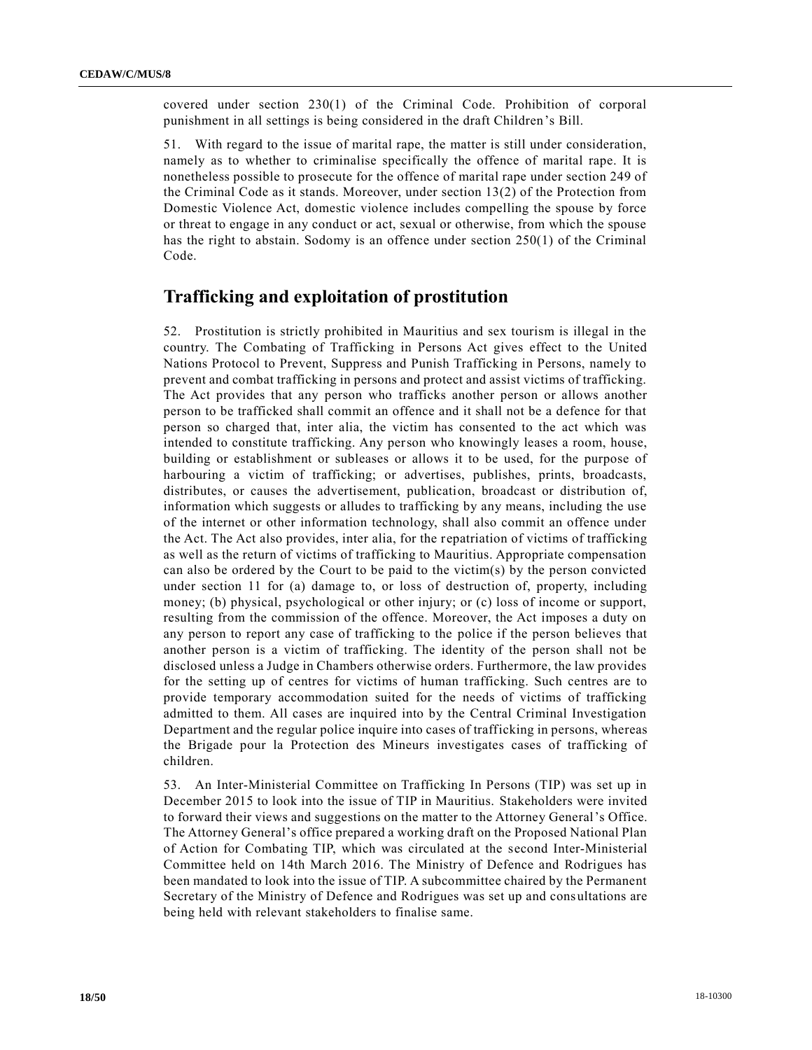covered under section 230(1) of the Criminal Code. Prohibition of corporal punishment in all settings is being considered in the draft Children's Bill.

51. With regard to the issue of marital rape, the matter is still under consideration, namely as to whether to criminalise specifically the offence of marital rape. It is nonetheless possible to prosecute for the offence of marital rape under section 249 of the Criminal Code as it stands. Moreover, under section 13(2) of the Protection from Domestic Violence Act, domestic violence includes compelling the spouse by force or threat to engage in any conduct or act, sexual or otherwise, from which the spouse has the right to abstain. Sodomy is an offence under section 250(1) of the Criminal Code.

## Trafficking and exploitation of prostitution

52. Prostitution is strictly prohibited in Mauritius and sex tourism is illegal in the country. The Combating of Trafficking in Persons Act gives effect to the United Nations Protocol to Prevent, Suppress and Punish Trafficking in Persons, namely to prevent and combat trafficking in persons and protect and assist victims of trafficking. The Act provides that any person who trafficks another person or allows another person to be trafficked shall commit an offence and it shall not be a defence for that person so charged that, inter alia, the victim has consented to the act which was intended to constitute trafficking. Any person who knowingly leases a room, house, building or establishment or subleases or allows it to be used, for the purpose of harbouring a victim of trafficking; or advertises, publishes, prints, broadcasts, distributes, or causes the advertisement, publication, broadcast or distribution of, information which suggests or alludes to trafficking by any means, including the use of the internet or other information technology, shall also commit an offence under the Act. The Act also provides, inter alia, for the repatriation of victims of trafficking as well as the return of victims of trafficking to Mauritius. Appropriate compensation can also be ordered by the Court to be paid to the victim(s) by the person convicted under section 11 for (a) damage to, or loss of destruction of, property, including money; (b) physical, psychological or other injury; or (c) loss of income or support, resulting from the commission of the offence. Moreover, the Act imposes a duty on any person to report any case of trafficking to the police if the person believes that another person is a victim of trafficking. The identity of the person shall not be disclosed unless a Judge in Chambers otherwise orders. Furthermore, the law provides for the setting up of centres for victims of human trafficking. Such centres are to provide temporary accommodation suited for the needs of victims of trafficking admitted to them. All cases are inquired into by the Central Criminal Investigation Department and the regular police inquire into cases of trafficking in persons, whereas the Brigade pour la Protection des Mineurs investigates cases of trafficking of children.

53. An Inter-Ministerial Committee on Trafficking In Persons (TIP) was set up in December 2015 to look into the issue of TIP in Mauritius. Stakeholders were invited to forward their views and suggestions on the matter to the Attorney General's Office. The Attorney General's office prepared a working draft on the Proposed National Plan of Action for Combating TIP, which was circulated at the second Inter-Ministerial Committee held on 14th March 2016. The Ministry of Defence and Rodrigues has been mandated to look into the issue of TIP. A subcommittee chaired by the Permanent Secretary of the Ministry of Defence and Rodrigues was set up and consultations are being held with relevant stakeholders to finalise same.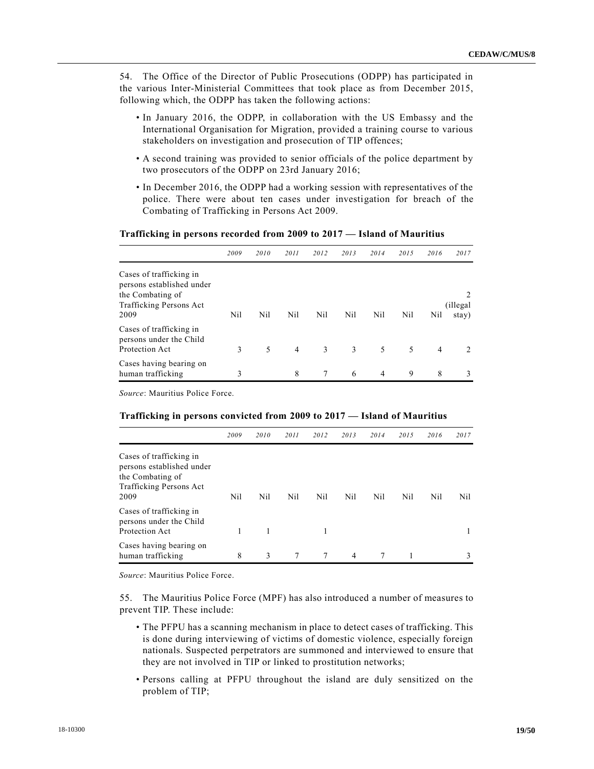54. The Office of the Director of Public Prosecutions (ODPP) has participated in the various Inter-Ministerial Committees that took place as from December 2015, following which, the ODPP has taken the following actions:

- In January 2016, the ODPP, in collaboration with the US Embassy and the International Organisation for Migration, provided a training course to various stakeholders on investigation and prosecution of TIP offences;
- A second training was provided to senior officials of the police department by two prosecutors of the ODPP on 23rd January 2016;
- In December 2016, the ODPP had a working session with representatives of the police. There were about ten cases under investigation for breach of the Combating of Trafficking in Persons Act 2009.

**Trafficking in persons recorded from 2009 to 2017 — Island of Mauritius**

| | *2009* | *2010* | *2011* | *2012* | *2013* | *2014* | *2015* | *2016* | *2017* |
|---|---|---|---|---|---|---|---|---|---|
| Cases of trafficking in persons established under the Combating of Trafficking Persons Act 2009 | Nil | Nil | Nil | Nil | Nil | Nil | Nil | Nil | 2 (illegal stay) |
| Cases of trafficking in persons under the Child Protection Act | 3 | 5 | 4 | 3 | 3 | 5 | 5 | 4 | 2 |
| Cases having bearing on human trafficking | 3 | | 8 | 7 | 6 | 4 | 9 | 8 | 3 |

*Source*: Mauritius Police Force.

**Trafficking in persons convicted from 2009 to 2017 — Island of Mauritius**

| | *2009* | *2010* | *2011* | *2012* | *2013* | *2014* | *2015* | *2016* | *2017* |
|---|---|---|---|---|---|---|---|---|---|
| Cases of trafficking in persons established under the Combating of Trafficking Persons Act 2009 | Nil | Nil | Nil | Nil | Nil | Nil | Nil | Nil | Nil |
| Cases of trafficking in persons under the Child Protection Act | 1 | 1 | | 1 | | | | | 1 |
| Cases having bearing on human trafficking | 8 | 3 | 7 | 7 | 4 | 7 | 1 | | 3 |

*Source*: Mauritius Police Force.

55. The Mauritius Police Force (MPF) has also introduced a number of measures to prevent TIP. These include:

- The PFPU has a scanning mechanism in place to detect cases of trafficking. This is done during interviewing of victims of domestic violence, especially foreign nationals. Suspected perpetrators are summoned and interviewed to ensure that they are not involved in TIP or linked to prostitution networks;
- Persons calling at PFPU throughout the island are duly sensitized on the problem of TIP;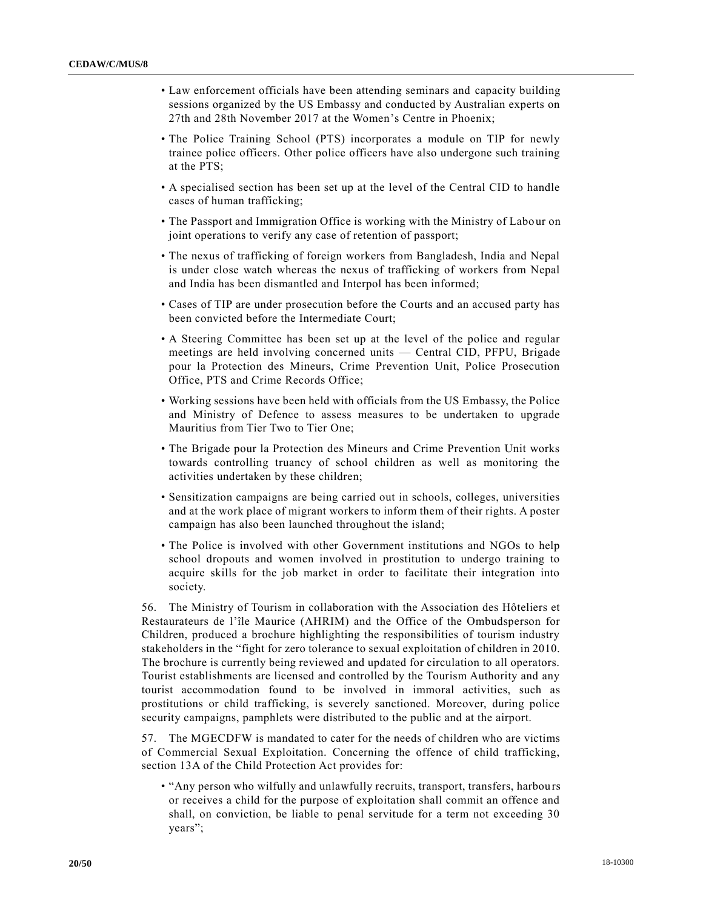- Law enforcement officials have been attending seminars and capacity building sessions organized by the US Embassy and conducted by Australian experts on 27th and 28th November 2017 at the Women's Centre in Phoenix;
- The Police Training School (PTS) incorporates a module on TIP for newly trainee police officers. Other police officers have also undergone such training at the PTS;
- A specialised section has been set up at the level of the Central CID to handle cases of human trafficking;
- The Passport and Immigration Office is working with the Ministry of Labour on joint operations to verify any case of retention of passport;
- The nexus of trafficking of foreign workers from Bangladesh, India and Nepal is under close watch whereas the nexus of trafficking of workers from Nepal and India has been dismantled and Interpol has been informed;
- Cases of TIP are under prosecution before the Courts and an accused party has been convicted before the Intermediate Court;
- A Steering Committee has been set up at the level of the police and regular meetings are held involving concerned units — Central CID, PFPU, Brigade pour la Protection des Mineurs, Crime Prevention Unit, Police Prosecution Office, PTS and Crime Records Office;
- Working sessions have been held with officials from the US Embassy, the Police and Ministry of Defence to assess measures to be undertaken to upgrade Mauritius from Tier Two to Tier One;
- The Brigade pour la Protection des Mineurs and Crime Prevention Unit works towards controlling truancy of school children as well as monitoring the activities undertaken by these children;
- Sensitization campaigns are being carried out in schools, colleges, universities and at the work place of migrant workers to inform them of their rights. A poster campaign has also been launched throughout the island;
- The Police is involved with other Government institutions and NGOs to help school dropouts and women involved in prostitution to undergo training to acquire skills for the job market in order to facilitate their integration into society.

56. The Ministry of Tourism in collaboration with the Association des Hôteliers et Restaurateurs de l'île Maurice (AHRIM) and the Office of the Ombudsperson for Children, produced a brochure highlighting the responsibilities of tourism industry stakeholders in the "fight for zero tolerance to sexual exploitation of children in 2010. The brochure is currently being reviewed and updated for circulation to all operators. Tourist establishments are licensed and controlled by the Tourism Authority and any tourist accommodation found to be involved in immoral activities, such as prostitutions or child trafficking, is severely sanctioned. Moreover, during police security campaigns, pamphlets were distributed to the public and at the airport.

57. The MGECDFW is mandated to cater for the needs of children who are victims of Commercial Sexual Exploitation. Concerning the offence of child trafficking, section 13A of the Child Protection Act provides for:

- "Any person who wilfully and unlawfully recruits, transport, transfers, harbours or receives a child for the purpose of exploitation shall commit an offence and shall, on conviction, be liable to penal servitude for a term not exceeding 30 years";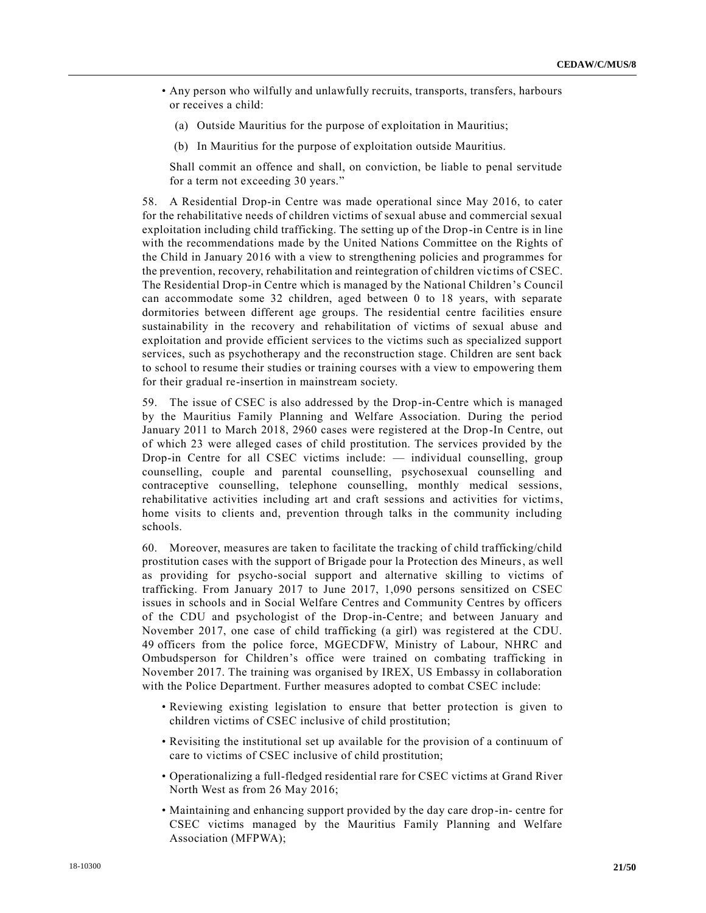- Any person who wilfully and unlawfully recruits, transports, transfers, harbours or receives a child:

  (a) Outside Mauritius for the purpose of exploitation in Mauritius;

  (b) In Mauritius for the purpose of exploitation outside Mauritius.

  Shall commit an offence and shall, on conviction, be liable to penal servitude for a term not exceeding 30 years."

58. A Residential Drop-in Centre was made operational since May 2016, to cater for the rehabilitative needs of children victims of sexual abuse and commercial sexual exploitation including child trafficking. The setting up of the Drop-in Centre is in line with the recommendations made by the United Nations Committee on the Rights of the Child in January 2016 with a view to strengthening policies and programmes for the prevention, recovery, rehabilitation and reintegration of children victims of CSEC. The Residential Drop-in Centre which is managed by the National Children's Council can accommodate some 32 children, aged between 0 to 18 years, with separate dormitories between different age groups. The residential centre facilities ensure sustainability in the recovery and rehabilitation of victims of sexual abuse and exploitation and provide efficient services to the victims such as specialized support services, such as psychotherapy and the reconstruction stage. Children are sent back to school to resume their studies or training courses with a view to empowering them for their gradual re-insertion in mainstream society.

59. The issue of CSEC is also addressed by the Drop-in-Centre which is managed by the Mauritius Family Planning and Welfare Association. During the period January 2011 to March 2018, 2960 cases were registered at the Drop-In Centre, out of which 23 were alleged cases of child prostitution. The services provided by the Drop-in Centre for all CSEC victims include: — individual counselling, group counselling, couple and parental counselling, psychosexual counselling and contraceptive counselling, telephone counselling, monthly medical sessions, rehabilitative activities including art and craft sessions and activities for victims, home visits to clients and, prevention through talks in the community including schools.

60. Moreover, measures are taken to facilitate the tracking of child trafficking/child prostitution cases with the support of Brigade pour la Protection des Mineurs, as well as providing for psycho-social support and alternative skilling to victims of trafficking. From January 2017 to June 2017, 1,090 persons sensitized on CSEC issues in schools and in Social Welfare Centres and Community Centres by officers of the CDU and psychologist of the Drop-in-Centre; and between January and November 2017, one case of child trafficking (a girl) was registered at the CDU. 49 officers from the police force, MGECDFW, Ministry of Labour, NHRC and Ombudsperson for Children's office were trained on combating trafficking in November 2017. The training was organised by IREX, US Embassy in collaboration with the Police Department. Further measures adopted to combat CSEC include:

- Reviewing existing legislation to ensure that better protection is given to children victims of CSEC inclusive of child prostitution;
- Revisiting the institutional set up available for the provision of a continuum of care to victims of CSEC inclusive of child prostitution;
- Operationalizing a full-fledged residential rare for CSEC victims at Grand River North West as from 26 May 2016;
- Maintaining and enhancing support provided by the day care drop-in- centre for CSEC victims managed by the Mauritius Family Planning and Welfare Association (MFPWA);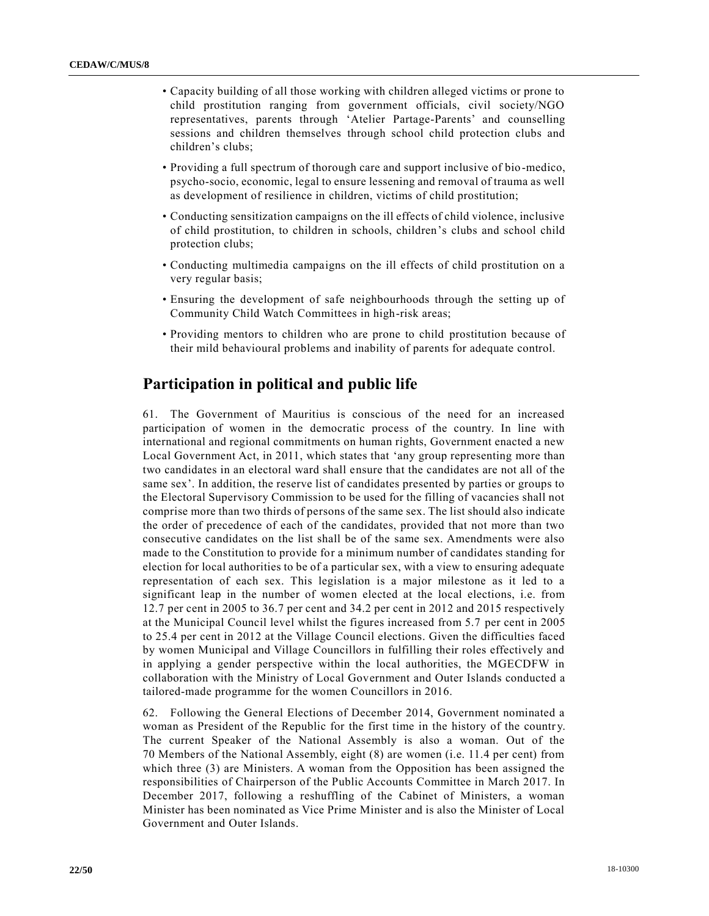- Capacity building of all those working with children alleged victims or prone to child prostitution ranging from government officials, civil society/NGO representatives, parents through 'Atelier Partage-Parents' and counselling sessions and children themselves through school child protection clubs and children's clubs;
- Providing a full spectrum of thorough care and support inclusive of bio-medico, psycho-socio, economic, legal to ensure lessening and removal of trauma as well as development of resilience in children, victims of child prostitution;
- Conducting sensitization campaigns on the ill effects of child violence, inclusive of child prostitution, to children in schools, children's clubs and school child protection clubs;
- Conducting multimedia campaigns on the ill effects of child prostitution on a very regular basis;
- Ensuring the development of safe neighbourhoods through the setting up of Community Child Watch Committees in high-risk areas;
- Providing mentors to children who are prone to child prostitution because of their mild behavioural problems and inability of parents for adequate control.

## Participation in political and public life

61. The Government of Mauritius is conscious of the need for an increased participation of women in the democratic process of the country. In line with international and regional commitments on human rights, Government enacted a new Local Government Act, in 2011, which states that 'any group representing more than two candidates in an electoral ward shall ensure that the candidates are not all of the same sex'. In addition, the reserve list of candidates presented by parties or groups to the Electoral Supervisory Commission to be used for the filling of vacancies shall not comprise more than two thirds of persons of the same sex. The list should also indicate the order of precedence of each of the candidates, provided that not more than two consecutive candidates on the list shall be of the same sex. Amendments were also made to the Constitution to provide for a minimum number of candidates standing for election for local authorities to be of a particular sex, with a view to ensuring adequate representation of each sex. This legislation is a major milestone as it led to a significant leap in the number of women elected at the local elections, i.e. from 12.7 per cent in 2005 to 36.7 per cent and 34.2 per cent in 2012 and 2015 respectively at the Municipal Council level whilst the figures increased from 5.7 per cent in 2005 to 25.4 per cent in 2012 at the Village Council elections. Given the difficulties faced by women Municipal and Village Councillors in fulfilling their roles effectively and in applying a gender perspective within the local authorities, the MGECDFW in collaboration with the Ministry of Local Government and Outer Islands conducted a tailored-made programme for the women Councillors in 2016.

62. Following the General Elections of December 2014, Government nominated a woman as President of the Republic for the first time in the history of the country. The current Speaker of the National Assembly is also a woman. Out of the 70 Members of the National Assembly, eight (8) are women (i.e. 11.4 per cent) from which three (3) are Ministers. A woman from the Opposition has been assigned the responsibilities of Chairperson of the Public Accounts Committee in March 2017. In December 2017, following a reshuffling of the Cabinet of Ministers, a woman Minister has been nominated as Vice Prime Minister and is also the Minister of Local Government and Outer Islands.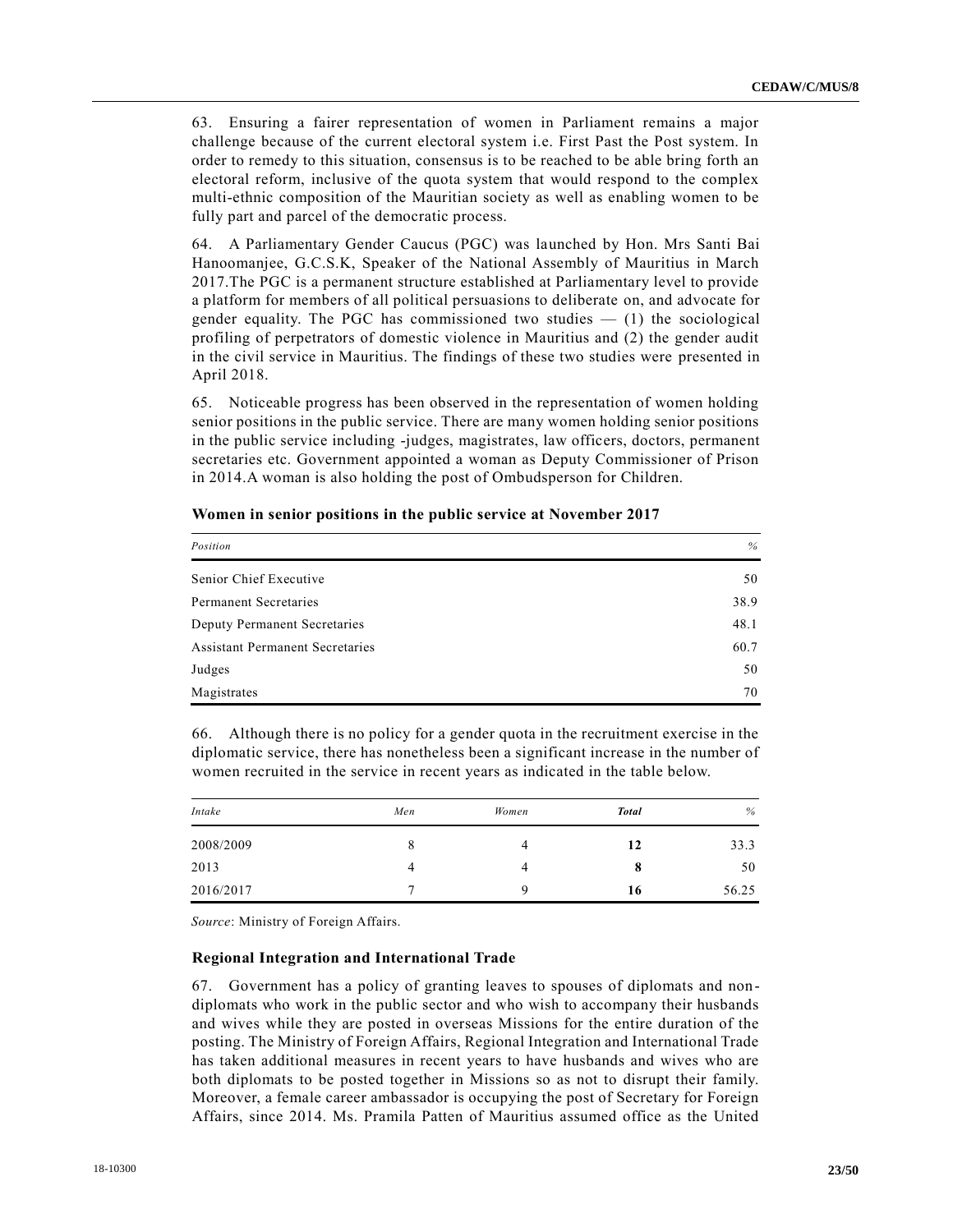63. Ensuring a fairer representation of women in Parliament remains a major challenge because of the current electoral system i.e. First Past the Post system. In order to remedy to this situation, consensus is to be reached to be able bring forth an electoral reform, inclusive of the quota system that would respond to the complex multi-ethnic composition of the Mauritian society as well as enabling women to be fully part and parcel of the democratic process.

64. A Parliamentary Gender Caucus (PGC) was launched by Hon. Mrs Santi Bai Hanoomanjee, G.C.S.K, Speaker of the National Assembly of Mauritius in March 2017.The PGC is a permanent structure established at Parliamentary level to provide a platform for members of all political persuasions to deliberate on, and advocate for gender equality. The PGC has commissioned two studies — (1) the sociological profiling of perpetrators of domestic violence in Mauritius and (2) the gender audit in the civil service in Mauritius. The findings of these two studies were presented in April 2018.

65. Noticeable progress has been observed in the representation of women holding senior positions in the public service. There are many women holding senior positions in the public service including -judges, magistrates, law officers, doctors, permanent secretaries etc. Government appointed a woman as Deputy Commissioner of Prison in 2014.A woman is also holding the post of Ombudsperson for Children.

**Women in senior positions in the public service at November 2017**

| *Position* | *%* |
|---|---|
| Senior Chief Executive | 50 |
| Permanent Secretaries | 38.9 |
| Deputy Permanent Secretaries | 48.1 |
| Assistant Permanent Secretaries | 60.7 |
| Judges | 50 |
| Magistrates | 70 |

66. Although there is no policy for a gender quota in the recruitment exercise in the diplomatic service, there has nonetheless been a significant increase in the number of women recruited in the service in recent years as indicated in the table below.

| *Intake* | *Men* | *Women* | ***Total*** | *%* |
|---|---|---|---|---|
| 2008/2009 | 8 | 4 | **12** | 33.3 |
| 2013 | 4 | 4 | **8** | 50 |
| 2016/2017 | 7 | 9 | **16** | 56.25 |

*Source*: Ministry of Foreign Affairs.

**Regional Integration and International Trade**

67. Government has a policy of granting leaves to spouses of diplomats and non-diplomats who work in the public sector and who wish to accompany their husbands and wives while they are posted in overseas Missions for the entire duration of the posting. The Ministry of Foreign Affairs, Regional Integration and International Trade has taken additional measures in recent years to have husbands and wives who are both diplomats to be posted together in Missions so as not to disrupt their family. Moreover, a female career ambassador is occupying the post of Secretary for Foreign Affairs, since 2014. Ms. Pramila Patten of Mauritius assumed office as the United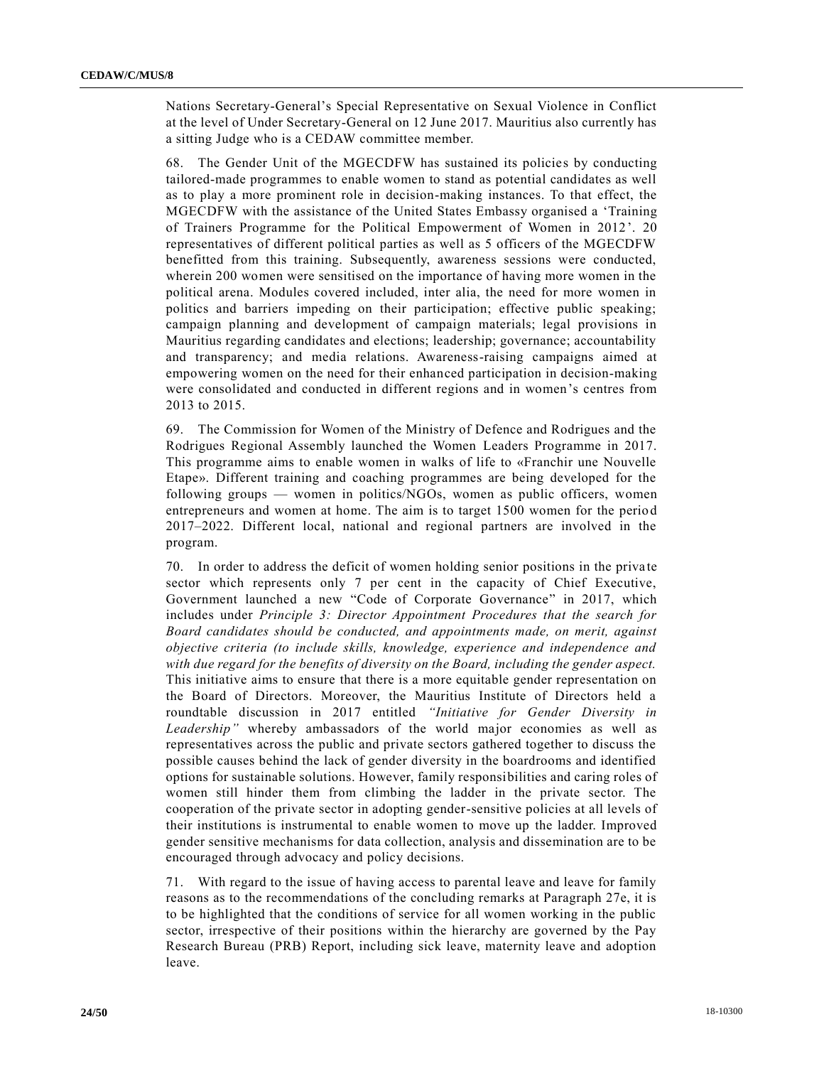Nations Secretary-General's Special Representative on Sexual Violence in Conflict at the level of Under Secretary-General on 12 June 2017. Mauritius also currently has a sitting Judge who is a CEDAW committee member.

68. The Gender Unit of the MGECDFW has sustained its policies by conducting tailored-made programmes to enable women to stand as potential candidates as well as to play a more prominent role in decision-making instances. To that effect, the MGECDFW with the assistance of the United States Embassy organised a 'Training of Trainers Programme for the Political Empowerment of Women in 2012'. 20 representatives of different political parties as well as 5 officers of the MGECDFW benefitted from this training. Subsequently, awareness sessions were conducted, wherein 200 women were sensitised on the importance of having more women in the political arena. Modules covered included, inter alia, the need for more women in politics and barriers impeding on their participation; effective public speaking; campaign planning and development of campaign materials; legal provisions in Mauritius regarding candidates and elections; leadership; governance; accountability and transparency; and media relations. Awareness-raising campaigns aimed at empowering women on the need for their enhanced participation in decision-making were consolidated and conducted in different regions and in women's centres from 2013 to 2015.

69. The Commission for Women of the Ministry of Defence and Rodrigues and the Rodrigues Regional Assembly launched the Women Leaders Programme in 2017. This programme aims to enable women in walks of life to «Franchir une Nouvelle Etape». Different training and coaching programmes are being developed for the following groups — women in politics/NGOs, women as public officers, women entrepreneurs and women at home. The aim is to target 1500 women for the period 2017–2022. Different local, national and regional partners are involved in the program.

70. In order to address the deficit of women holding senior positions in the private sector which represents only 7 per cent in the capacity of Chief Executive, Government launched a new "Code of Corporate Governance" in 2017, which includes under *Principle 3: Director Appointment Procedures that the search for Board candidates should be conducted, and appointments made, on merit, against objective criteria (to include skills, knowledge, experience and independence and with due regard for the benefits of diversity on the Board, including the gender aspect.* This initiative aims to ensure that there is a more equitable gender representation on the Board of Directors. Moreover, the Mauritius Institute of Directors held a roundtable discussion in 2017 entitled *"Initiative for Gender Diversity in Leadership"* whereby ambassadors of the world major economies as well as representatives across the public and private sectors gathered together to discuss the possible causes behind the lack of gender diversity in the boardrooms and identified options for sustainable solutions. However, family responsibilities and caring roles of women still hinder them from climbing the ladder in the private sector. The cooperation of the private sector in adopting gender-sensitive policies at all levels of their institutions is instrumental to enable women to move up the ladder. Improved gender sensitive mechanisms for data collection, analysis and dissemination are to be encouraged through advocacy and policy decisions.

71. With regard to the issue of having access to parental leave and leave for family reasons as to the recommendations of the concluding remarks at Paragraph 27e, it is to be highlighted that the conditions of service for all women working in the public sector, irrespective of their positions within the hierarchy are governed by the Pay Research Bureau (PRB) Report, including sick leave, maternity leave and adoption leave.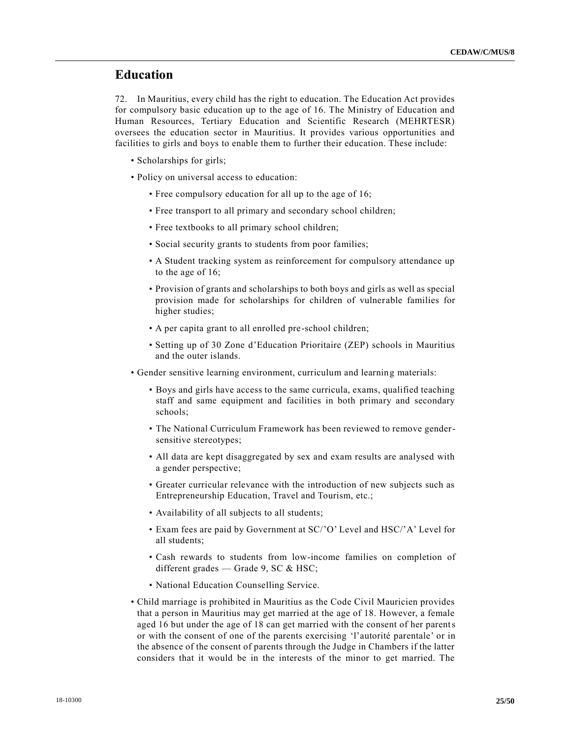## Education

72. In Mauritius, every child has the right to education. The Education Act provides for compulsory basic education up to the age of 16. The Ministry of Education and Human Resources, Tertiary Education and Scientific Research (MEHRTESR) oversees the education sector in Mauritius. It provides various opportunities and facilities to girls and boys to enable them to further their education. These include:

- Scholarships for girls;
- Policy on universal access to education:
  - Free compulsory education for all up to the age of 16;
  - Free transport to all primary and secondary school children;
  - Free textbooks to all primary school children;
  - Social security grants to students from poor families;
  - A Student tracking system as reinforcement for compulsory attendance up to the age of 16;
  - Provision of grants and scholarships to both boys and girls as well as special provision made for scholarships for children of vulnerable families for higher studies;
  - A per capita grant to all enrolled pre-school children;
  - Setting up of 30 Zone d'Education Prioritaire (ZEP) schools in Mauritius and the outer islands.
- Gender sensitive learning environment, curriculum and learning materials:
  - Boys and girls have access to the same curricula, exams, qualified teaching staff and same equipment and facilities in both primary and secondary schools;
  - The National Curriculum Framework has been reviewed to remove gender-sensitive stereotypes;
  - All data are kept disaggregated by sex and exam results are analysed with a gender perspective;
  - Greater curricular relevance with the introduction of new subjects such as Entrepreneurship Education, Travel and Tourism, etc.;
  - Availability of all subjects to all students;
  - Exam fees are paid by Government at SC/'O' Level and HSC/'A' Level for all students;
  - Cash rewards to students from low-income families on completion of different grades — Grade 9, SC & HSC;
  - National Education Counselling Service.
- Child marriage is prohibited in Mauritius as the Code Civil Mauricien provides that a person in Mauritius may get married at the age of 18. However, a female aged 16 but under the age of 18 can get married with the consent of her parents or with the consent of one of the parents exercising 'l'autorité parentale' or in the absence of the consent of parents through the Judge in Chambers if the latter considers that it would be in the interests of the minor to get married. The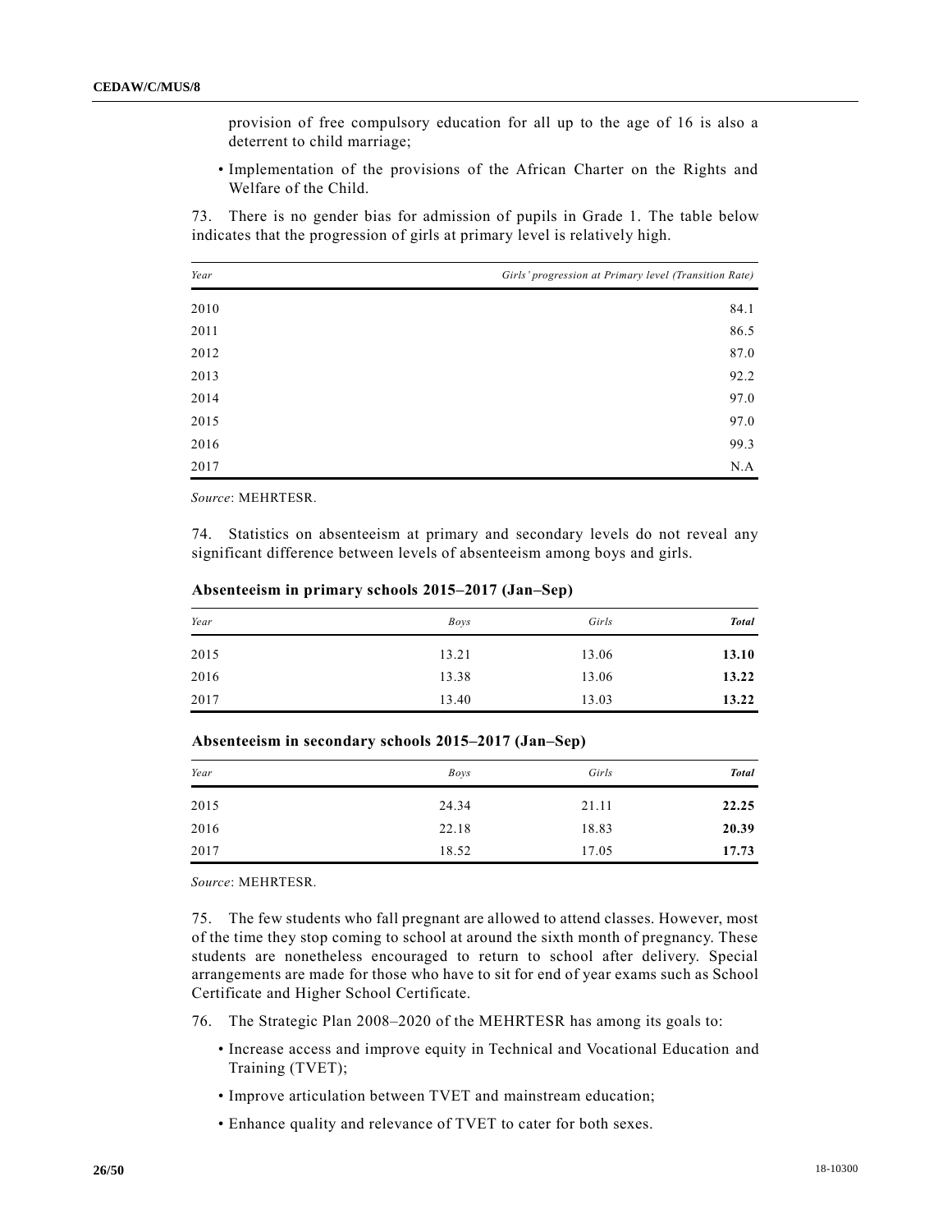provision of free compulsory education for all up to the age of 16 is also a deterrent to child marriage;

- Implementation of the provisions of the African Charter on the Rights and Welfare of the Child.

73. There is no gender bias for admission of pupils in Grade 1. The table below indicates that the progression of girls at primary level is relatively high.

| *Year* | *Girls' progression at Primary level (Transition Rate)* |
|---|---|
| 2010 | 84.1 |
| 2011 | 86.5 |
| 2012 | 87.0 |
| 2013 | 92.2 |
| 2014 | 97.0 |
| 2015 | 97.0 |
| 2016 | 99.3 |
| 2017 | N.A |

*Source*: MEHRTESR.

74. Statistics on absenteeism at primary and secondary levels do not reveal any significant difference between levels of absenteeism among boys and girls.

**Absenteeism in primary schools 2015–2017 (Jan–Sep)**

| *Year* | *Boys* | *Girls* | ***Total*** |
|---|---|---|---|
| 2015 | 13.21 | 13.06 | **13.10** |
| 2016 | 13.38 | 13.06 | **13.22** |
| 2017 | 13.40 | 13.03 | **13.22** |

**Absenteeism in secondary schools 2015–2017 (Jan–Sep)**

| *Year* | *Boys* | *Girls* | ***Total*** |
|---|---|---|---|
| 2015 | 24.34 | 21.11 | **22.25** |
| 2016 | 22.18 | 18.83 | **20.39** |
| 2017 | 18.52 | 17.05 | **17.73** |

*Source*: MEHRTESR.

75. The few students who fall pregnant are allowed to attend classes. However, most of the time they stop coming to school at around the sixth month of pregnancy. These students are nonetheless encouraged to return to school after delivery. Special arrangements are made for those who have to sit for end of year exams such as School Certificate and Higher School Certificate.

76. The Strategic Plan 2008–2020 of the MEHRTESR has among its goals to:

- Increase access and improve equity in Technical and Vocational Education and Training (TVET);
- Improve articulation between TVET and mainstream education;
- Enhance quality and relevance of TVET to cater for both sexes.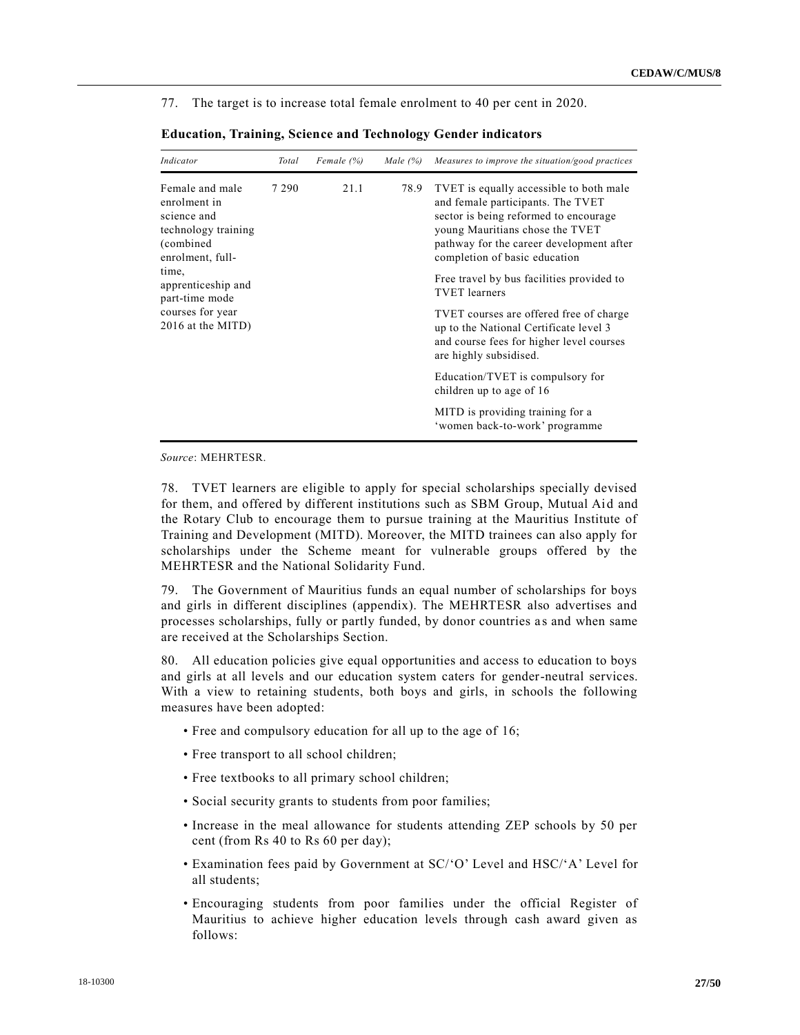77. The target is to increase total female enrolment to 40 per cent in 2020.

**Education, Training, Science and Technology Gender indicators**

| *Indicator* | *Total* | *Female (%)* | *Male (%)* | *Measures to improve the situation/good practices* |
|---|---|---|---|---|
| Female and male enrolment in science and technology training (combined enrolment, full-time, apprenticeship and part-time mode courses for year 2016 at the MITD) | 7 290 | 21.1 | 78.9 | TVET is equally accessible to both male and female participants. The TVET sector is being reformed to encourage young Mauritians chose the TVET pathway for the career development after completion of basic education<br><br>Free travel by bus facilities provided to TVET learners<br><br>TVET courses are offered free of charge up to the National Certificate level 3 and course fees for higher level courses are highly subsidised.<br><br>Education/TVET is compulsory for children up to age of 16<br><br>MITD is providing training for a 'women back-to-work' programme |

*Source*: MEHRTESR.

78. TVET learners are eligible to apply for special scholarships specially devised for them, and offered by different institutions such as SBM Group, Mutual Aid and the Rotary Club to encourage them to pursue training at the Mauritius Institute of Training and Development (MITD). Moreover, the MITD trainees can also apply for scholarships under the Scheme meant for vulnerable groups offered by the MEHRTESR and the National Solidarity Fund.

79. The Government of Mauritius funds an equal number of scholarships for boys and girls in different disciplines (appendix). The MEHRTESR also advertises and processes scholarships, fully or partly funded, by donor countries as and when same are received at the Scholarships Section.

80. All education policies give equal opportunities and access to education to boys and girls at all levels and our education system caters for gender-neutral services. With a view to retaining students, both boys and girls, in schools the following measures have been adopted:

- Free and compulsory education for all up to the age of 16;
- Free transport to all school children;
- Free textbooks to all primary school children;
- Social security grants to students from poor families;
- Increase in the meal allowance for students attending ZEP schools by 50 per cent (from Rs 40 to Rs 60 per day);
- Examination fees paid by Government at SC/'O' Level and HSC/'A' Level for all students;
- Encouraging students from poor families under the official Register of Mauritius to achieve higher education levels through cash award given as follows: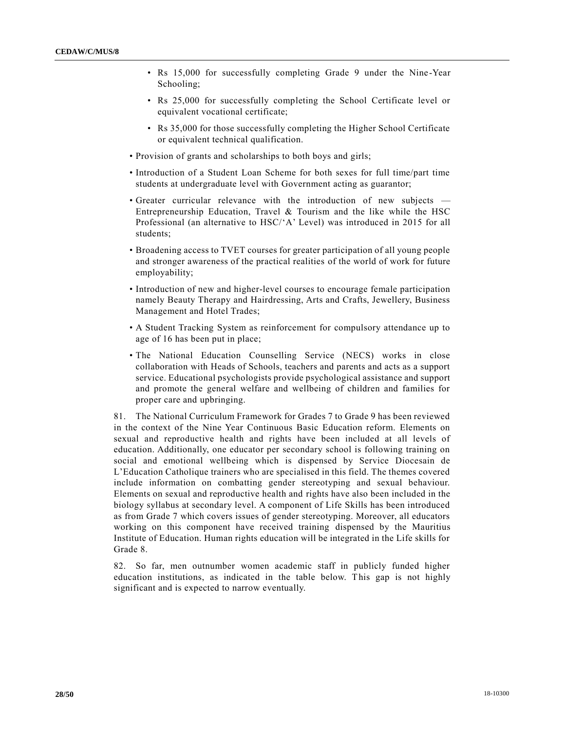- Rs 15,000 for successfully completing Grade 9 under the Nine-Year Schooling;
  - Rs 25,000 for successfully completing the School Certificate level or equivalent vocational certificate;
  - Rs 35,000 for those successfully completing the Higher School Certificate or equivalent technical qualification.

- Provision of grants and scholarships to both boys and girls;
- Introduction of a Student Loan Scheme for both sexes for full time/part time students at undergraduate level with Government acting as guarantor;
- Greater curricular relevance with the introduction of new subjects — Entrepreneurship Education, Travel & Tourism and the like while the HSC Professional (an alternative to HSC/'A' Level) was introduced in 2015 for all students;
- Broadening access to TVET courses for greater participation of all young people and stronger awareness of the practical realities of the world of work for future employability;
- Introduction of new and higher-level courses to encourage female participation namely Beauty Therapy and Hairdressing, Arts and Crafts, Jewellery, Business Management and Hotel Trades;
- A Student Tracking System as reinforcement for compulsory attendance up to age of 16 has been put in place;
- The National Education Counselling Service (NECS) works in close collaboration with Heads of Schools, teachers and parents and acts as a support service. Educational psychologists provide psychological assistance and support and promote the general welfare and wellbeing of children and families for proper care and upbringing.

81. The National Curriculum Framework for Grades 7 to Grade 9 has been reviewed in the context of the Nine Year Continuous Basic Education reform. Elements on sexual and reproductive health and rights have been included at all levels of education. Additionally, one educator per secondary school is following training on social and emotional wellbeing which is dispensed by Service Diocesain de L'Education Catholique trainers who are specialised in this field. The themes covered include information on combatting gender stereotyping and sexual behaviour. Elements on sexual and reproductive health and rights have also been included in the biology syllabus at secondary level. A component of Life Skills has been introduced as from Grade 7 which covers issues of gender stereotyping. Moreover, all educators working on this component have received training dispensed by the Mauritius Institute of Education. Human rights education will be integrated in the Life skills for Grade 8.

82. So far, men outnumber women academic staff in publicly funded higher education institutions, as indicated in the table below. This gap is not highly significant and is expected to narrow eventually.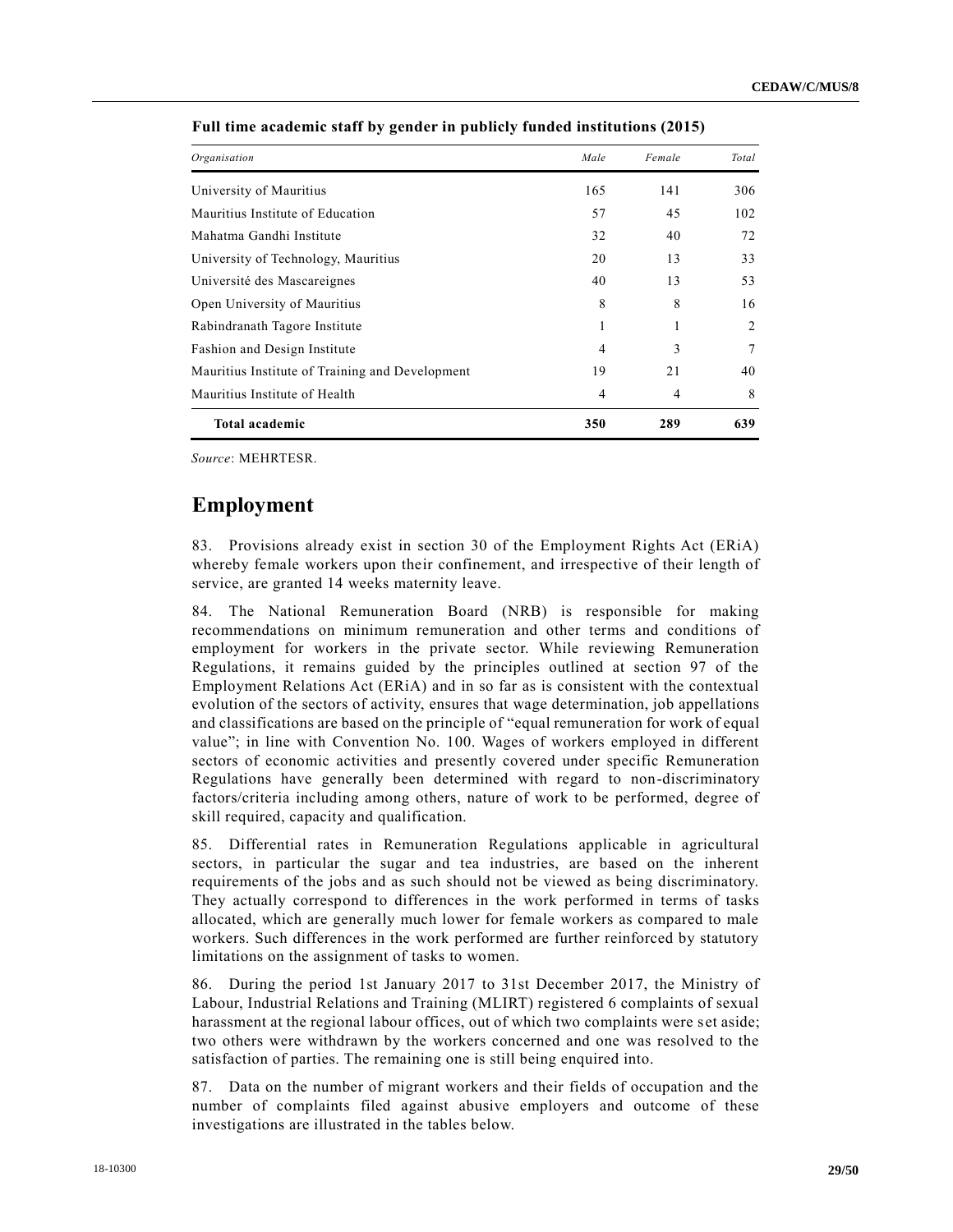**Full time academic staff by gender in publicly funded institutions (2015)**

| *Organisation* | *Male* | *Female* | *Total* |
|---|---|---|---|
| University of Mauritius | 165 | 141 | 306 |
| Mauritius Institute of Education | 57 | 45 | 102 |
| Mahatma Gandhi Institute | 32 | 40 | 72 |
| University of Technology, Mauritius | 20 | 13 | 33 |
| Université des Mascareignes | 40 | 13 | 53 |
| Open University of Mauritius | 8 | 8 | 16 |
| Rabindranath Tagore Institute | 1 | 1 | 2 |
| Fashion and Design Institute | 4 | 3 | 7 |
| Mauritius Institute of Training and Development | 19 | 21 | 40 |
| Mauritius Institute of Health | 4 | 4 | 8 |
| **Total academic** | **350** | **289** | **639** |

*Source*: MEHRTESR.

## Employment

83. Provisions already exist in section 30 of the Employment Rights Act (ERiA) whereby female workers upon their confinement, and irrespective of their length of service, are granted 14 weeks maternity leave.

84. The National Remuneration Board (NRB) is responsible for making recommendations on minimum remuneration and other terms and conditions of employment for workers in the private sector. While reviewing Remuneration Regulations, it remains guided by the principles outlined at section 97 of the Employment Relations Act (ERiA) and in so far as is consistent with the contextual evolution of the sectors of activity, ensures that wage determination, job appellations and classifications are based on the principle of "equal remuneration for work of equal value"; in line with Convention No. 100. Wages of workers employed in different sectors of economic activities and presently covered under specific Remuneration Regulations have generally been determined with regard to non-discriminatory factors/criteria including among others, nature of work to be performed, degree of skill required, capacity and qualification.

85. Differential rates in Remuneration Regulations applicable in agricultural sectors, in particular the sugar and tea industries, are based on the inherent requirements of the jobs and as such should not be viewed as being discriminatory. They actually correspond to differences in the work performed in terms of tasks allocated, which are generally much lower for female workers as compared to male workers. Such differences in the work performed are further reinforced by statutory limitations on the assignment of tasks to women.

86. During the period 1st January 2017 to 31st December 2017, the Ministry of Labour, Industrial Relations and Training (MLIRT) registered 6 complaints of sexual harassment at the regional labour offices, out of which two complaints were set aside; two others were withdrawn by the workers concerned and one was resolved to the satisfaction of parties. The remaining one is still being enquired into.

87. Data on the number of migrant workers and their fields of occupation and the number of complaints filed against abusive employers and outcome of these investigations are illustrated in the tables below.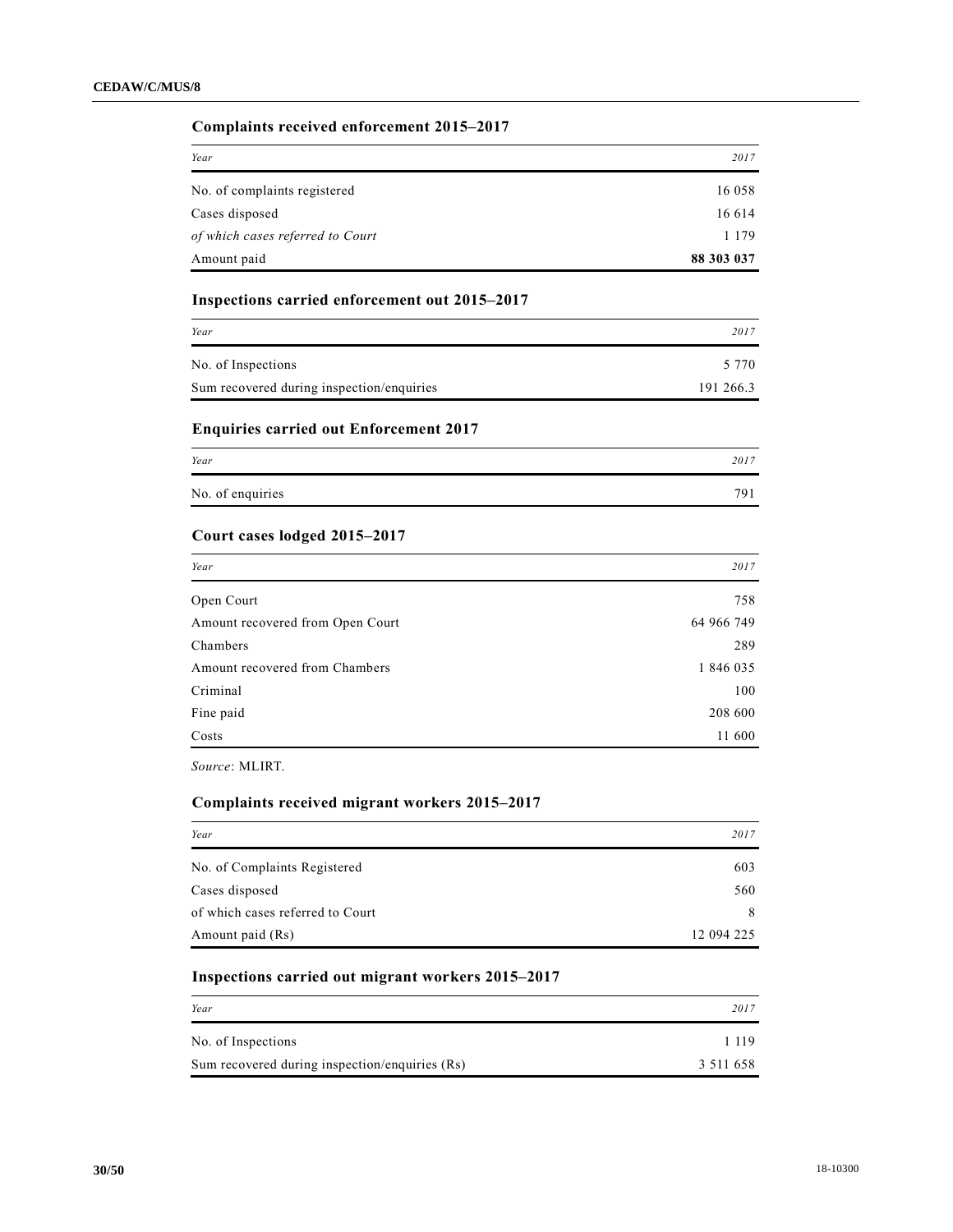**Complaints received enforcement 2015–2017**

| *Year* | *2017* |
|---|---|
| No. of complaints registered | 16 058 |
| Cases disposed | 16 614 |
| *of which cases referred to Court* | 1 179 |
| Amount paid | **88 303 037** |

**Inspections carried enforcement out 2015–2017**

| *Year* | *2017* |
|---|---|
| No. of Inspections | 5 770 |
| Sum recovered during inspection/enquiries | 191 266.3 |

**Enquiries carried out Enforcement 2017**

| *Year* | *2017* |
|---|---|
| No. of enquiries | 791 |

**Court cases lodged 2015–2017**

| *Year* | *2017* |
|---|---|
| Open Court | 758 |
| Amount recovered from Open Court | 64 966 749 |
| Chambers | 289 |
| Amount recovered from Chambers | 1 846 035 |
| Criminal | 100 |
| Fine paid | 208 600 |
| Costs | 11 600 |

*Source*: MLIRT.

**Complaints received migrant workers 2015–2017**

| *Year* | *2017* |
|---|---|
| No. of Complaints Registered | 603 |
| Cases disposed | 560 |
| of which cases referred to Court | 8 |
| Amount paid (Rs) | 12 094 225 |

**Inspections carried out migrant workers 2015–2017**

| *Year* | *2017* |
|---|---|
| No. of Inspections | 1 119 |
| Sum recovered during inspection/enquiries (Rs) | 3 511 658 |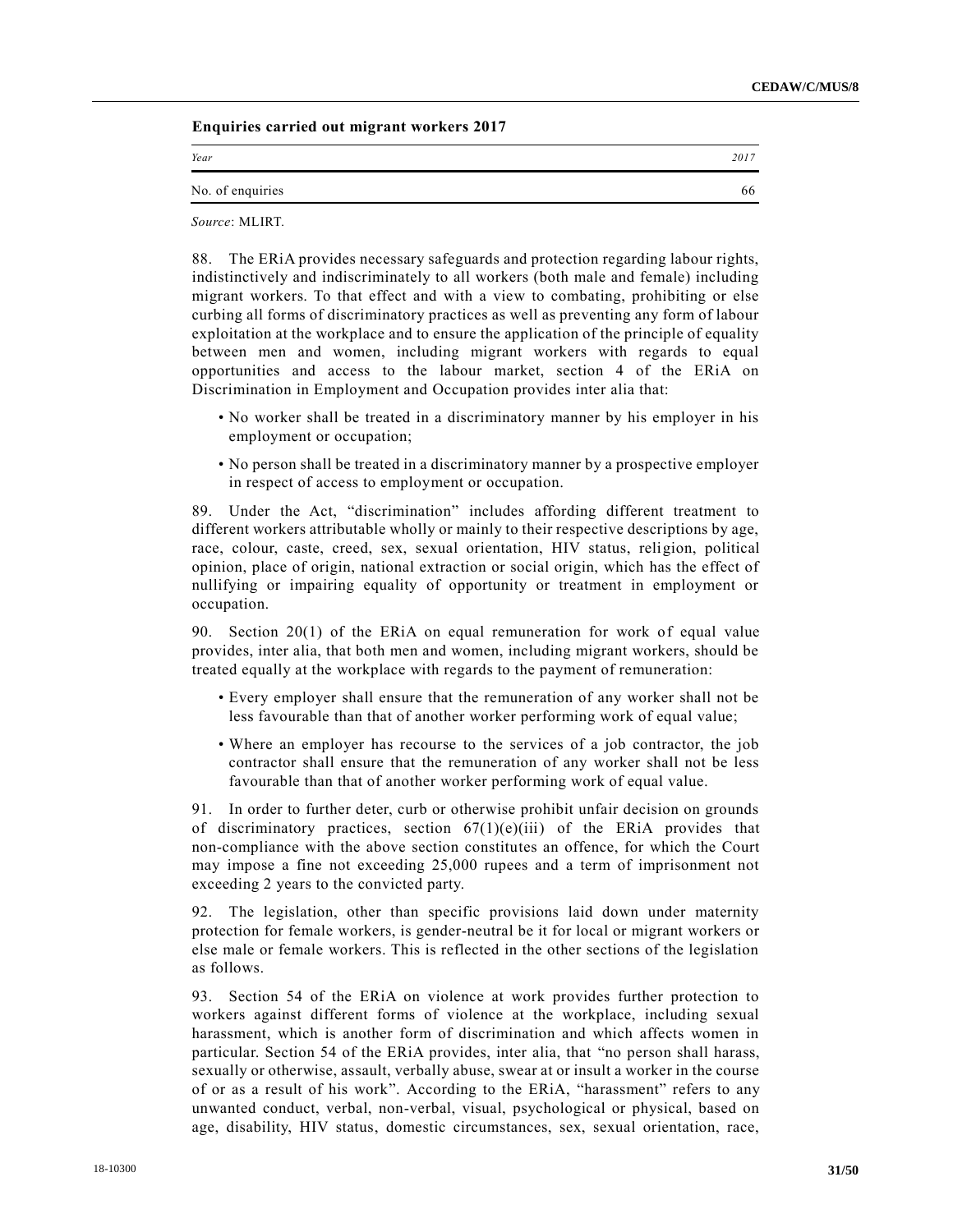**Enquiries carried out migrant workers 2017**

| *Year* | *2017* |
|---|---|
| No. of enquiries | 66 |

*Source*: MLIRT.

88. The ERiA provides necessary safeguards and protection regarding labour rights, indistinctively and indiscriminately to all workers (both male and female) including migrant workers. To that effect and with a view to combating, prohibiting or else curbing all forms of discriminatory practices as well as preventing any form of labour exploitation at the workplace and to ensure the application of the principle of equality between men and women, including migrant workers with regards to equal opportunities and access to the labour market, section 4 of the ERiA on Discrimination in Employment and Occupation provides inter alia that:

- No worker shall be treated in a discriminatory manner by his employer in his employment or occupation;
- No person shall be treated in a discriminatory manner by a prospective employer in respect of access to employment or occupation.

89. Under the Act, "discrimination" includes affording different treatment to different workers attributable wholly or mainly to their respective descriptions by age, race, colour, caste, creed, sex, sexual orientation, HIV status, religion, political opinion, place of origin, national extraction or social origin, which has the effect of nullifying or impairing equality of opportunity or treatment in employment or occupation.

90. Section 20(1) of the ERiA on equal remuneration for work of equal value provides, inter alia, that both men and women, including migrant workers, should be treated equally at the workplace with regards to the payment of remuneration:

- Every employer shall ensure that the remuneration of any worker shall not be less favourable than that of another worker performing work of equal value;
- Where an employer has recourse to the services of a job contractor, the job contractor shall ensure that the remuneration of any worker shall not be less favourable than that of another worker performing work of equal value.

91. In order to further deter, curb or otherwise prohibit unfair decision on grounds of discriminatory practices, section 67(1)(e)(iii) of the ERiA provides that non-compliance with the above section constitutes an offence, for which the Court may impose a fine not exceeding 25,000 rupees and a term of imprisonment not exceeding 2 years to the convicted party.

92. The legislation, other than specific provisions laid down under maternity protection for female workers, is gender-neutral be it for local or migrant workers or else male or female workers. This is reflected in the other sections of the legislation as follows.

93. Section 54 of the ERiA on violence at work provides further protection to workers against different forms of violence at the workplace, including sexual harassment, which is another form of discrimination and which affects women in particular. Section 54 of the ERiA provides, inter alia, that "no person shall harass, sexually or otherwise, assault, verbally abuse, swear at or insult a worker in the course of or as a result of his work". According to the ERiA, "harassment" refers to any unwanted conduct, verbal, non-verbal, visual, psychological or physical, based on age, disability, HIV status, domestic circumstances, sex, sexual orientation, race,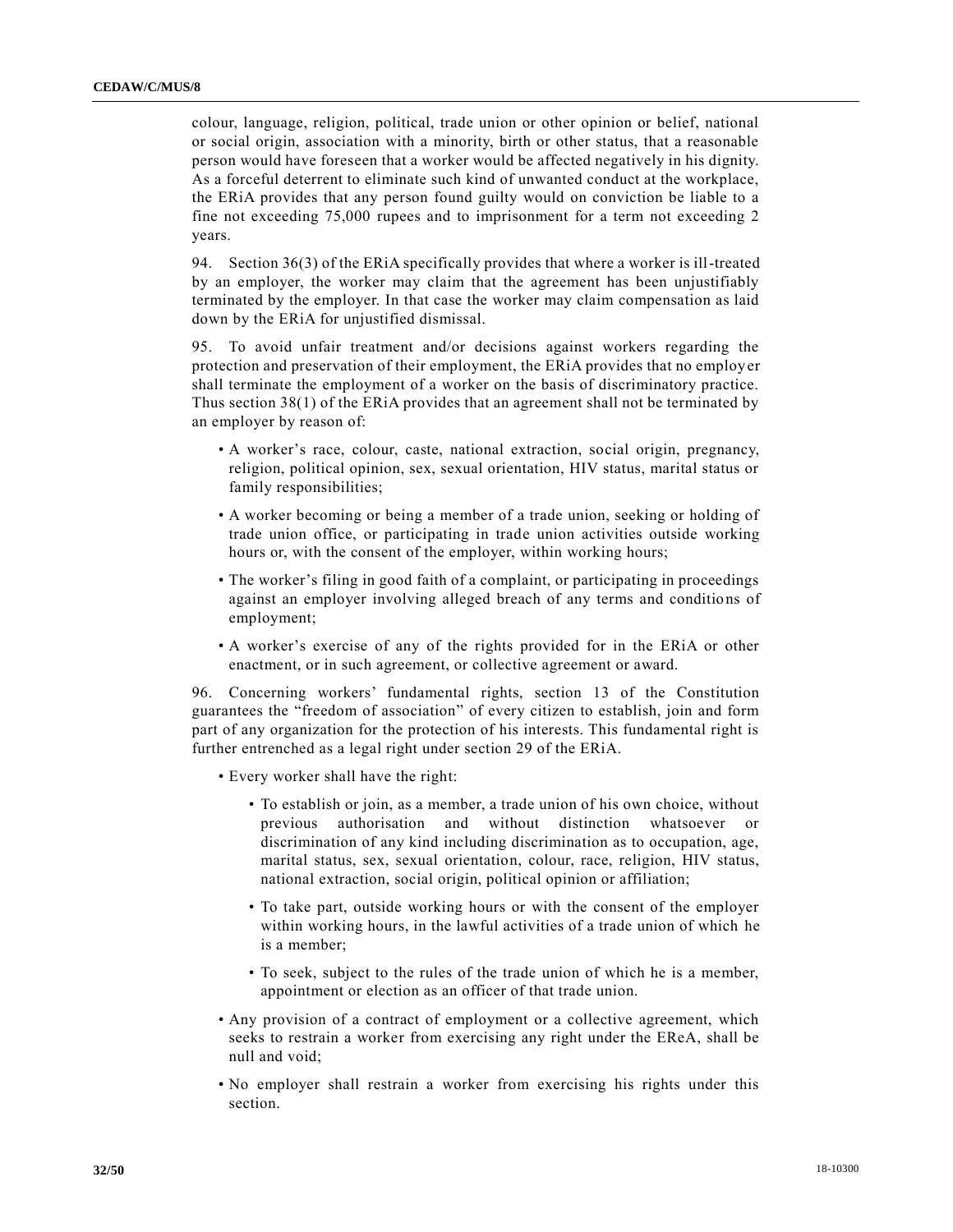colour, language, religion, political, trade union or other opinion or belief, national or social origin, association with a minority, birth or other status, that a reasonable person would have foreseen that a worker would be affected negatively in his dignity. As a forceful deterrent to eliminate such kind of unwanted conduct at the workplace, the ERiA provides that any person found guilty would on conviction be liable to a fine not exceeding 75,000 rupees and to imprisonment for a term not exceeding 2 years.

94. Section 36(3) of the ERiA specifically provides that where a worker is ill-treated by an employer, the worker may claim that the agreement has been unjustifiably terminated by the employer. In that case the worker may claim compensation as laid down by the ERiA for unjustified dismissal.

95. To avoid unfair treatment and/or decisions against workers regarding the protection and preservation of their employment, the ERiA provides that no employer shall terminate the employment of a worker on the basis of discriminatory practice. Thus section 38(1) of the ERiA provides that an agreement shall not be terminated by an employer by reason of:

- A worker's race, colour, caste, national extraction, social origin, pregnancy, religion, political opinion, sex, sexual orientation, HIV status, marital status or family responsibilities;
- A worker becoming or being a member of a trade union, seeking or holding of trade union office, or participating in trade union activities outside working hours or, with the consent of the employer, within working hours;
- The worker's filing in good faith of a complaint, or participating in proceedings against an employer involving alleged breach of any terms and conditions of employment;
- A worker's exercise of any of the rights provided for in the ERiA or other enactment, or in such agreement, or collective agreement or award.

96. Concerning workers' fundamental rights, section 13 of the Constitution guarantees the "freedom of association" of every citizen to establish, join and form part of any organization for the protection of his interests. This fundamental right is further entrenched as a legal right under section 29 of the ERiA.

- Every worker shall have the right:
  - To establish or join, as a member, a trade union of his own choice, without previous authorisation and without distinction whatsoever or discrimination of any kind including discrimination as to occupation, age, marital status, sex, sexual orientation, colour, race, religion, HIV status, national extraction, social origin, political opinion or affiliation;
  - To take part, outside working hours or with the consent of the employer within working hours, in the lawful activities of a trade union of which he is a member;
  - To seek, subject to the rules of the trade union of which he is a member, appointment or election as an officer of that trade union.
- Any provision of a contract of employment or a collective agreement, which seeks to restrain a worker from exercising any right under the EReA, shall be null and void;
- No employer shall restrain a worker from exercising his rights under this section.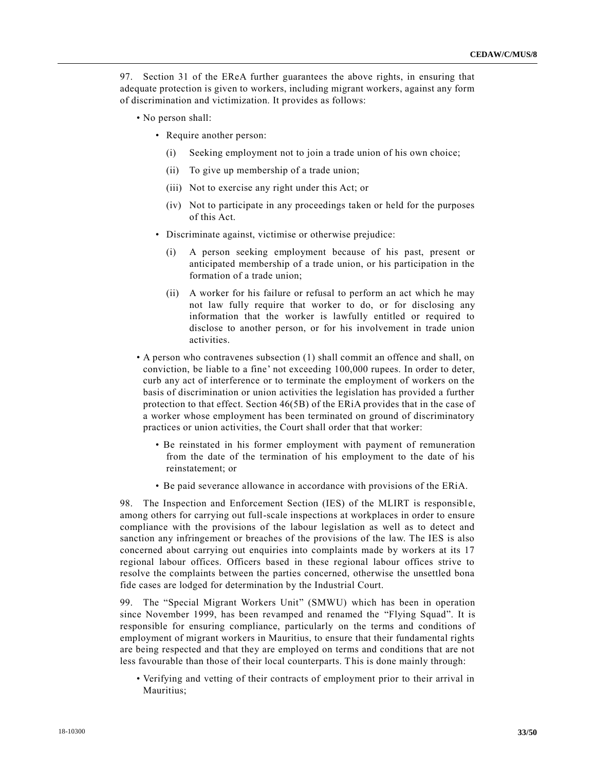97. Section 31 of the EReA further guarantees the above rights, in ensuring that adequate protection is given to workers, including migrant workers, against any form of discrimination and victimization. It provides as follows:

- No person shall:
  - Require another person:
    - (i) Seeking employment not to join a trade union of his own choice;
    - (ii) To give up membership of a trade union;
    - (iii) Not to exercise any right under this Act; or
    - (iv) Not to participate in any proceedings taken or held for the purposes of this Act.
  - Discriminate against, victimise or otherwise prejudice:
    - (i) A person seeking employment because of his past, present or anticipated membership of a trade union, or his participation in the formation of a trade union;
    - (ii) A worker for his failure or refusal to perform an act which he may not law fully require that worker to do, or for disclosing any information that the worker is lawfully entitled or required to disclose to another person, or for his involvement in trade union activities.
- A person who contravenes subsection (1) shall commit an offence and shall, on conviction, be liable to a fine' not exceeding 100,000 rupees. In order to deter, curb any act of interference or to terminate the employment of workers on the basis of discrimination or union activities the legislation has provided a further protection to that effect. Section 46(5B) of the ERiA provides that in the case of a worker whose employment has been terminated on ground of discriminatory practices or union activities, the Court shall order that that worker:
  - Be reinstated in his former employment with payment of remuneration from the date of the termination of his employment to the date of his reinstatement; or
  - Be paid severance allowance in accordance with provisions of the ERiA.

98. The Inspection and Enforcement Section (IES) of the MLIRT is responsible, among others for carrying out full-scale inspections at workplaces in order to ensure compliance with the provisions of the labour legislation as well as to detect and sanction any infringement or breaches of the provisions of the law. The IES is also concerned about carrying out enquiries into complaints made by workers at its 17 regional labour offices. Officers based in these regional labour offices strive to resolve the complaints between the parties concerned, otherwise the unsettled bona fide cases are lodged for determination by the Industrial Court.

99. The "Special Migrant Workers Unit" (SMWU) which has been in operation since November 1999, has been revamped and renamed the "Flying Squad". It is responsible for ensuring compliance, particularly on the terms and conditions of employment of migrant workers in Mauritius, to ensure that their fundamental rights are being respected and that they are employed on terms and conditions that are not less favourable than those of their local counterparts. This is done mainly through:

- Verifying and vetting of their contracts of employment prior to their arrival in Mauritius;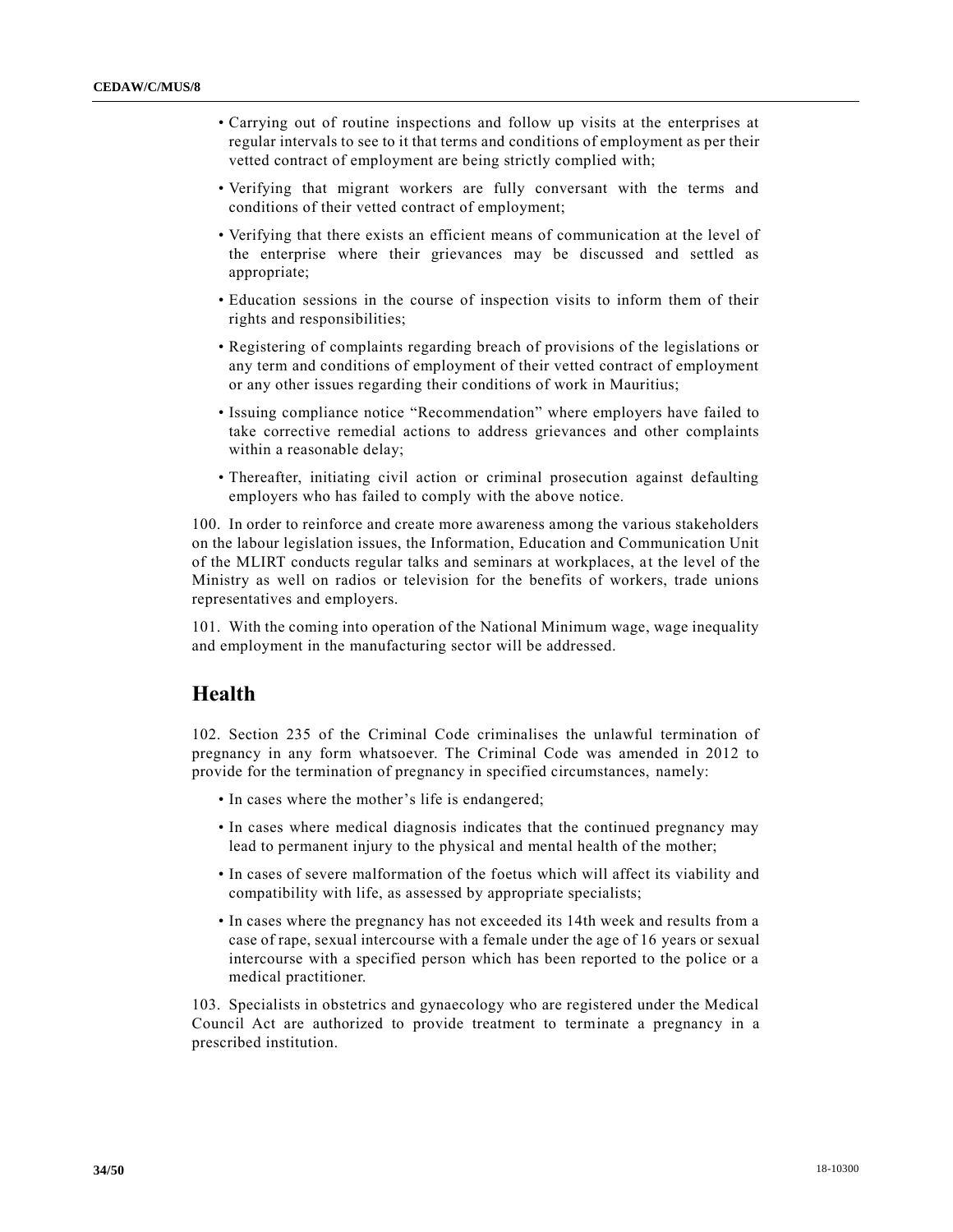- Carrying out of routine inspections and follow up visits at the enterprises at regular intervals to see to it that terms and conditions of employment as per their vetted contract of employment are being strictly complied with;
- Verifying that migrant workers are fully conversant with the terms and conditions of their vetted contract of employment;
- Verifying that there exists an efficient means of communication at the level of the enterprise where their grievances may be discussed and settled as appropriate;
- Education sessions in the course of inspection visits to inform them of their rights and responsibilities;
- Registering of complaints regarding breach of provisions of the legislations or any term and conditions of employment of their vetted contract of employment or any other issues regarding their conditions of work in Mauritius;
- Issuing compliance notice "Recommendation" where employers have failed to take corrective remedial actions to address grievances and other complaints within a reasonable delay;
- Thereafter, initiating civil action or criminal prosecution against defaulting employers who has failed to comply with the above notice.

100. In order to reinforce and create more awareness among the various stakeholders on the labour legislation issues, the Information, Education and Communication Unit of the MLIRT conducts regular talks and seminars at workplaces, at the level of the Ministry as well on radios or television for the benefits of workers, trade unions representatives and employers.

101. With the coming into operation of the National Minimum wage, wage inequality and employment in the manufacturing sector will be addressed.

## Health

102. Section 235 of the Criminal Code criminalises the unlawful termination of pregnancy in any form whatsoever. The Criminal Code was amended in 2012 to provide for the termination of pregnancy in specified circumstances, namely:

- In cases where the mother's life is endangered;
- In cases where medical diagnosis indicates that the continued pregnancy may lead to permanent injury to the physical and mental health of the mother;
- In cases of severe malformation of the foetus which will affect its viability and compatibility with life, as assessed by appropriate specialists;
- In cases where the pregnancy has not exceeded its 14th week and results from a case of rape, sexual intercourse with a female under the age of 16 years or sexual intercourse with a specified person which has been reported to the police or a medical practitioner.

103. Specialists in obstetrics and gynaecology who are registered under the Medical Council Act are authorized to provide treatment to terminate a pregnancy in a prescribed institution.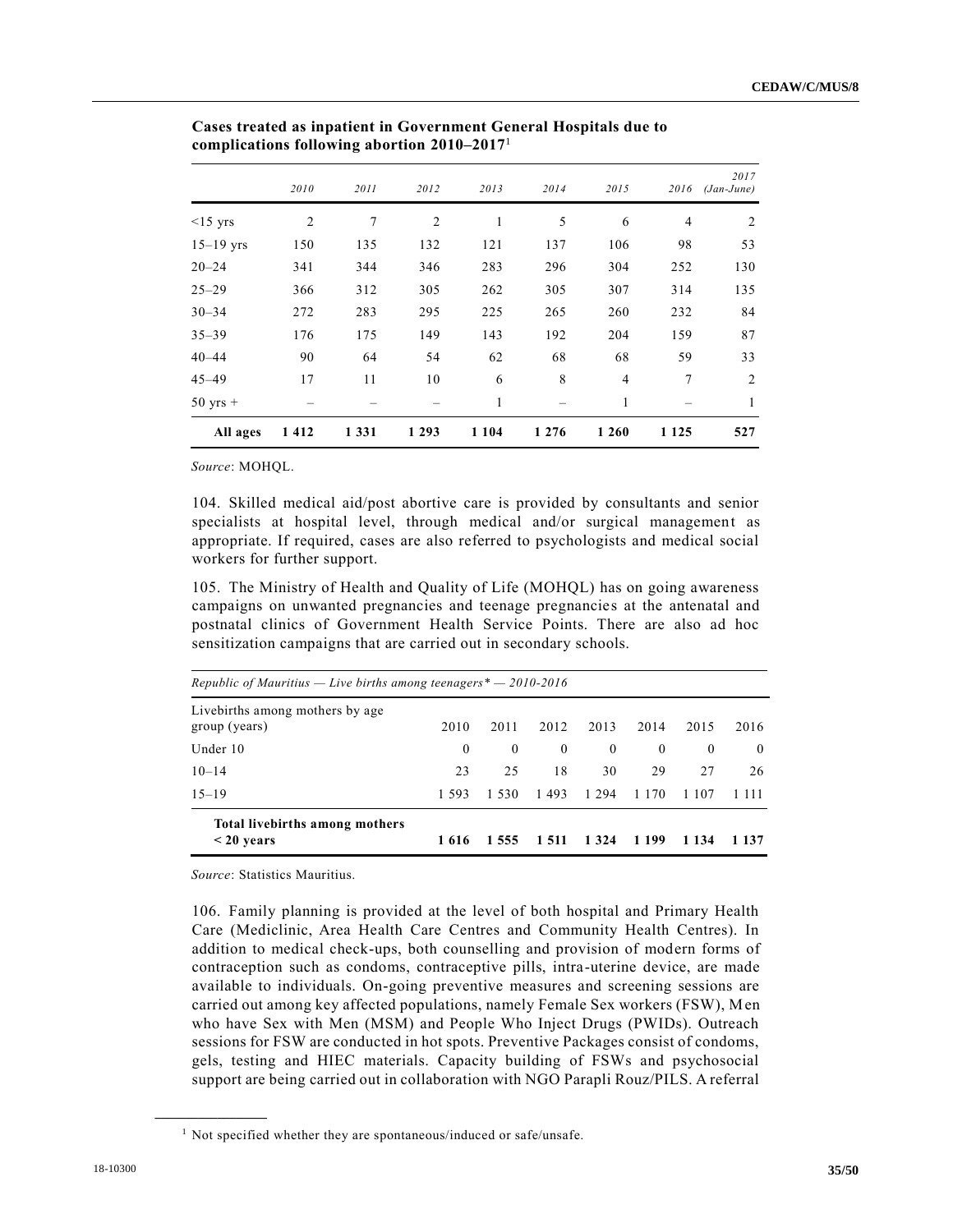**Cases treated as inpatient in Government General Hospitals due to complications following abortion 2010–2017**[1]

| | 2010 | 2011 | 2012 | 2013 | 2014 | 2015 | 2016 | 2017 (Jan-June) |
|---|---|---|---|---|---|---|---|---|
| <15 yrs | 2 | 7 | 2 | 1 | 5 | 6 | 4 | 2 |
| 15–19 yrs | 150 | 135 | 132 | 121 | 137 | 106 | 98 | 53 |
| 20–24 | 341 | 344 | 346 | 283 | 296 | 304 | 252 | 130 |
| 25–29 | 366 | 312 | 305 | 262 | 305 | 307 | 314 | 135 |
| 30–34 | 272 | 283 | 295 | 225 | 265 | 260 | 232 | 84 |
| 35–39 | 176 | 175 | 149 | 143 | 192 | 204 | 159 | 87 |
| 40–44 | 90 | 64 | 54 | 62 | 68 | 68 | 59 | 33 |
| 45–49 | 17 | 11 | 10 | 6 | 8 | 4 | 7 | 2 |
| 50 yrs + | – | – | – | 1 | – | 1 | – | 1 |
| **All ages** | **1 412** | **1 331** | **1 293** | **1 104** | **1 276** | **1 260** | **1 125** | **527** |

*Source*: MOHQL.

104. Skilled medical aid/post abortive care is provided by consultants and senior specialists at hospital level, through medical and/or surgical management as appropriate. If required, cases are also referred to psychologists and medical social workers for further support.

105. The Ministry of Health and Quality of Life (MOHQL) has on going awareness campaigns on unwanted pregnancies and teenage pregnancies at the antenatal and postnatal clinics of Government Health Service Points. There are also ad hoc sensitization campaigns that are carried out in secondary schools.

*Republic of Mauritius — Live births among teenagers* — 2010-2016*

| Livebirths among mothers by age group (years) | 2010 | 2011 | 2012 | 2013 | 2014 | 2015 | 2016 |
|---|---|---|---|---|---|---|---|
| Under 10 | 0 | 0 | 0 | 0 | 0 | 0 | 0 |
| 10–14 | 23 | 25 | 18 | 30 | 29 | 27 | 26 |
| 15–19 | 1 593 | 1 530 | 1 493 | 1 294 | 1 170 | 1 107 | 1 111 |
| **Total livebirths among mothers < 20 years** | **1 616** | **1 555** | **1 511** | **1 324** | **1 199** | **1 134** | **1 137** |

*Source*: Statistics Mauritius.

106. Family planning is provided at the level of both hospital and Primary Health Care (Mediclinic, Area Health Care Centres and Community Health Centres). In addition to medical check-ups, both counselling and provision of modern forms of contraception such as condoms, contraceptive pills, intra-uterine device, are made available to individuals. On-going preventive measures and screening sessions are carried out among key affected populations, namely Female Sex workers (FSW), Men who have Sex with Men (MSM) and People Who Inject Drugs (PWIDs). Outreach sessions for FSW are conducted in hot spots. Preventive Packages consist of condoms, gels, testing and HIEC materials. Capacity building of FSWs and psychosocial support are being carried out in collaboration with NGO Parapli Rouz/PILS. A referral

[1] Not specified whether they are spontaneous/induced or safe/unsafe.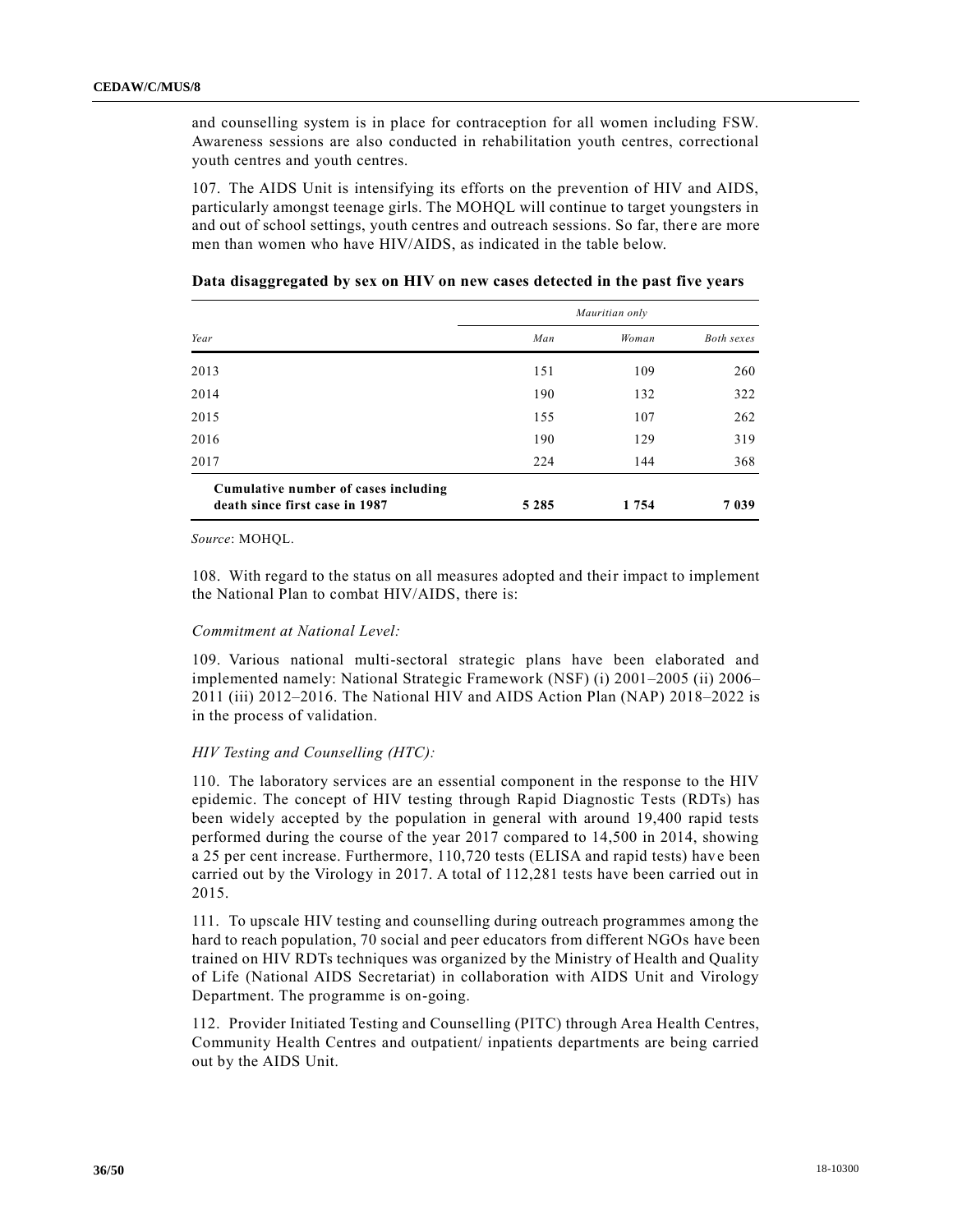and counselling system is in place for contraception for all women including FSW. Awareness sessions are also conducted in rehabilitation youth centres, correctional youth centres and youth centres.

107. The AIDS Unit is intensifying its efforts on the prevention of HIV and AIDS, particularly amongst teenage girls. The MOHQL will continue to target youngsters in and out of school settings, youth centres and outreach sessions. So far, there are more men than women who have HIV/AIDS, as indicated in the table below.

**Data disaggregated by sex on HIV on new cases detected in the past five years**

| | *Mauritian only* | | |
|---|---|---|---|
| *Year* | *Man* | *Woman* | *Both sexes* |
| 2013 | 151 | 109 | 260 |
| 2014 | 190 | 132 | 322 |
| 2015 | 155 | 107 | 262 |
| 2016 | 190 | 129 | 319 |
| 2017 | 224 | 144 | 368 |
| **Cumulative number of cases including death since first case in 1987** | **5 285** | **1 754** | **7 039** |

*Source*: MOHQL.

108. With regard to the status on all measures adopted and their impact to implement the National Plan to combat HIV/AIDS, there is:

*Commitment at National Level:*

109. Various national multi-sectoral strategic plans have been elaborated and implemented namely: National Strategic Framework (NSF) (i) 2001–2005 (ii) 2006–2011 (iii) 2012–2016. The National HIV and AIDS Action Plan (NAP) 2018–2022 is in the process of validation.

*HIV Testing and Counselling (HTC):*

110. The laboratory services are an essential component in the response to the HIV epidemic. The concept of HIV testing through Rapid Diagnostic Tests (RDTs) has been widely accepted by the population in general with around 19,400 rapid tests performed during the course of the year 2017 compared to 14,500 in 2014, showing a 25 per cent increase. Furthermore, 110,720 tests (ELISA and rapid tests) have been carried out by the Virology in 2017. A total of 112,281 tests have been carried out in 2015.

111. To upscale HIV testing and counselling during outreach programmes among the hard to reach population, 70 social and peer educators from different NGOs have been trained on HIV RDTs techniques was organized by the Ministry of Health and Quality of Life (National AIDS Secretariat) in collaboration with AIDS Unit and Virology Department. The programme is on-going.

112. Provider Initiated Testing and Counselling (PITC) through Area Health Centres, Community Health Centres and outpatient/ inpatients departments are being carried out by the AIDS Unit.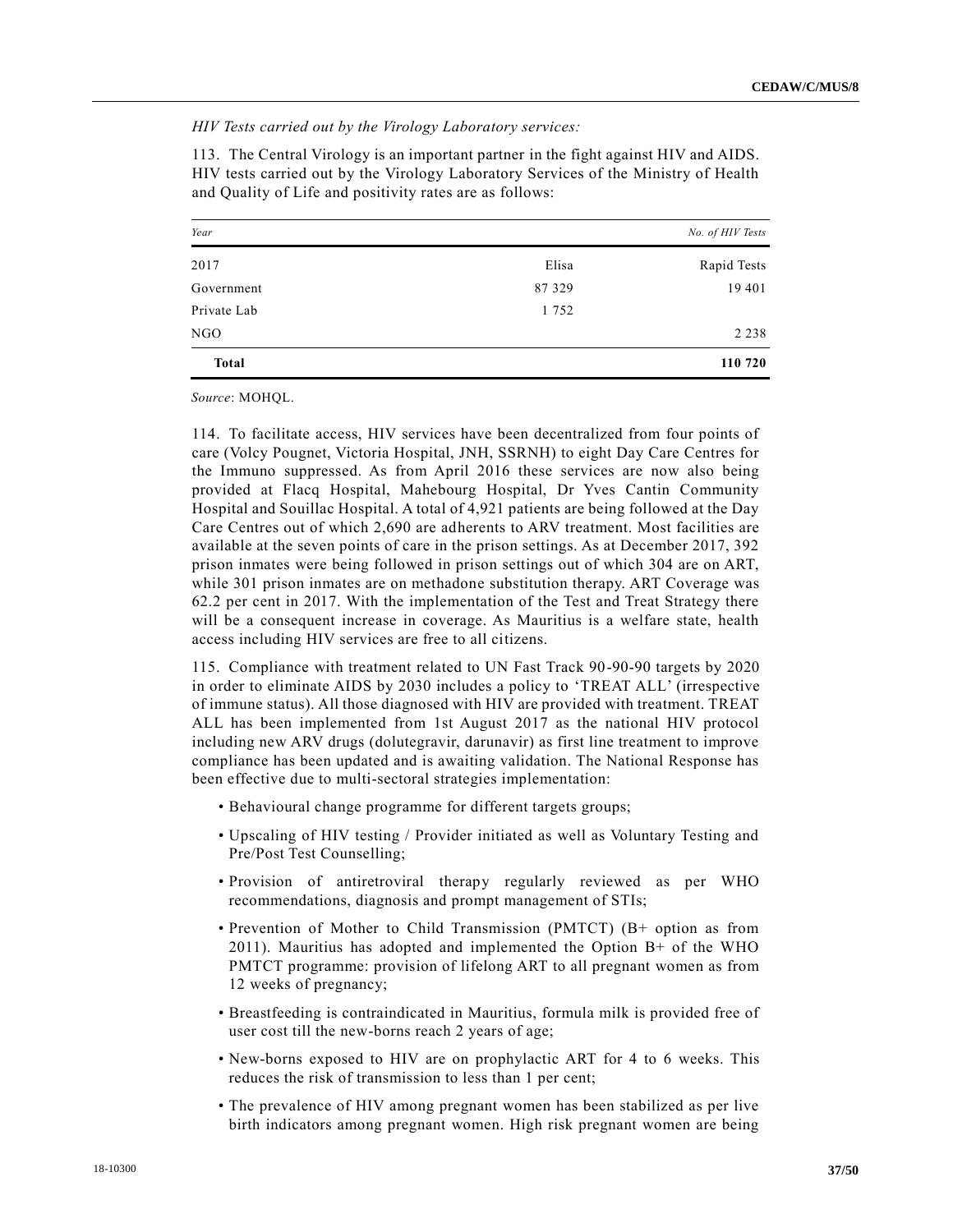*HIV Tests carried out by the Virology Laboratory services:*

113. The Central Virology is an important partner in the fight against HIV and AIDS. HIV tests carried out by the Virology Laboratory Services of the Ministry of Health and Quality of Life and positivity rates are as follows:

| *Year* | | *No. of HIV Tests* |
|---|---|---|
| 2017 | Elisa | Rapid Tests |
| Government | 87 329 | 19 401 |
| Private Lab | 1 752 | |
| NGO | | 2 238 |
| **Total** | | **110 720** |

*Source*: MOHQL.

114. To facilitate access, HIV services have been decentralized from four points of care (Volcy Pougnet, Victoria Hospital, JNH, SSRNH) to eight Day Care Centres for the Immuno suppressed. As from April 2016 these services are now also being provided at Flacq Hospital, Mahebourg Hospital, Dr Yves Cantin Community Hospital and Souillac Hospital. A total of 4,921 patients are being followed at the Day Care Centres out of which 2,690 are adherents to ARV treatment. Most facilities are available at the seven points of care in the prison settings. As at December 2017, 392 prison inmates were being followed in prison settings out of which 304 are on ART, while 301 prison inmates are on methadone substitution therapy. ART Coverage was 62.2 per cent in 2017. With the implementation of the Test and Treat Strategy there will be a consequent increase in coverage. As Mauritius is a welfare state, health access including HIV services are free to all citizens.

115. Compliance with treatment related to UN Fast Track 90-90-90 targets by 2020 in order to eliminate AIDS by 2030 includes a policy to 'TREAT ALL' (irrespective of immune status). All those diagnosed with HIV are provided with treatment. TREAT ALL has been implemented from 1st August 2017 as the national HIV protocol including new ARV drugs (dolutegravir, darunavir) as first line treatment to improve compliance has been updated and is awaiting validation. The National Response has been effective due to multi-sectoral strategies implementation:

- Behavioural change programme for different targets groups;
- Upscaling of HIV testing / Provider initiated as well as Voluntary Testing and Pre/Post Test Counselling;
- Provision of antiretroviral therapy regularly reviewed as per WHO recommendations, diagnosis and prompt management of STIs;
- Prevention of Mother to Child Transmission (PMTCT) (B+ option as from 2011). Mauritius has adopted and implemented the Option B+ of the WHO PMTCT programme: provision of lifelong ART to all pregnant women as from 12 weeks of pregnancy;
- Breastfeeding is contraindicated in Mauritius, formula milk is provided free of user cost till the new-borns reach 2 years of age;
- New-borns exposed to HIV are on prophylactic ART for 4 to 6 weeks. This reduces the risk of transmission to less than 1 per cent;
- The prevalence of HIV among pregnant women has been stabilized as per live birth indicators among pregnant women. High risk pregnant women are being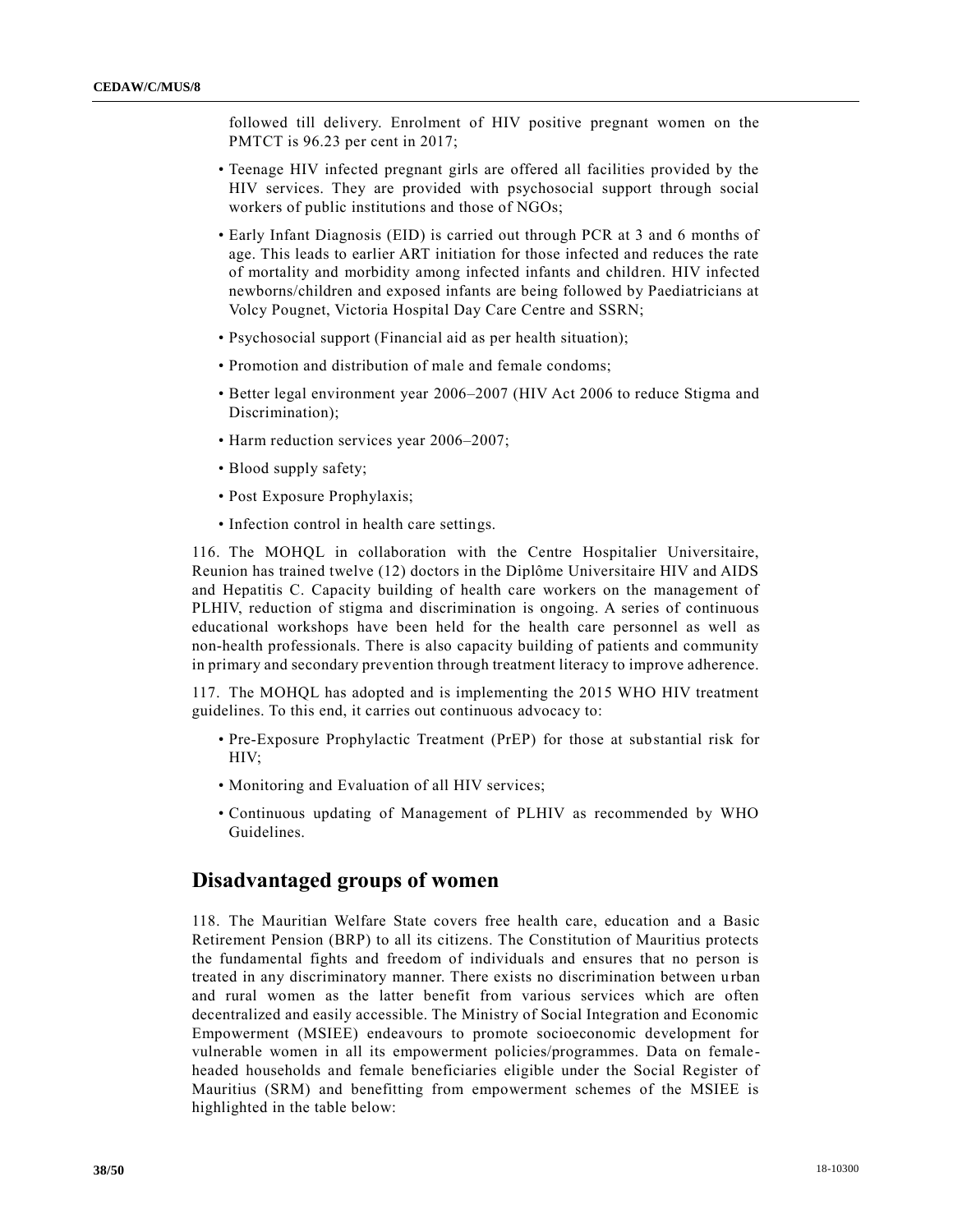followed till delivery. Enrolment of HIV positive pregnant women on the PMTCT is 96.23 per cent in 2017;

- Teenage HIV infected pregnant girls are offered all facilities provided by the HIV services. They are provided with psychosocial support through social workers of public institutions and those of NGOs;
- Early Infant Diagnosis (EID) is carried out through PCR at 3 and 6 months of age. This leads to earlier ART initiation for those infected and reduces the rate of mortality and morbidity among infected infants and children. HIV infected newborns/children and exposed infants are being followed by Paediatricians at Volcy Pougnet, Victoria Hospital Day Care Centre and SSRN;
- Psychosocial support (Financial aid as per health situation);
- Promotion and distribution of male and female condoms;
- Better legal environment year 2006–2007 (HIV Act 2006 to reduce Stigma and Discrimination);
- Harm reduction services year 2006–2007;
- Blood supply safety;
- Post Exposure Prophylaxis;
- Infection control in health care settings.

116. The MOHQL in collaboration with the Centre Hospitalier Universitaire, Reunion has trained twelve (12) doctors in the Diplôme Universitaire HIV and AIDS and Hepatitis C. Capacity building of health care workers on the management of PLHIV, reduction of stigma and discrimination is ongoing. A series of continuous educational workshops have been held for the health care personnel as well as non-health professionals. There is also capacity building of patients and community in primary and secondary prevention through treatment literacy to improve adherence.

117. The MOHQL has adopted and is implementing the 2015 WHO HIV treatment guidelines. To this end, it carries out continuous advocacy to:

- Pre-Exposure Prophylactic Treatment (PrEP) for those at substantial risk for HIV;
- Monitoring and Evaluation of all HIV services;
- Continuous updating of Management of PLHIV as recommended by WHO Guidelines.

## Disadvantaged groups of women

118. The Mauritian Welfare State covers free health care, education and a Basic Retirement Pension (BRP) to all its citizens. The Constitution of Mauritius protects the fundamental fights and freedom of individuals and ensures that no person is treated in any discriminatory manner. There exists no discrimination between urban and rural women as the latter benefit from various services which are often decentralized and easily accessible. The Ministry of Social Integration and Economic Empowerment (MSIEE) endeavours to promote socioeconomic development for vulnerable women in all its empowerment policies/programmes. Data on female-headed households and female beneficiaries eligible under the Social Register of Mauritius (SRM) and benefitting from empowerment schemes of the MSIEE is highlighted in the table below: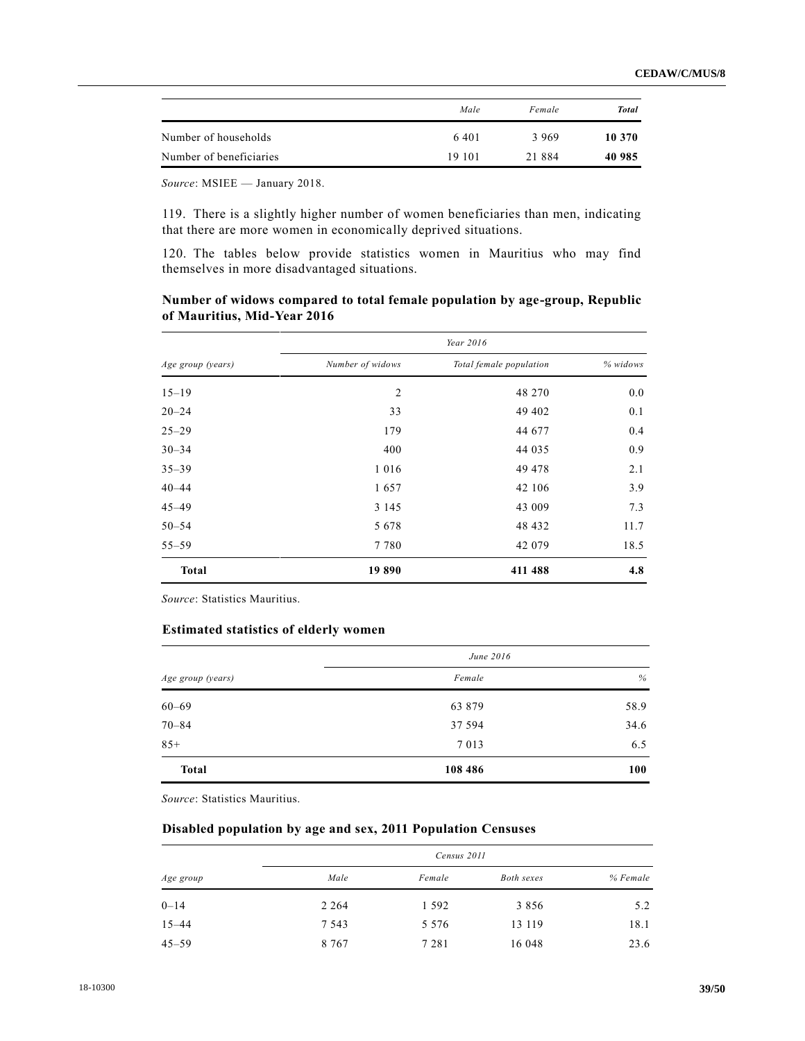| | *Male* | *Female* | ***Total*** |
|---|---|---|---|
| Number of households | 6 401 | 3 969 | **10 370** |
| Number of beneficiaries | 19 101 | 21 884 | **40 985** |

*Source*: MSIEE — January 2018.

119. There is a slightly higher number of women beneficiaries than men, indicating that there are more women in economically deprived situations.

120. The tables below provide statistics women in Mauritius who may find themselves in more disadvantaged situations.

**Number of widows compared to total female population by age-group, Republic of Mauritius, Mid-Year 2016**

| | *Year 2016* | | |
|---|---|---|---|
| *Age group (years)* | *Number of widows* | *Total female population* | *% widows* |
| 15–19 | 2 | 48 270 | 0.0 |
| 20–24 | 33 | 49 402 | 0.1 |
| 25–29 | 179 | 44 677 | 0.4 |
| 30–34 | 400 | 44 035 | 0.9 |
| 35–39 | 1 016 | 49 478 | 2.1 |
| 40–44 | 1 657 | 42 106 | 3.9 |
| 45–49 | 3 145 | 43 009 | 7.3 |
| 50–54 | 5 678 | 48 432 | 11.7 |
| 55–59 | 7 780 | 42 079 | 18.5 |
| **Total** | **19 890** | **411 488** | **4.8** |

*Source*: Statistics Mauritius.

**Estimated statistics of elderly women**

| | *June 2016* | |
|---|---|---|
| *Age group (years)* | *Female* | *%* |
| 60–69 | 63 879 | 58.9 |
| 70–84 | 37 594 | 34.6 |
| 85+ | 7 013 | 6.5 |
| **Total** | **108 486** | **100** |

*Source*: Statistics Mauritius.

**Disabled population by age and sex, 2011 Population Censuses**

| | *Census 2011* | | | |
|---|---|---|---|---|
| *Age group* | *Male* | *Female* | *Both sexes* | *% Female* |
| 0–14 | 2 264 | 1 592 | 3 856 | 5.2 |
| 15–44 | 7 543 | 5 576 | 13 119 | 18.1 |
| 45–59 | 8 767 | 7 281 | 16 048 | 23.6 |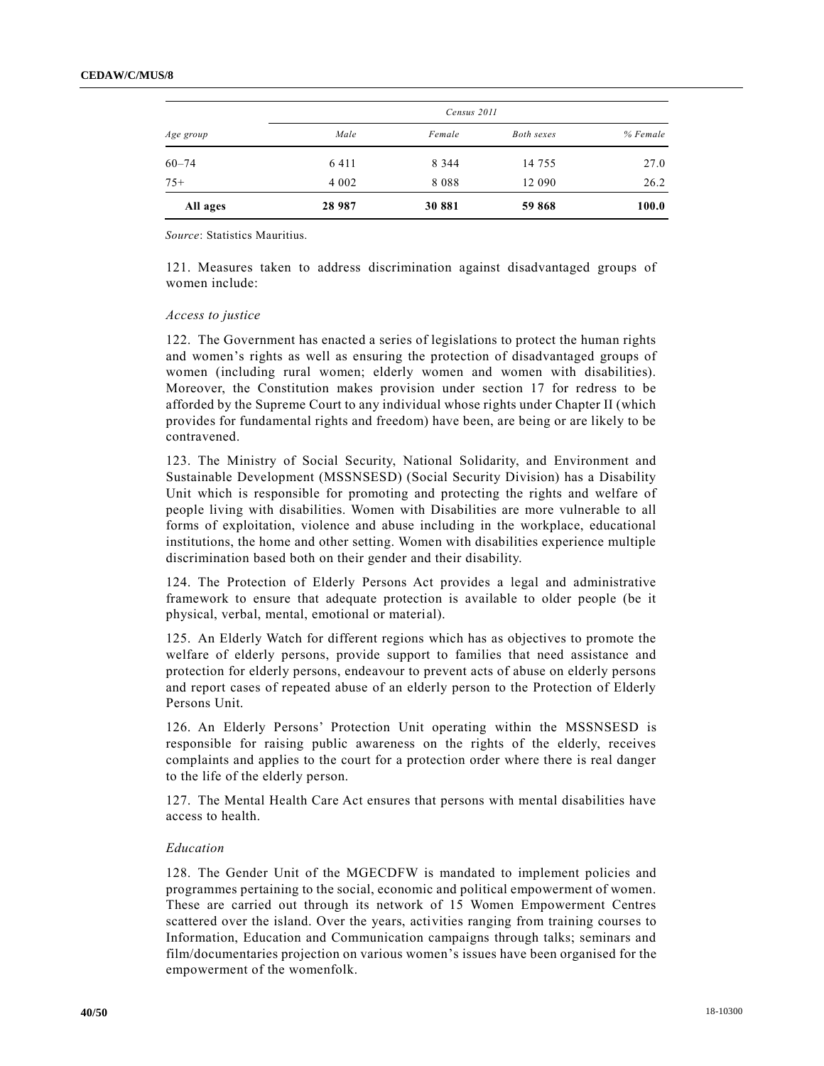| Age group | Census 2011 | | | |
|---|---|---|---|---|
| | Male | Female | Both sexes | % Female |
| 60–74 | 6 411 | 8 344 | 14 755 | 27.0 |
| 75+ | 4 002 | 8 088 | 12 090 | 26.2 |
| **All ages** | **28 987** | **30 881** | **59 868** | **100.0** |

*Source*: Statistics Mauritius.

121. Measures taken to address discrimination against disadvantaged groups of women include:

*Access to justice*

122. The Government has enacted a series of legislations to protect the human rights and women's rights as well as ensuring the protection of disadvantaged groups of women (including rural women; elderly women and women with disabilities). Moreover, the Constitution makes provision under section 17 for redress to be afforded by the Supreme Court to any individual whose rights under Chapter II (which provides for fundamental rights and freedom) have been, are being or are likely to be contravened.

123. The Ministry of Social Security, National Solidarity, and Environment and Sustainable Development (MSSNSESD) (Social Security Division) has a Disability Unit which is responsible for promoting and protecting the rights and welfare of people living with disabilities. Women with Disabilities are more vulnerable to all forms of exploitation, violence and abuse including in the workplace, educational institutions, the home and other setting. Women with disabilities experience multiple discrimination based both on their gender and their disability.

124. The Protection of Elderly Persons Act provides a legal and administrative framework to ensure that adequate protection is available to older people (be it physical, verbal, mental, emotional or material).

125. An Elderly Watch for different regions which has as objectives to promote the welfare of elderly persons, provide support to families that need assistance and protection for elderly persons, endeavour to prevent acts of abuse on elderly persons and report cases of repeated abuse of an elderly person to the Protection of Elderly Persons Unit.

126. An Elderly Persons' Protection Unit operating within the MSSNSESD is responsible for raising public awareness on the rights of the elderly, receives complaints and applies to the court for a protection order where there is real danger to the life of the elderly person.

127. The Mental Health Care Act ensures that persons with mental disabilities have access to health.

*Education*

128. The Gender Unit of the MGECDFW is mandated to implement policies and programmes pertaining to the social, economic and political empowerment of women. These are carried out through its network of 15 Women Empowerment Centres scattered over the island. Over the years, activities ranging from training courses to Information, Education and Communication campaigns through talks; seminars and film/documentaries projection on various women's issues have been organised for the empowerment of the womenfolk.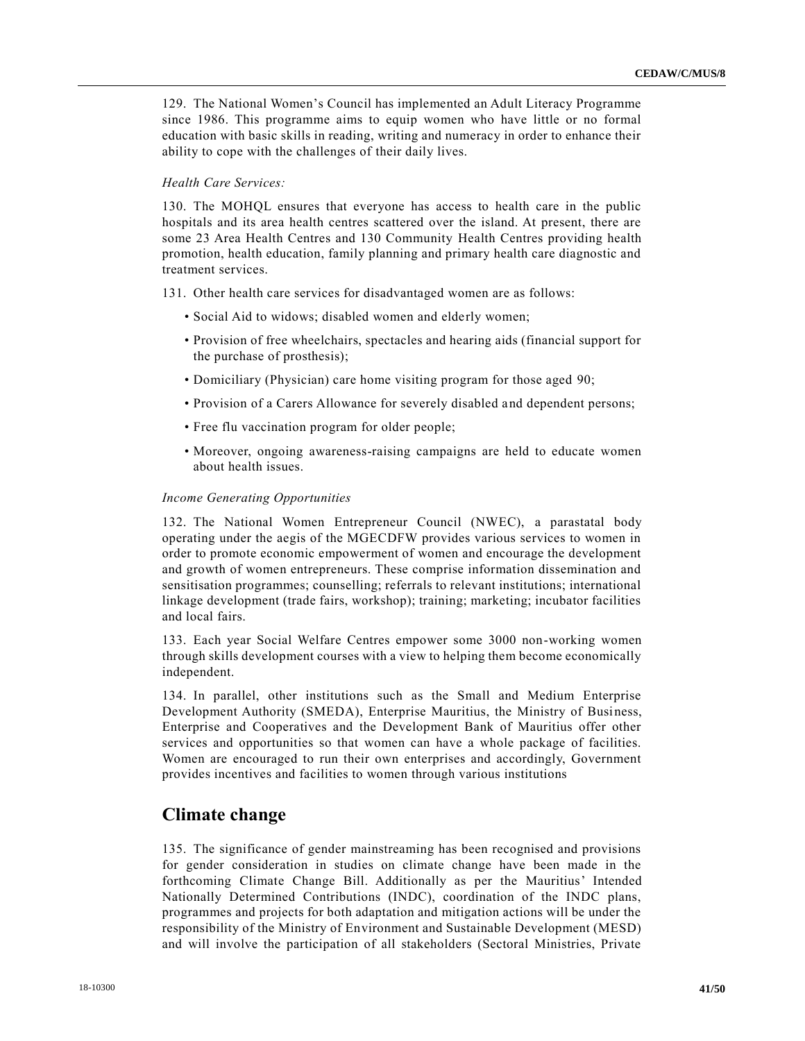129. The National Women's Council has implemented an Adult Literacy Programme since 1986. This programme aims to equip women who have little or no formal education with basic skills in reading, writing and numeracy in order to enhance their ability to cope with the challenges of their daily lives.

*Health Care Services:*

130. The MOHQL ensures that everyone has access to health care in the public hospitals and its area health centres scattered over the island. At present, there are some 23 Area Health Centres and 130 Community Health Centres providing health promotion, health education, family planning and primary health care diagnostic and treatment services.

131. Other health care services for disadvantaged women are as follows:

- Social Aid to widows; disabled women and elderly women;
- Provision of free wheelchairs, spectacles and hearing aids (financial support for the purchase of prosthesis);
- Domiciliary (Physician) care home visiting program for those aged 90;
- Provision of a Carers Allowance for severely disabled and dependent persons;
- Free flu vaccination program for older people;
- Moreover, ongoing awareness-raising campaigns are held to educate women about health issues.

*Income Generating Opportunities*

132. The National Women Entrepreneur Council (NWEC), a parastatal body operating under the aegis of the MGECDFW provides various services to women in order to promote economic empowerment of women and encourage the development and growth of women entrepreneurs. These comprise information dissemination and sensitisation programmes; counselling; referrals to relevant institutions; international linkage development (trade fairs, workshop); training; marketing; incubator facilities and local fairs.

133. Each year Social Welfare Centres empower some 3000 non-working women through skills development courses with a view to helping them become economically independent.

134. In parallel, other institutions such as the Small and Medium Enterprise Development Authority (SMEDA), Enterprise Mauritius, the Ministry of Business, Enterprise and Cooperatives and the Development Bank of Mauritius offer other services and opportunities so that women can have a whole package of facilities. Women are encouraged to run their own enterprises and accordingly, Government provides incentives and facilities to women through various institutions

## Climate change

135. The significance of gender mainstreaming has been recognised and provisions for gender consideration in studies on climate change have been made in the forthcoming Climate Change Bill. Additionally as per the Mauritius' Intended Nationally Determined Contributions (INDC), coordination of the INDC plans, programmes and projects for both adaptation and mitigation actions will be under the responsibility of the Ministry of Environment and Sustainable Development (MESD) and will involve the participation of all stakeholders (Sectoral Ministries, Private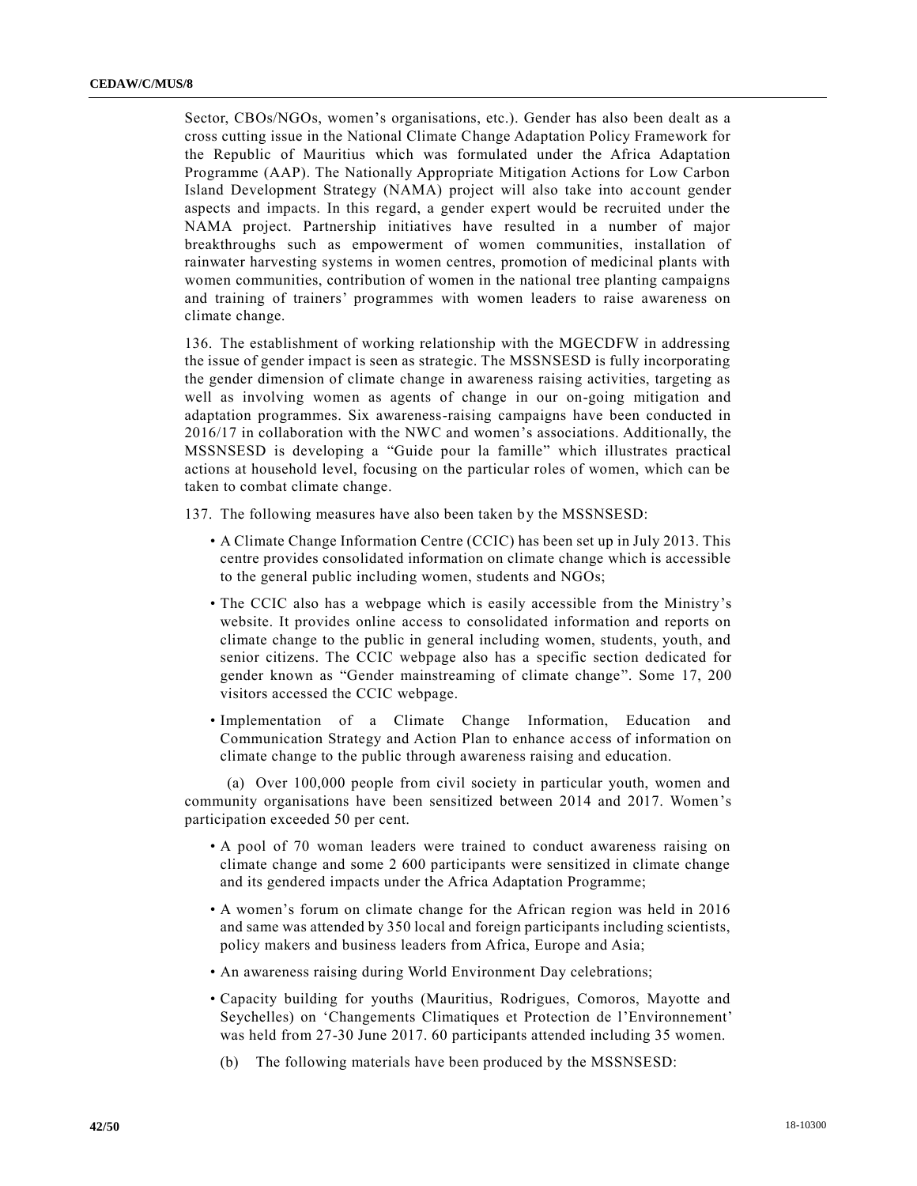Sector, CBOs/NGOs, women's organisations, etc.). Gender has also been dealt as a cross cutting issue in the National Climate Change Adaptation Policy Framework for the Republic of Mauritius which was formulated under the Africa Adaptation Programme (AAP). The Nationally Appropriate Mitigation Actions for Low Carbon Island Development Strategy (NAMA) project will also take into account gender aspects and impacts. In this regard, a gender expert would be recruited under the NAMA project. Partnership initiatives have resulted in a number of major breakthroughs such as empowerment of women communities, installation of rainwater harvesting systems in women centres, promotion of medicinal plants with women communities, contribution of women in the national tree planting campaigns and training of trainers' programmes with women leaders to raise awareness on climate change.

136. The establishment of working relationship with the MGECDFW in addressing the issue of gender impact is seen as strategic. The MSSNSESD is fully incorporating the gender dimension of climate change in awareness raising activities, targeting as well as involving women as agents of change in our on-going mitigation and adaptation programmes. Six awareness-raising campaigns have been conducted in 2016/17 in collaboration with the NWC and women's associations. Additionally, the MSSNSESD is developing a "Guide pour la famille" which illustrates practical actions at household level, focusing on the particular roles of women, which can be taken to combat climate change.

137. The following measures have also been taken by the MSSNSESD:

- A Climate Change Information Centre (CCIC) has been set up in July 2013. This centre provides consolidated information on climate change which is accessible to the general public including women, students and NGOs;
- The CCIC also has a webpage which is easily accessible from the Ministry's website. It provides online access to consolidated information and reports on climate change to the public in general including women, students, youth, and senior citizens. The CCIC webpage also has a specific section dedicated for gender known as "Gender mainstreaming of climate change". Some 17, 200 visitors accessed the CCIC webpage.
- Implementation of a Climate Change Information, Education and Communication Strategy and Action Plan to enhance access of information on climate change to the public through awareness raising and education.

(a) Over 100,000 people from civil society in particular youth, women and community organisations have been sensitized between 2014 and 2017. Women's participation exceeded 50 per cent.

- A pool of 70 woman leaders were trained to conduct awareness raising on climate change and some 2 600 participants were sensitized in climate change and its gendered impacts under the Africa Adaptation Programme;
- A women's forum on climate change for the African region was held in 2016 and same was attended by 350 local and foreign participants including scientists, policy makers and business leaders from Africa, Europe and Asia;
- An awareness raising during World Environment Day celebrations;
- Capacity building for youths (Mauritius, Rodrigues, Comoros, Mayotte and Seychelles) on 'Changements Climatiques et Protection de l'Environnement' was held from 27-30 June 2017. 60 participants attended including 35 women.

(b) The following materials have been produced by the MSSNSESD: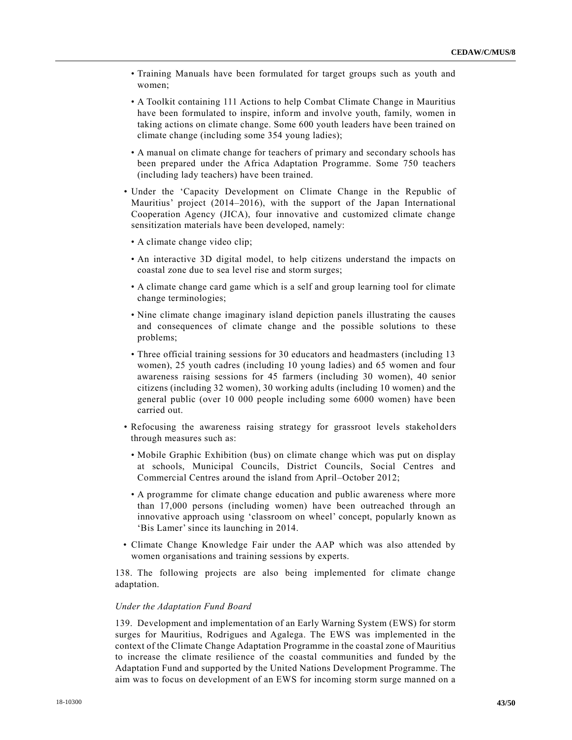- Training Manuals have been formulated for target groups such as youth and women;
  - A Toolkit containing 111 Actions to help Combat Climate Change in Mauritius have been formulated to inspire, inform and involve youth, family, women in taking actions on climate change. Some 600 youth leaders have been trained on climate change (including some 354 young ladies);
  - A manual on climate change for teachers of primary and secondary schools has been prepared under the Africa Adaptation Programme. Some 750 teachers (including lady teachers) have been trained.
- Under the 'Capacity Development on Climate Change in the Republic of Mauritius' project (2014–2016), with the support of the Japan International Cooperation Agency (JICA), four innovative and customized climate change sensitization materials have been developed, namely:
  - A climate change video clip;
  - An interactive 3D digital model, to help citizens understand the impacts on coastal zone due to sea level rise and storm surges;
  - A climate change card game which is a self and group learning tool for climate change terminologies;
  - Nine climate change imaginary island depiction panels illustrating the causes and consequences of climate change and the possible solutions to these problems;
  - Three official training sessions for 30 educators and headmasters (including 13 women), 25 youth cadres (including 10 young ladies) and 65 women and four awareness raising sessions for 45 farmers (including 30 women), 40 senior citizens (including 32 women), 30 working adults (including 10 women) and the general public (over 10 000 people including some 6000 women) have been carried out.
- Refocusing the awareness raising strategy for grassroot levels stakeholders through measures such as:
  - Mobile Graphic Exhibition (bus) on climate change which was put on display at schools, Municipal Councils, District Councils, Social Centres and Commercial Centres around the island from April–October 2012;
  - A programme for climate change education and public awareness where more than 17,000 persons (including women) have been outreached through an innovative approach using 'classroom on wheel' concept, popularly known as 'Bis Lamer' since its launching in 2014.
- Climate Change Knowledge Fair under the AAP which was also attended by women organisations and training sessions by experts.

138. The following projects are also being implemented for climate change adaptation.

*Under the Adaptation Fund Board*

139. Development and implementation of an Early Warning System (EWS) for storm surges for Mauritius, Rodrigues and Agalega. The EWS was implemented in the context of the Climate Change Adaptation Programme in the coastal zone of Mauritius to increase the climate resilience of the coastal communities and funded by the Adaptation Fund and supported by the United Nations Development Programme. The aim was to focus on development of an EWS for incoming storm surge manned on a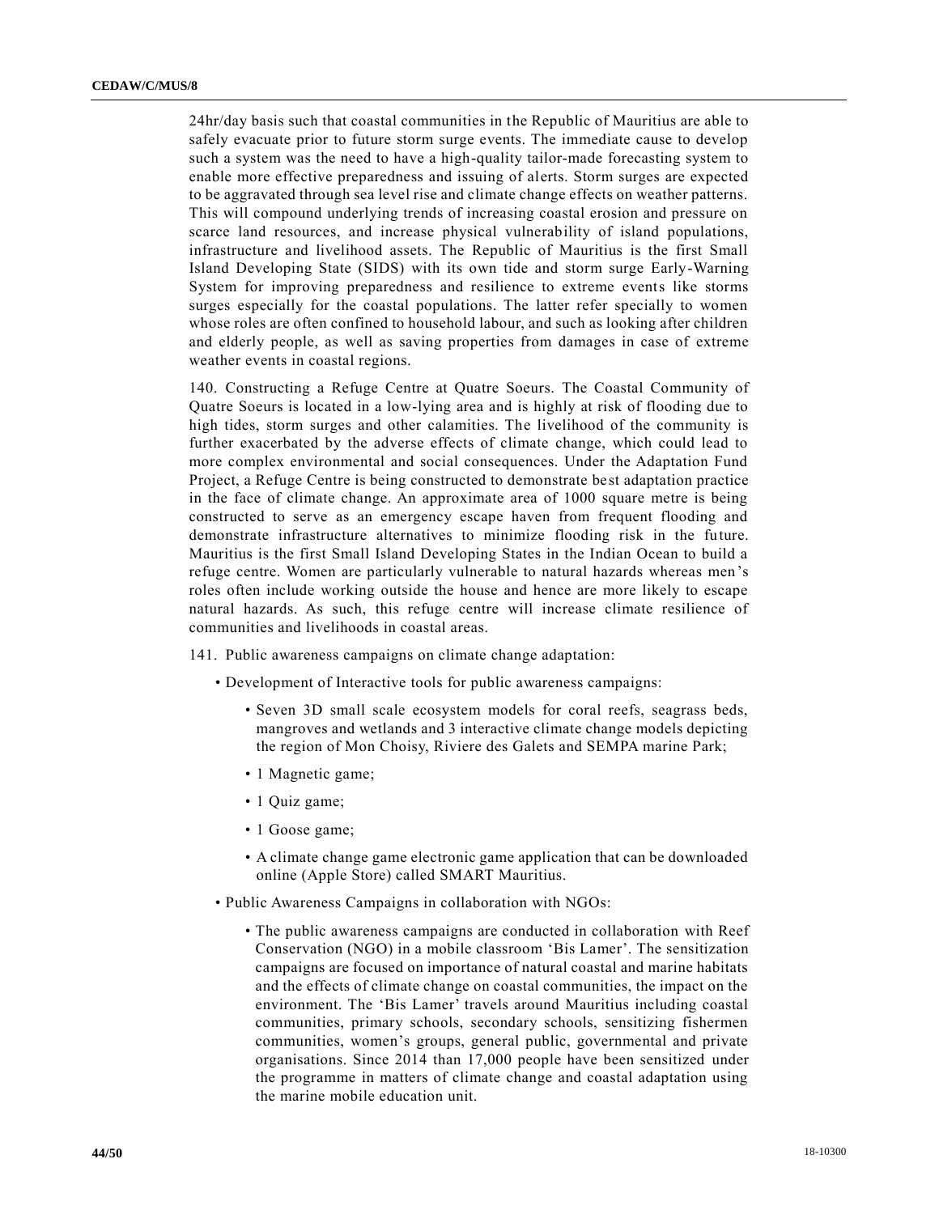24hr/day basis such that coastal communities in the Republic of Mauritius are able to safely evacuate prior to future storm surge events. The immediate cause to develop such a system was the need to have a high-quality tailor-made forecasting system to enable more effective preparedness and issuing of alerts. Storm surges are expected to be aggravated through sea level rise and climate change effects on weather patterns. This will compound underlying trends of increasing coastal erosion and pressure on scarce land resources, and increase physical vulnerability of island populations, infrastructure and livelihood assets. The Republic of Mauritius is the first Small Island Developing State (SIDS) with its own tide and storm surge Early-Warning System for improving preparedness and resilience to extreme events like storms surges especially for the coastal populations. The latter refer specially to women whose roles are often confined to household labour, and such as looking after children and elderly people, as well as saving properties from damages in case of extreme weather events in coastal regions.

140. Constructing a Refuge Centre at Quatre Soeurs. The Coastal Community of Quatre Soeurs is located in a low-lying area and is highly at risk of flooding due to high tides, storm surges and other calamities. The livelihood of the community is further exacerbated by the adverse effects of climate change, which could lead to more complex environmental and social consequences. Under the Adaptation Fund Project, a Refuge Centre is being constructed to demonstrate best adaptation practice in the face of climate change. An approximate area of 1000 square metre is being constructed to serve as an emergency escape haven from frequent flooding and demonstrate infrastructure alternatives to minimize flooding risk in the future. Mauritius is the first Small Island Developing States in the Indian Ocean to build a refuge centre. Women are particularly vulnerable to natural hazards whereas men's roles often include working outside the house and hence are more likely to escape natural hazards. As such, this refuge centre will increase climate resilience of communities and livelihoods in coastal areas.

141. Public awareness campaigns on climate change adaptation:

- Development of Interactive tools for public awareness campaigns:
  - Seven 3D small scale ecosystem models for coral reefs, seagrass beds, mangroves and wetlands and 3 interactive climate change models depicting the region of Mon Choisy, Riviere des Galets and SEMPA marine Park;
  - 1 Magnetic game;
  - 1 Quiz game;
  - 1 Goose game;
  - A climate change game electronic game application that can be downloaded online (Apple Store) called SMART Mauritius.
- Public Awareness Campaigns in collaboration with NGOs:
  - The public awareness campaigns are conducted in collaboration with Reef Conservation (NGO) in a mobile classroom 'Bis Lamer'. The sensitization campaigns are focused on importance of natural coastal and marine habitats and the effects of climate change on coastal communities, the impact on the environment. The 'Bis Lamer' travels around Mauritius including coastal communities, primary schools, secondary schools, sensitizing fishermen communities, women's groups, general public, governmental and private organisations. Since 2014 than 17,000 people have been sensitized under the programme in matters of climate change and coastal adaptation using the marine mobile education unit.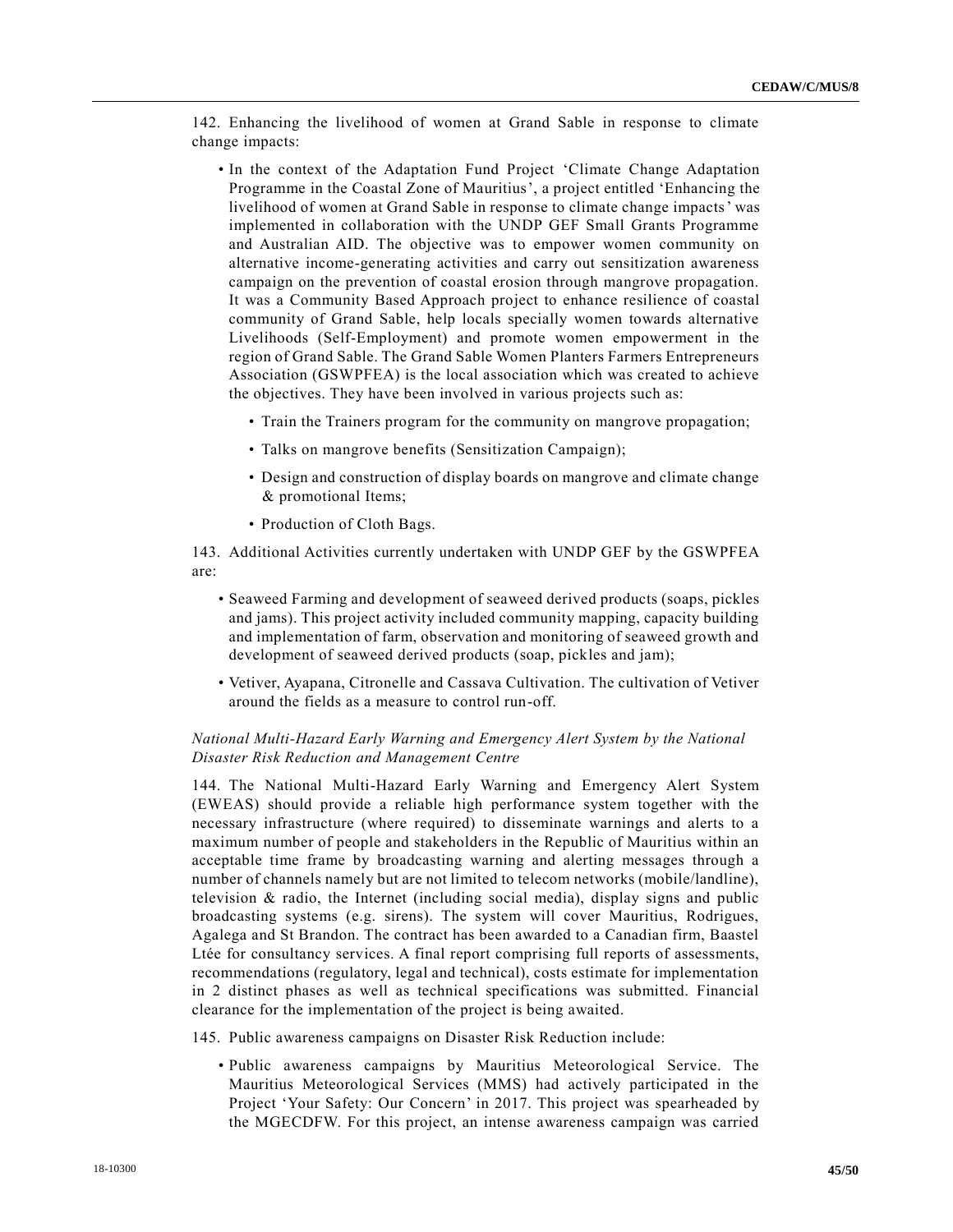142. Enhancing the livelihood of women at Grand Sable in response to climate change impacts:

- In the context of the Adaptation Fund Project 'Climate Change Adaptation Programme in the Coastal Zone of Mauritius', a project entitled 'Enhancing the livelihood of women at Grand Sable in response to climate change impacts' was implemented in collaboration with the UNDP GEF Small Grants Programme and Australian AID. The objective was to empower women community on alternative income-generating activities and carry out sensitization awareness campaign on the prevention of coastal erosion through mangrove propagation. It was a Community Based Approach project to enhance resilience of coastal community of Grand Sable, help locals specially women towards alternative Livelihoods (Self-Employment) and promote women empowerment in the region of Grand Sable. The Grand Sable Women Planters Farmers Entrepreneurs Association (GSWPFEA) is the local association which was created to achieve the objectives. They have been involved in various projects such as:
  - Train the Trainers program for the community on mangrove propagation;
  - Talks on mangrove benefits (Sensitization Campaign);
  - Design and construction of display boards on mangrove and climate change & promotional Items;
  - Production of Cloth Bags.

143. Additional Activities currently undertaken with UNDP GEF by the GSWPFEA are:

- Seaweed Farming and development of seaweed derived products (soaps, pickles and jams). This project activity included community mapping, capacity building and implementation of farm, observation and monitoring of seaweed growth and development of seaweed derived products (soap, pickles and jam);
- Vetiver, Ayapana, Citronelle and Cassava Cultivation. The cultivation of Vetiver around the fields as a measure to control run-off.

*National Multi-Hazard Early Warning and Emergency Alert System by the National Disaster Risk Reduction and Management Centre*

144. The National Multi-Hazard Early Warning and Emergency Alert System (EWEAS) should provide a reliable high performance system together with the necessary infrastructure (where required) to disseminate warnings and alerts to a maximum number of people and stakeholders in the Republic of Mauritius within an acceptable time frame by broadcasting warning and alerting messages through a number of channels namely but are not limited to telecom networks (mobile/landline), television & radio, the Internet (including social media), display signs and public broadcasting systems (e.g. sirens). The system will cover Mauritius, Rodrigues, Agalega and St Brandon. The contract has been awarded to a Canadian firm, Baastel Ltée for consultancy services. A final report comprising full reports of assessments, recommendations (regulatory, legal and technical), costs estimate for implementation in 2 distinct phases as well as technical specifications was submitted. Financial clearance for the implementation of the project is being awaited.

145. Public awareness campaigns on Disaster Risk Reduction include:

- Public awareness campaigns by Mauritius Meteorological Service. The Mauritius Meteorological Services (MMS) had actively participated in the Project 'Your Safety: Our Concern' in 2017. This project was spearheaded by the MGECDFW. For this project, an intense awareness campaign was carried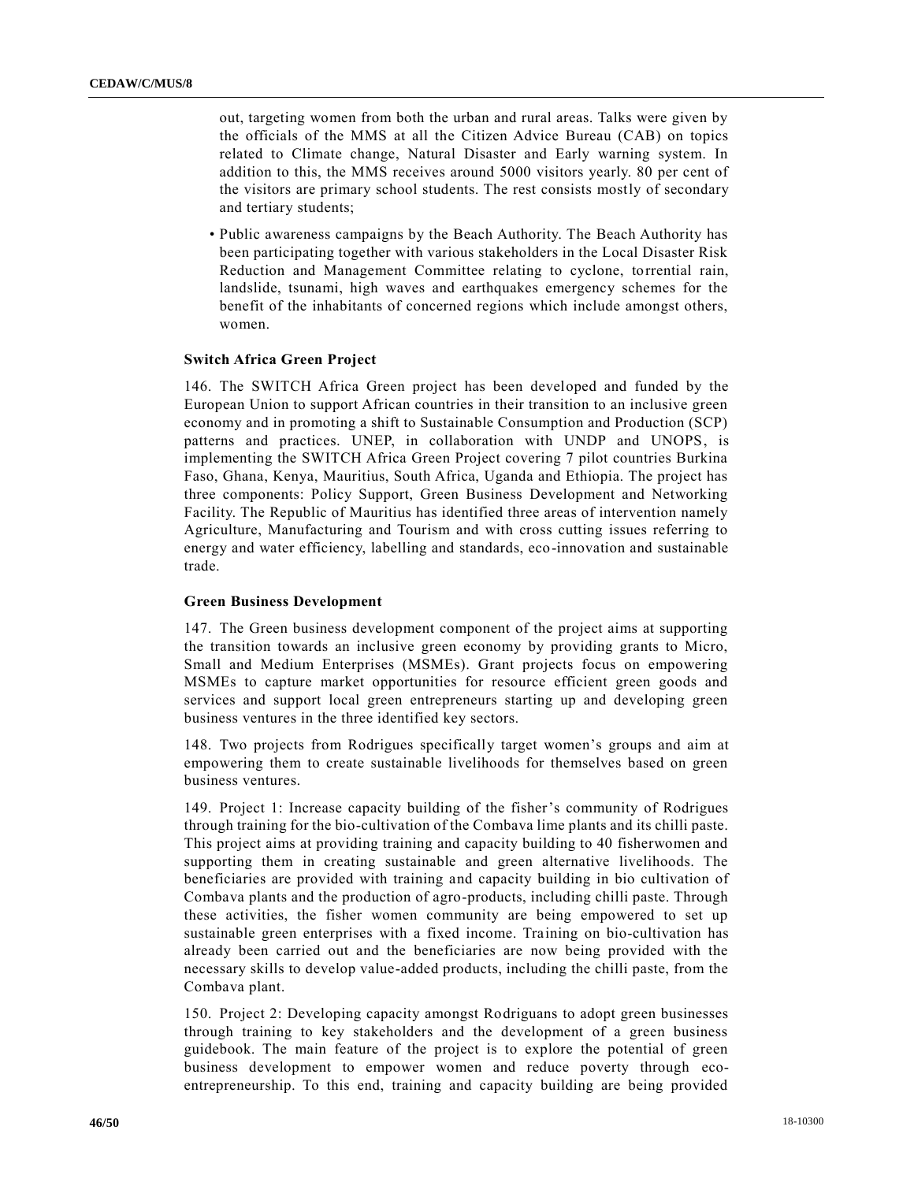out, targeting women from both the urban and rural areas. Talks were given by the officials of the MMS at all the Citizen Advice Bureau (CAB) on topics related to Climate change, Natural Disaster and Early warning system. In addition to this, the MMS receives around 5000 visitors yearly. 80 per cent of the visitors are primary school students. The rest consists mostly of secondary and tertiary students;

- Public awareness campaigns by the Beach Authority. The Beach Authority has been participating together with various stakeholders in the Local Disaster Risk Reduction and Management Committee relating to cyclone, torrential rain, landslide, tsunami, high waves and earthquakes emergency schemes for the benefit of the inhabitants of concerned regions which include amongst others, women.

**Switch Africa Green Project**

146. The SWITCH Africa Green project has been developed and funded by the European Union to support African countries in their transition to an inclusive green economy and in promoting a shift to Sustainable Consumption and Production (SCP) patterns and practices. UNEP, in collaboration with UNDP and UNOPS, is implementing the SWITCH Africa Green Project covering 7 pilot countries Burkina Faso, Ghana, Kenya, Mauritius, South Africa, Uganda and Ethiopia. The project has three components: Policy Support, Green Business Development and Networking Facility. The Republic of Mauritius has identified three areas of intervention namely Agriculture, Manufacturing and Tourism and with cross cutting issues referring to energy and water efficiency, labelling and standards, eco-innovation and sustainable trade.

**Green Business Development**

147. The Green business development component of the project aims at supporting the transition towards an inclusive green economy by providing grants to Micro, Small and Medium Enterprises (MSMEs). Grant projects focus on empowering MSMEs to capture market opportunities for resource efficient green goods and services and support local green entrepreneurs starting up and developing green business ventures in the three identified key sectors.

148. Two projects from Rodrigues specifically target women's groups and aim at empowering them to create sustainable livelihoods for themselves based on green business ventures.

149. Project 1: Increase capacity building of the fisher's community of Rodrigues through training for the bio-cultivation of the Combava lime plants and its chilli paste. This project aims at providing training and capacity building to 40 fisherwomen and supporting them in creating sustainable and green alternative livelihoods. The beneficiaries are provided with training and capacity building in bio cultivation of Combava plants and the production of agro-products, including chilli paste. Through these activities, the fisher women community are being empowered to set up sustainable green enterprises with a fixed income. Training on bio-cultivation has already been carried out and the beneficiaries are now being provided with the necessary skills to develop value-added products, including the chilli paste, from the Combava plant.

150. Project 2: Developing capacity amongst Rodriguans to adopt green businesses through training to key stakeholders and the development of a green business guidebook. The main feature of the project is to explore the potential of green business development to empower women and reduce poverty through eco-entrepreneurship. To this end, training and capacity building are being provided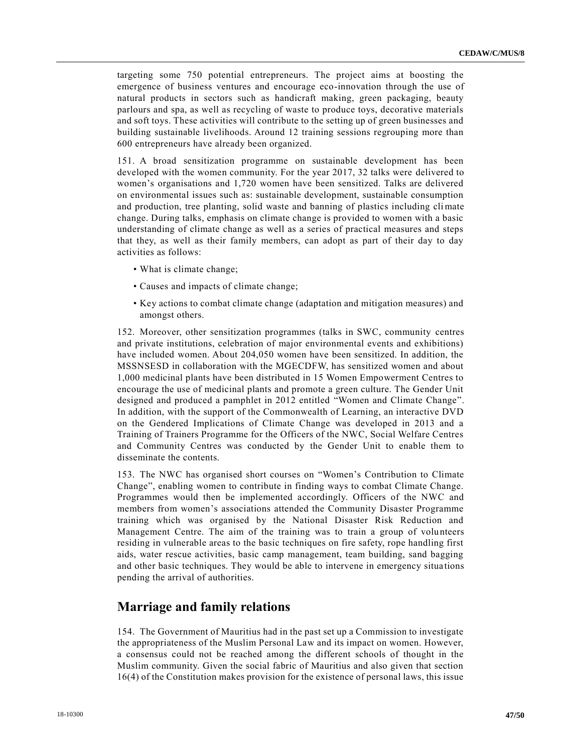targeting some 750 potential entrepreneurs. The project aims at boosting the emergence of business ventures and encourage eco-innovation through the use of natural products in sectors such as handicraft making, green packaging, beauty parlours and spa, as well as recycling of waste to produce toys, decorative materials and soft toys. These activities will contribute to the setting up of green businesses and building sustainable livelihoods. Around 12 training sessions regrouping more than 600 entrepreneurs have already been organized.

151. A broad sensitization programme on sustainable development has been developed with the women community. For the year 2017, 32 talks were delivered to women's organisations and 1,720 women have been sensitized. Talks are delivered on environmental issues such as: sustainable development, sustainable consumption and production, tree planting, solid waste and banning of plastics including climate change. During talks, emphasis on climate change is provided to women with a basic understanding of climate change as well as a series of practical measures and steps that they, as well as their family members, can adopt as part of their day to day activities as follows:

- What is climate change;
- Causes and impacts of climate change;
- Key actions to combat climate change (adaptation and mitigation measures) and amongst others.

152. Moreover, other sensitization programmes (talks in SWC, community centres and private institutions, celebration of major environmental events and exhibitions) have included women. About 204,050 women have been sensitized. In addition, the MSSNSESD in collaboration with the MGECDFW, has sensitized women and about 1,000 medicinal plants have been distributed in 15 Women Empowerment Centres to encourage the use of medicinal plants and promote a green culture. The Gender Unit designed and produced a pamphlet in 2012 entitled "Women and Climate Change". In addition, with the support of the Commonwealth of Learning, an interactive DVD on the Gendered Implications of Climate Change was developed in 2013 and a Training of Trainers Programme for the Officers of the NWC, Social Welfare Centres and Community Centres was conducted by the Gender Unit to enable them to disseminate the contents.

153. The NWC has organised short courses on "Women's Contribution to Climate Change", enabling women to contribute in finding ways to combat Climate Change. Programmes would then be implemented accordingly. Officers of the NWC and members from women's associations attended the Community Disaster Programme training which was organised by the National Disaster Risk Reduction and Management Centre. The aim of the training was to train a group of volunteers residing in vulnerable areas to the basic techniques on fire safety, rope handling first aids, water rescue activities, basic camp management, team building, sand bagging and other basic techniques. They would be able to intervene in emergency situations pending the arrival of authorities.

## Marriage and family relations

154. The Government of Mauritius had in the past set up a Commission to investigate the appropriateness of the Muslim Personal Law and its impact on women. However, a consensus could not be reached among the different schools of thought in the Muslim community. Given the social fabric of Mauritius and also given that section 16(4) of the Constitution makes provision for the existence of personal laws, this issue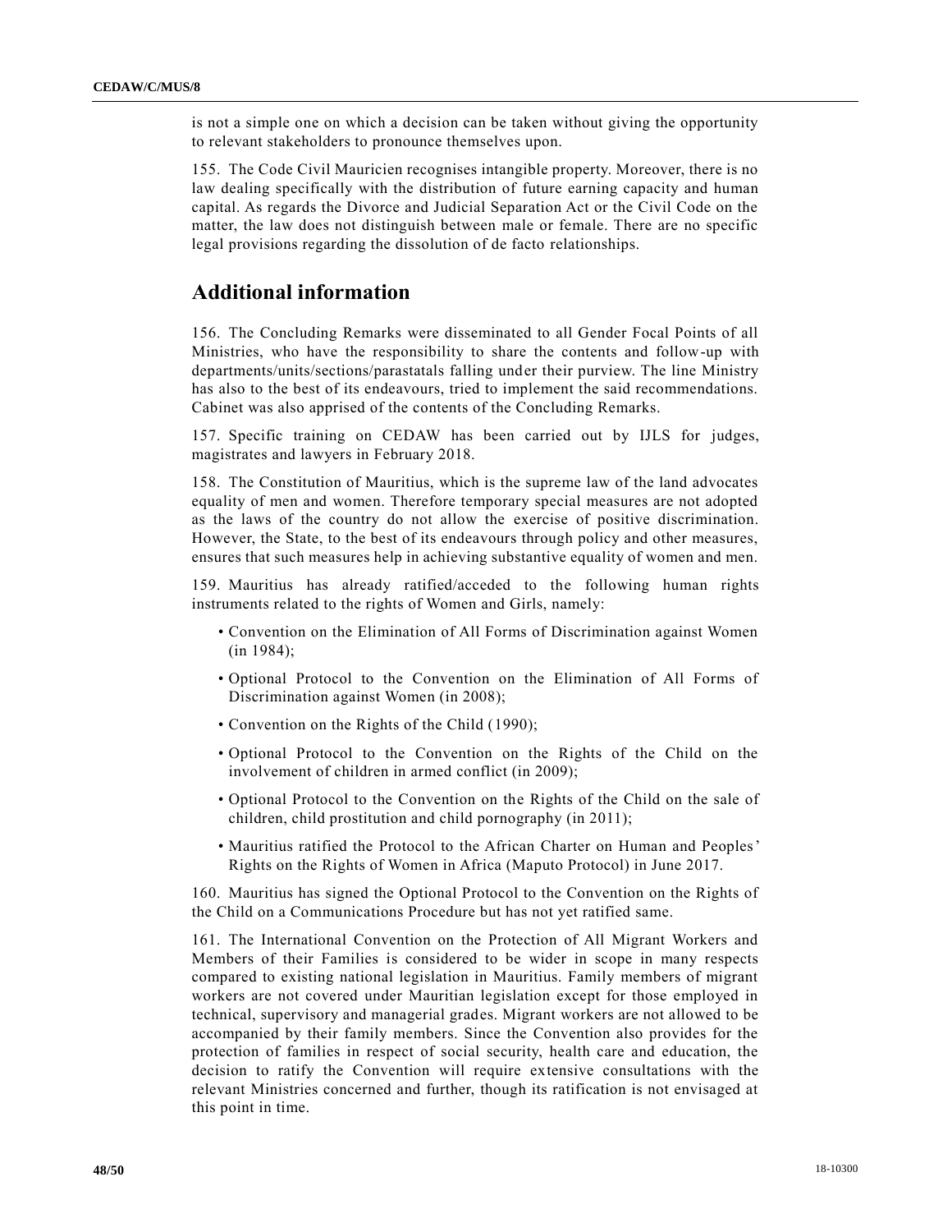is not a simple one on which a decision can be taken without giving the opportunity to relevant stakeholders to pronounce themselves upon.

155. The Code Civil Mauricien recognises intangible property. Moreover, there is no law dealing specifically with the distribution of future earning capacity and human capital. As regards the Divorce and Judicial Separation Act or the Civil Code on the matter, the law does not distinguish between male or female. There are no specific legal provisions regarding the dissolution of de facto relationships.

## Additional information

156. The Concluding Remarks were disseminated to all Gender Focal Points of all Ministries, who have the responsibility to share the contents and follow-up with departments/units/sections/parastatals falling under their purview. The line Ministry has also to the best of its endeavours, tried to implement the said recommendations. Cabinet was also apprised of the contents of the Concluding Remarks.

157. Specific training on CEDAW has been carried out by IJLS for judges, magistrates and lawyers in February 2018.

158. The Constitution of Mauritius, which is the supreme law of the land advocates equality of men and women. Therefore temporary special measures are not adopted as the laws of the country do not allow the exercise of positive discrimination. However, the State, to the best of its endeavours through policy and other measures, ensures that such measures help in achieving substantive equality of women and men.

159. Mauritius has already ratified/acceded to the following human rights instruments related to the rights of Women and Girls, namely:

- Convention on the Elimination of All Forms of Discrimination against Women (in 1984);
- Optional Protocol to the Convention on the Elimination of All Forms of Discrimination against Women (in 2008);
- Convention on the Rights of the Child (1990);
- Optional Protocol to the Convention on the Rights of the Child on the involvement of children in armed conflict (in 2009);
- Optional Protocol to the Convention on the Rights of the Child on the sale of children, child prostitution and child pornography (in 2011);
- Mauritius ratified the Protocol to the African Charter on Human and Peoples' Rights on the Rights of Women in Africa (Maputo Protocol) in June 2017.

160. Mauritius has signed the Optional Protocol to the Convention on the Rights of the Child on a Communications Procedure but has not yet ratified same.

161. The International Convention on the Protection of All Migrant Workers and Members of their Families is considered to be wider in scope in many respects compared to existing national legislation in Mauritius. Family members of migrant workers are not covered under Mauritian legislation except for those employed in technical, supervisory and managerial grades. Migrant workers are not allowed to be accompanied by their family members. Since the Convention also provides for the protection of families in respect of social security, health care and education, the decision to ratify the Convention will require extensive consultations with the relevant Ministries concerned and further, though its ratification is not envisaged at this point in time.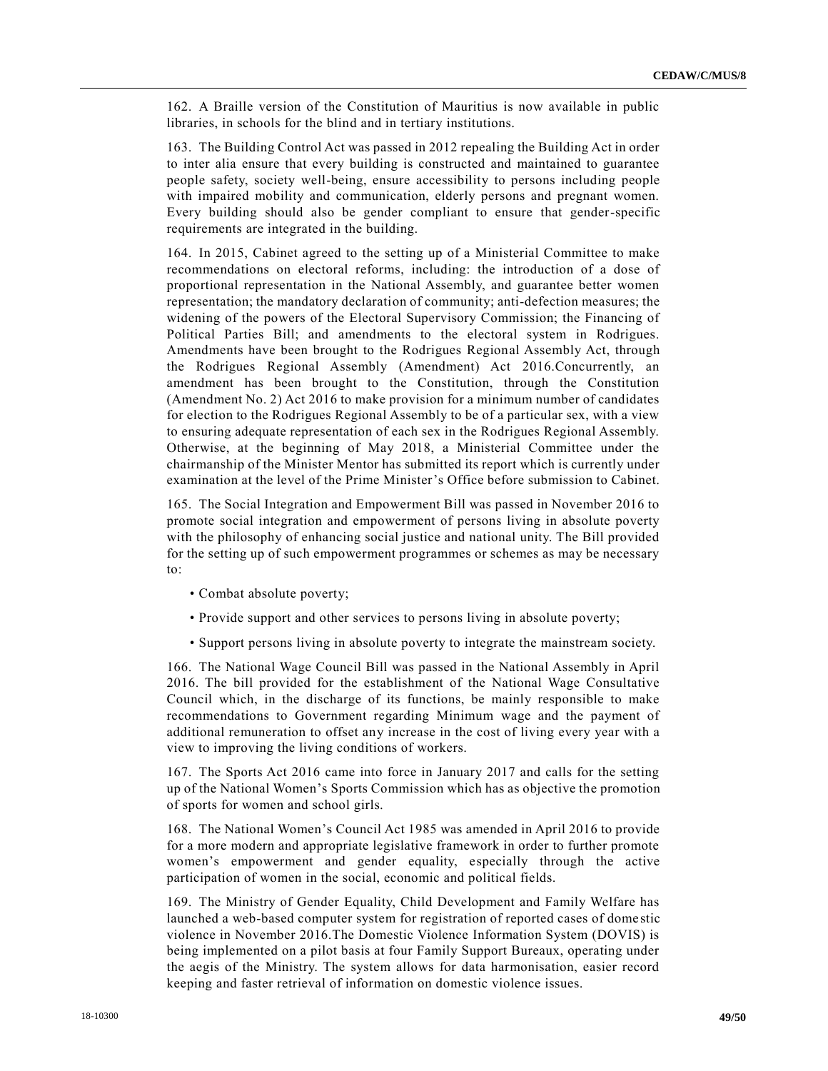162. A Braille version of the Constitution of Mauritius is now available in public libraries, in schools for the blind and in tertiary institutions.

163. The Building Control Act was passed in 2012 repealing the Building Act in order to inter alia ensure that every building is constructed and maintained to guarantee people safety, society well-being, ensure accessibility to persons including people with impaired mobility and communication, elderly persons and pregnant women. Every building should also be gender compliant to ensure that gender-specific requirements are integrated in the building.

164. In 2015, Cabinet agreed to the setting up of a Ministerial Committee to make recommendations on electoral reforms, including: the introduction of a dose of proportional representation in the National Assembly, and guarantee better women representation; the mandatory declaration of community; anti-defection measures; the widening of the powers of the Electoral Supervisory Commission; the Financing of Political Parties Bill; and amendments to the electoral system in Rodrigues. Amendments have been brought to the Rodrigues Regional Assembly Act, through the Rodrigues Regional Assembly (Amendment) Act 2016.Concurrently, an amendment has been brought to the Constitution, through the Constitution (Amendment No. 2) Act 2016 to make provision for a minimum number of candidates for election to the Rodrigues Regional Assembly to be of a particular sex, with a view to ensuring adequate representation of each sex in the Rodrigues Regional Assembly. Otherwise, at the beginning of May 2018, a Ministerial Committee under the chairmanship of the Minister Mentor has submitted its report which is currently under examination at the level of the Prime Minister's Office before submission to Cabinet.

165. The Social Integration and Empowerment Bill was passed in November 2016 to promote social integration and empowerment of persons living in absolute poverty with the philosophy of enhancing social justice and national unity. The Bill provided for the setting up of such empowerment programmes or schemes as may be necessary to:

- Combat absolute poverty;
- Provide support and other services to persons living in absolute poverty;
- Support persons living in absolute poverty to integrate the mainstream society.

166. The National Wage Council Bill was passed in the National Assembly in April 2016. The bill provided for the establishment of the National Wage Consultative Council which, in the discharge of its functions, be mainly responsible to make recommendations to Government regarding Minimum wage and the payment of additional remuneration to offset any increase in the cost of living every year with a view to improving the living conditions of workers.

167. The Sports Act 2016 came into force in January 2017 and calls for the setting up of the National Women's Sports Commission which has as objective the promotion of sports for women and school girls.

168. The National Women's Council Act 1985 was amended in April 2016 to provide for a more modern and appropriate legislative framework in order to further promote women's empowerment and gender equality, especially through the active participation of women in the social, economic and political fields.

169. The Ministry of Gender Equality, Child Development and Family Welfare has launched a web-based computer system for registration of reported cases of domestic violence in November 2016.The Domestic Violence Information System (DOVIS) is being implemented on a pilot basis at four Family Support Bureaux, operating under the aegis of the Ministry. The system allows for data harmonisation, easier record keeping and faster retrieval of information on domestic violence issues.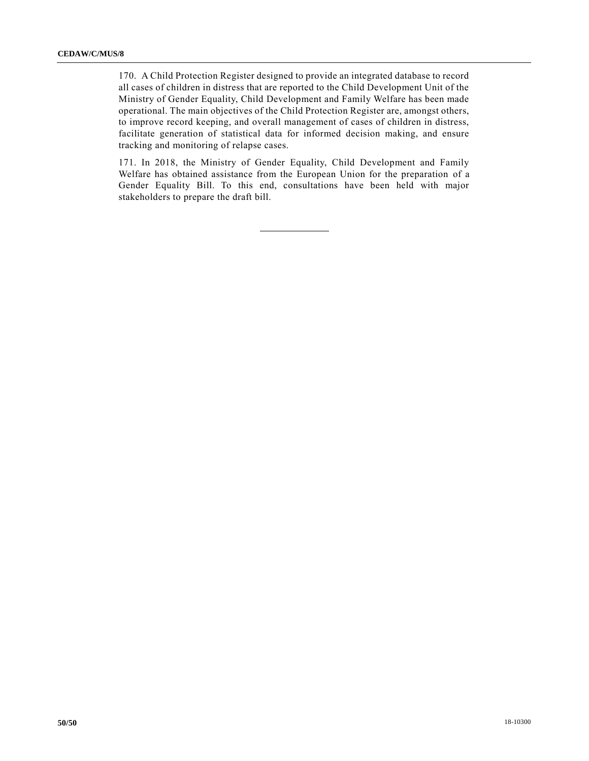170. A Child Protection Register designed to provide an integrated database to record all cases of children in distress that are reported to the Child Development Unit of the Ministry of Gender Equality, Child Development and Family Welfare has been made operational. The main objectives of the Child Protection Register are, amongst others, to improve record keeping, and overall management of cases of children in distress, facilitate generation of statistical data for informed decision making, and ensure tracking and monitoring of relapse cases.

171. In 2018, the Ministry of Gender Equality, Child Development and Family Welfare has obtained assistance from the European Union for the preparation of a Gender Equality Bill. To this end, consultations have been held with major stakeholders to prepare the draft bill.